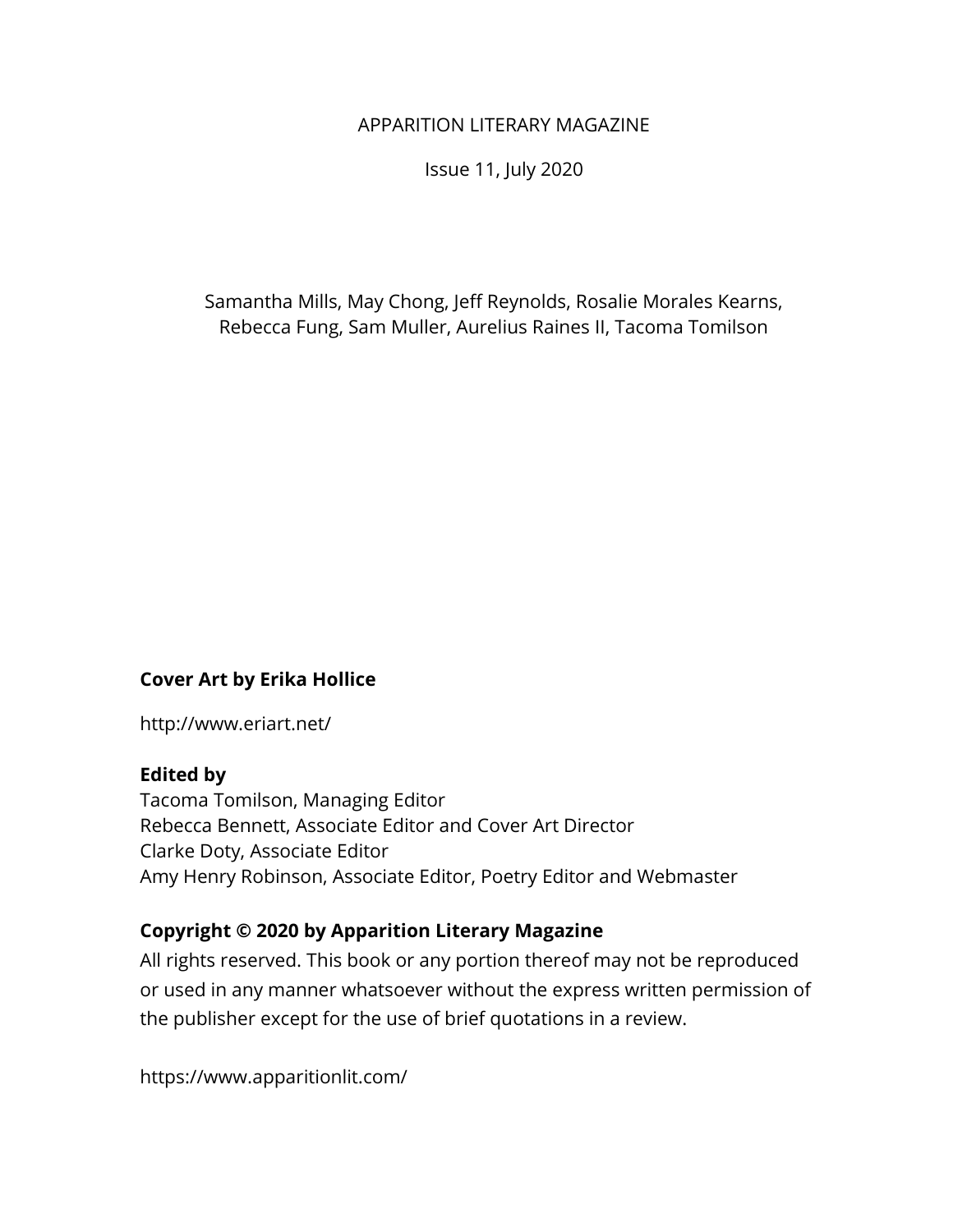APPARITION LITERARY MAGAZINE

Issue 11, July 2020

Samantha Mills, May Chong, Jeff Reynolds, Rosalie Morales Kearns, Rebecca Fung, Sam Muller, Aurelius Raines II, Tacoma Tomilson

**Cover Art by Erika Hollice**

http://www.eriart.net/

**Edited by**
Tacoma Tomilson, Managing Editor
Rebecca Bennett, Associate Editor and Cover Art Director
Clarke Doty, Associate Editor
Amy Henry Robinson, Associate Editor, Poetry Editor and Webmaster

**Copyright © 2020 by Apparition Literary Magazine**
All rights reserved. This book or any portion thereof may not be reproduced or used in any manner whatsoever without the express written permission of the publisher except for the use of brief quotations in a review.

https://www.apparitionlit.com/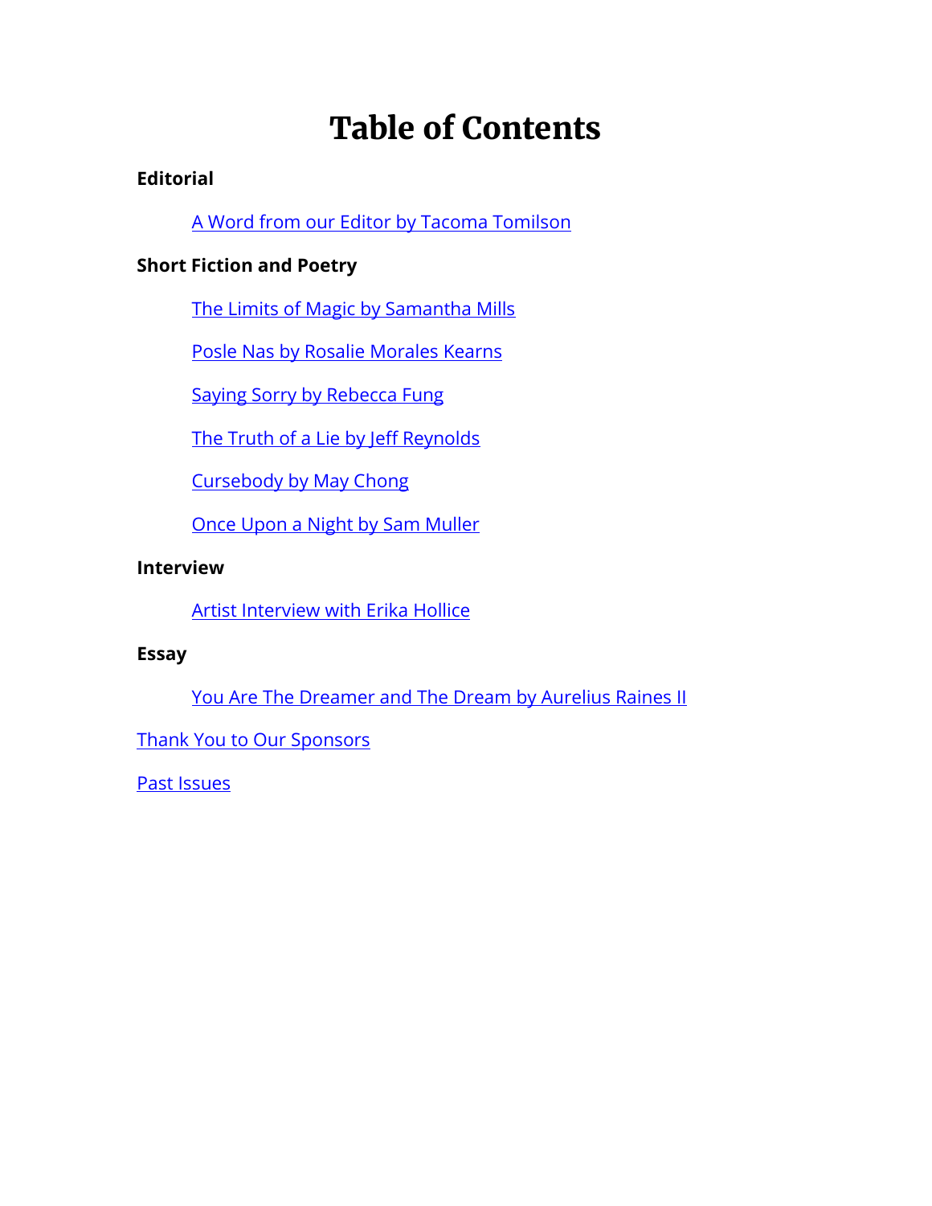# Table of Contents

**Editorial**

- A Word from our Editor by Tacoma Tomilson

**Short Fiction and Poetry**

- The Limits of Magic by Samantha Mills
- Posle Nas by Rosalie Morales Kearns
- Saying Sorry by Rebecca Fung
- The Truth of a Lie by Jeff Reynolds
- Cursebody by May Chong
- Once Upon a Night by Sam Muller

**Interview**

- Artist Interview with Erika Hollice

**Essay**

- You Are The Dreamer and The Dream by Aurelius Raines II

Thank You to Our Sponsors

Past Issues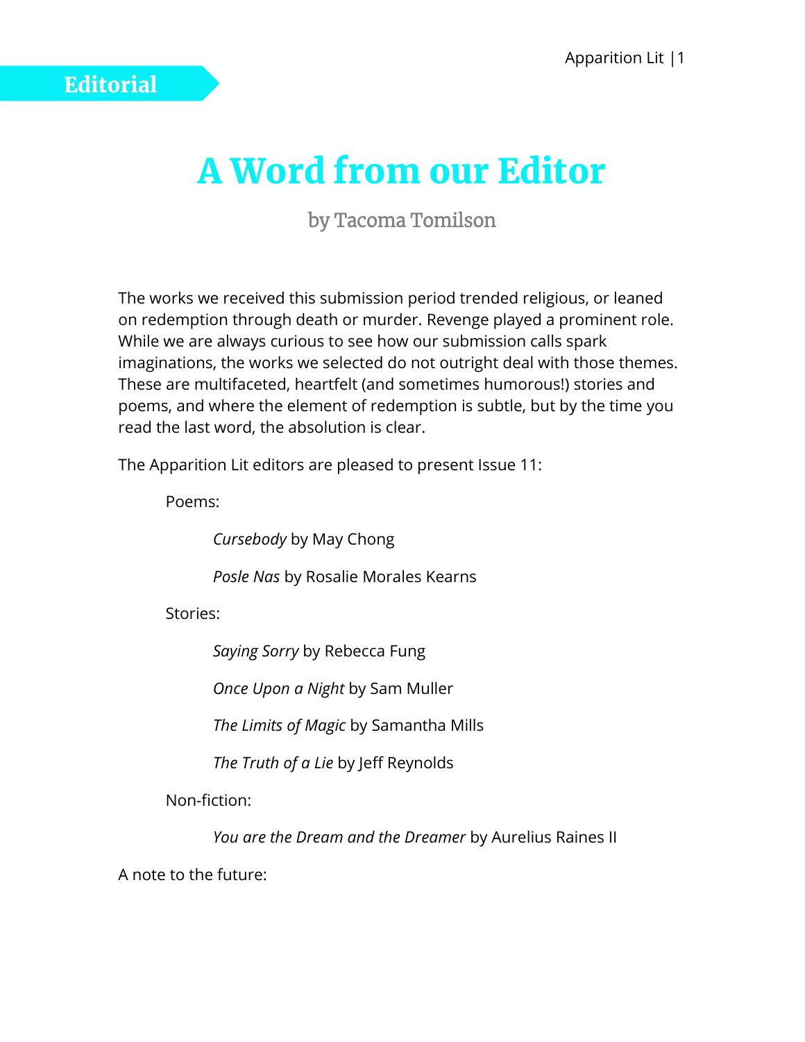Editorial

# A Word from our Editor

by Tacoma Tomilson

The works we received this submission period trended religious, or leaned on redemption through death or murder. Revenge played a prominent role. While we are always curious to see how our submission calls spark imaginations, the works we selected do not outright deal with those themes. These are multifaceted, heartfelt (and sometimes humorous!) stories and poems, and where the element of redemption is subtle, but by the time you read the last word, the absolution is clear.

The Apparition Lit editors are pleased to present Issue 11:

Poems:

*Cursebody* by May Chong

*Posle Nas* by Rosalie Morales Kearns

Stories:

*Saying Sorry* by Rebecca Fung

*Once Upon a Night* by Sam Muller

*The Limits of Magic* by Samantha Mills

*The Truth of a Lie* by Jeff Reynolds

Non-fiction:

*You are the Dream and the Dreamer* by Aurelius Raines II

A note to the future: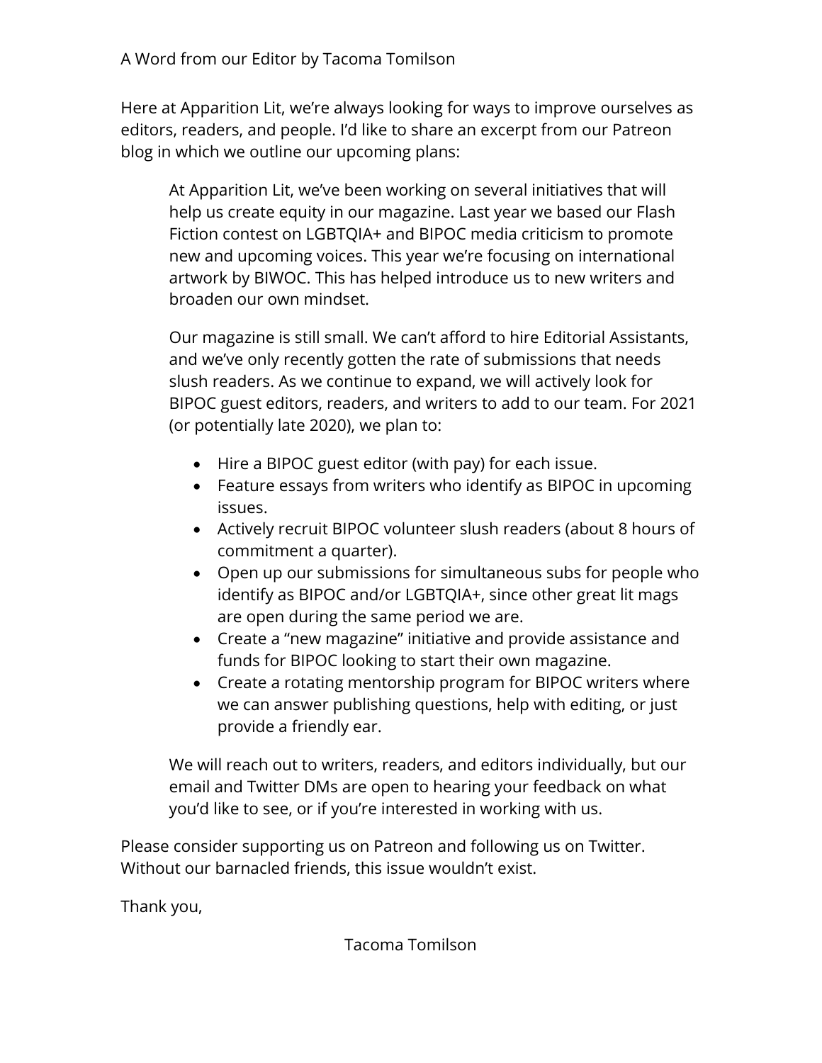# A Word from our Editor by Tacoma Tomilson

Here at Apparition Lit, we're always looking for ways to improve ourselves as editors, readers, and people. I'd like to share an excerpt from our Patreon blog in which we outline our upcoming plans:

> At Apparition Lit, we've been working on several initiatives that will help us create equity in our magazine. Last year we based our Flash Fiction contest on LGBTQIA+ and BIPOC media criticism to promote new and upcoming voices. This year we're focusing on international artwork by BIWOC. This has helped introduce us to new writers and broaden our own mindset.
>
> Our magazine is still small. We can't afford to hire Editorial Assistants, and we've only recently gotten the rate of submissions that needs slush readers. As we continue to expand, we will actively look for BIPOC guest editors, readers, and writers to add to our team. For 2021 (or potentially late 2020), we plan to:
>
> - Hire a BIPOC guest editor (with pay) for each issue.
> - Feature essays from writers who identify as BIPOC in upcoming issues.
> - Actively recruit BIPOC volunteer slush readers (about 8 hours of commitment a quarter).
> - Open up our submissions for simultaneous subs for people who identify as BIPOC and/or LGBTQIA+, since other great lit mags are open during the same period we are.
> - Create a "new magazine" initiative and provide assistance and funds for BIPOC looking to start their own magazine.
> - Create a rotating mentorship program for BIPOC writers where we can answer publishing questions, help with editing, or just provide a friendly ear.
>
> We will reach out to writers, readers, and editors individually, but our email and Twitter DMs are open to hearing your feedback on what you'd like to see, or if you're interested in working with us.

Please consider supporting us on Patreon and following us on Twitter. Without our barnacled friends, this issue wouldn't exist.

Thank you,

Tacoma Tomilson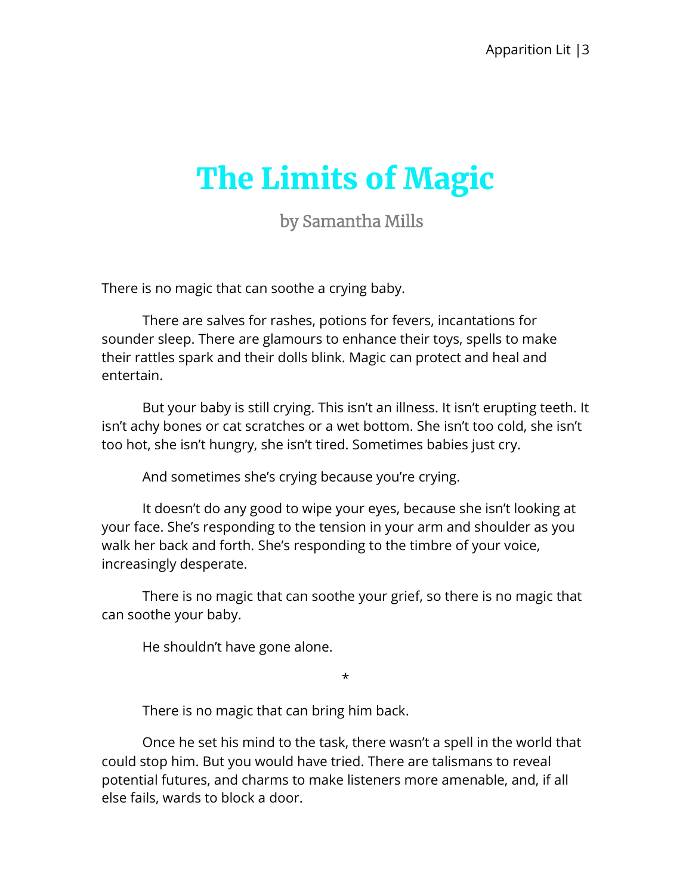# The Limits of Magic

by Samantha Mills

There is no magic that can soothe a crying baby.

There are salves for rashes, potions for fevers, incantations for sounder sleep. There are glamours to enhance their toys, spells to make their rattles spark and their dolls blink. Magic can protect and heal and entertain.

But your baby is still crying. This isn't an illness. It isn't erupting teeth. It isn't achy bones or cat scratches or a wet bottom. She isn't too cold, she isn't too hot, she isn't hungry, she isn't tired. Sometimes babies just cry.

And sometimes she's crying because you're crying.

It doesn't do any good to wipe your eyes, because she isn't looking at your face. She's responding to the tension in your arm and shoulder as you walk her back and forth. She's responding to the timbre of your voice, increasingly desperate.

There is no magic that can soothe your grief, so there is no magic that can soothe your baby.

He shouldn't have gone alone.

*

There is no magic that can bring him back.

Once he set his mind to the task, there wasn't a spell in the world that could stop him. But you would have tried. There are talismans to reveal potential futures, and charms to make listeners more amenable, and, if all else fails, wards to block a door.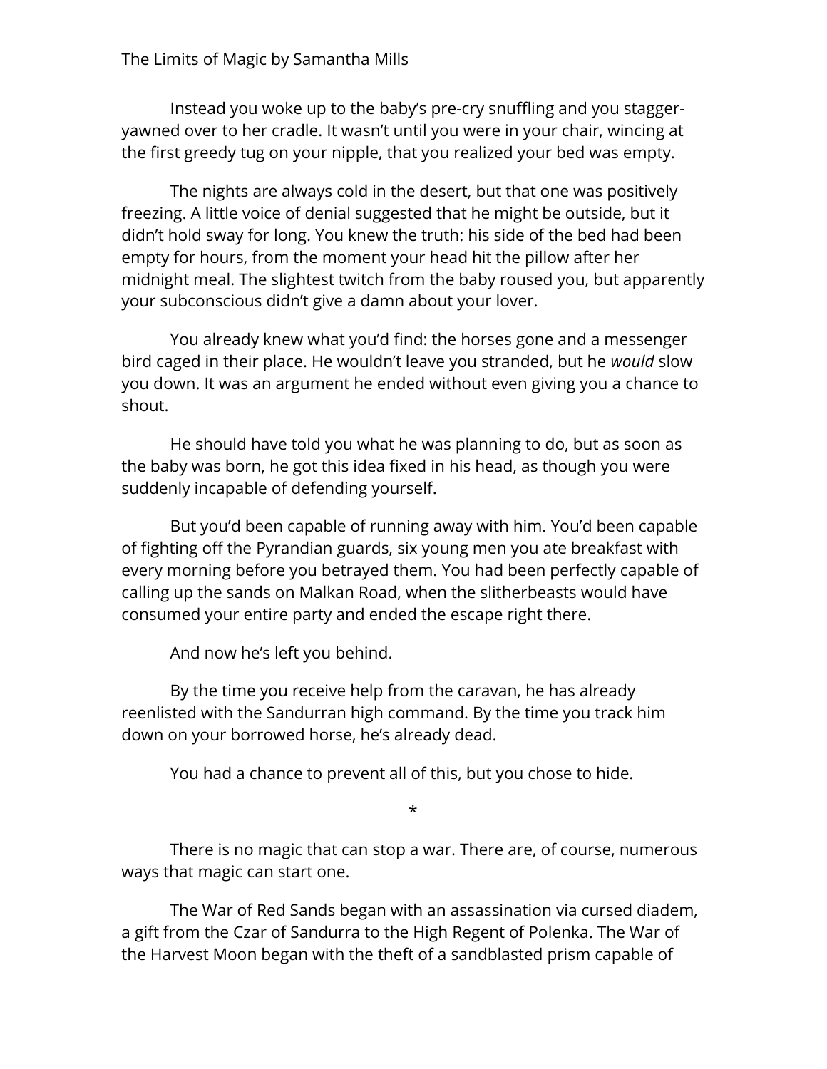Instead you woke up to the baby's pre-cry snuffling and you stagger-yawned over to her cradle. It wasn't until you were in your chair, wincing at the first greedy tug on your nipple, that you realized your bed was empty.

The nights are always cold in the desert, but that one was positively freezing. A little voice of denial suggested that he might be outside, but it didn't hold sway for long. You knew the truth: his side of the bed had been empty for hours, from the moment your head hit the pillow after her midnight meal. The slightest twitch from the baby roused you, but apparently your subconscious didn't give a damn about your lover.

You already knew what you'd find: the horses gone and a messenger bird caged in their place. He wouldn't leave you stranded, but he *would* slow you down. It was an argument he ended without even giving you a chance to shout.

He should have told you what he was planning to do, but as soon as the baby was born, he got this idea fixed in his head, as though you were suddenly incapable of defending yourself.

But you'd been capable of running away with him. You'd been capable of fighting off the Pyrandian guards, six young men you ate breakfast with every morning before you betrayed them. You had been perfectly capable of calling up the sands on Malkan Road, when the slitherbeasts would have consumed your entire party and ended the escape right there.

And now he's left you behind.

By the time you receive help from the caravan, he has already reenlisted with the Sandurran high command. By the time you track him down on your borrowed horse, he's already dead.

You had a chance to prevent all of this, but you chose to hide.

*

There is no magic that can stop a war. There are, of course, numerous ways that magic can start one.

The War of Red Sands began with an assassination via cursed diadem, a gift from the Czar of Sandurra to the High Regent of Polenka. The War of the Harvest Moon began with the theft of a sandblasted prism capable of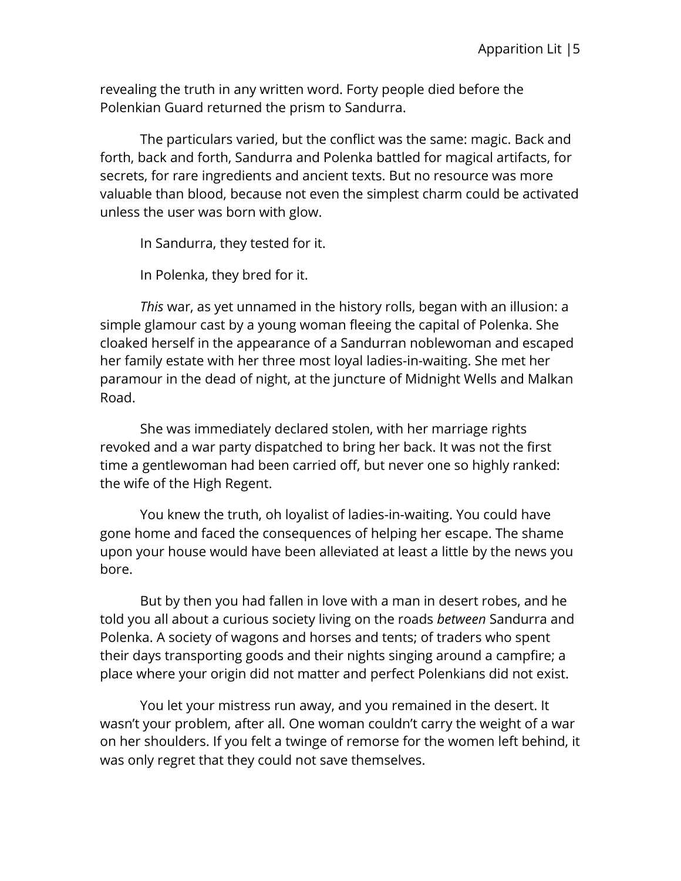revealing the truth in any written word. Forty people died before the Polenkian Guard returned the prism to Sandurra.

The particulars varied, but the conflict was the same: magic. Back and forth, back and forth, Sandurra and Polenka battled for magical artifacts, for secrets, for rare ingredients and ancient texts. But no resource was more valuable than blood, because not even the simplest charm could be activated unless the user was born with glow.

In Sandurra, they tested for it.

In Polenka, they bred for it.

*This* war, as yet unnamed in the history rolls, began with an illusion: a simple glamour cast by a young woman fleeing the capital of Polenka. She cloaked herself in the appearance of a Sandurran noblewoman and escaped her family estate with her three most loyal ladies-in-waiting. She met her paramour in the dead of night, at the juncture of Midnight Wells and Malkan Road.

She was immediately declared stolen, with her marriage rights revoked and a war party dispatched to bring her back. It was not the first time a gentlewoman had been carried off, but never one so highly ranked: the wife of the High Regent.

You knew the truth, oh loyalist of ladies-in-waiting. You could have gone home and faced the consequences of helping her escape. The shame upon your house would have been alleviated at least a little by the news you bore.

But by then you had fallen in love with a man in desert robes, and he told you all about a curious society living on the roads *between* Sandurra and Polenka. A society of wagons and horses and tents; of traders who spent their days transporting goods and their nights singing around a campfire; a place where your origin did not matter and perfect Polenkians did not exist.

You let your mistress run away, and you remained in the desert. It wasn't your problem, after all. One woman couldn't carry the weight of a war on her shoulders. If you felt a twinge of remorse for the women left behind, it was only regret that they could not save themselves.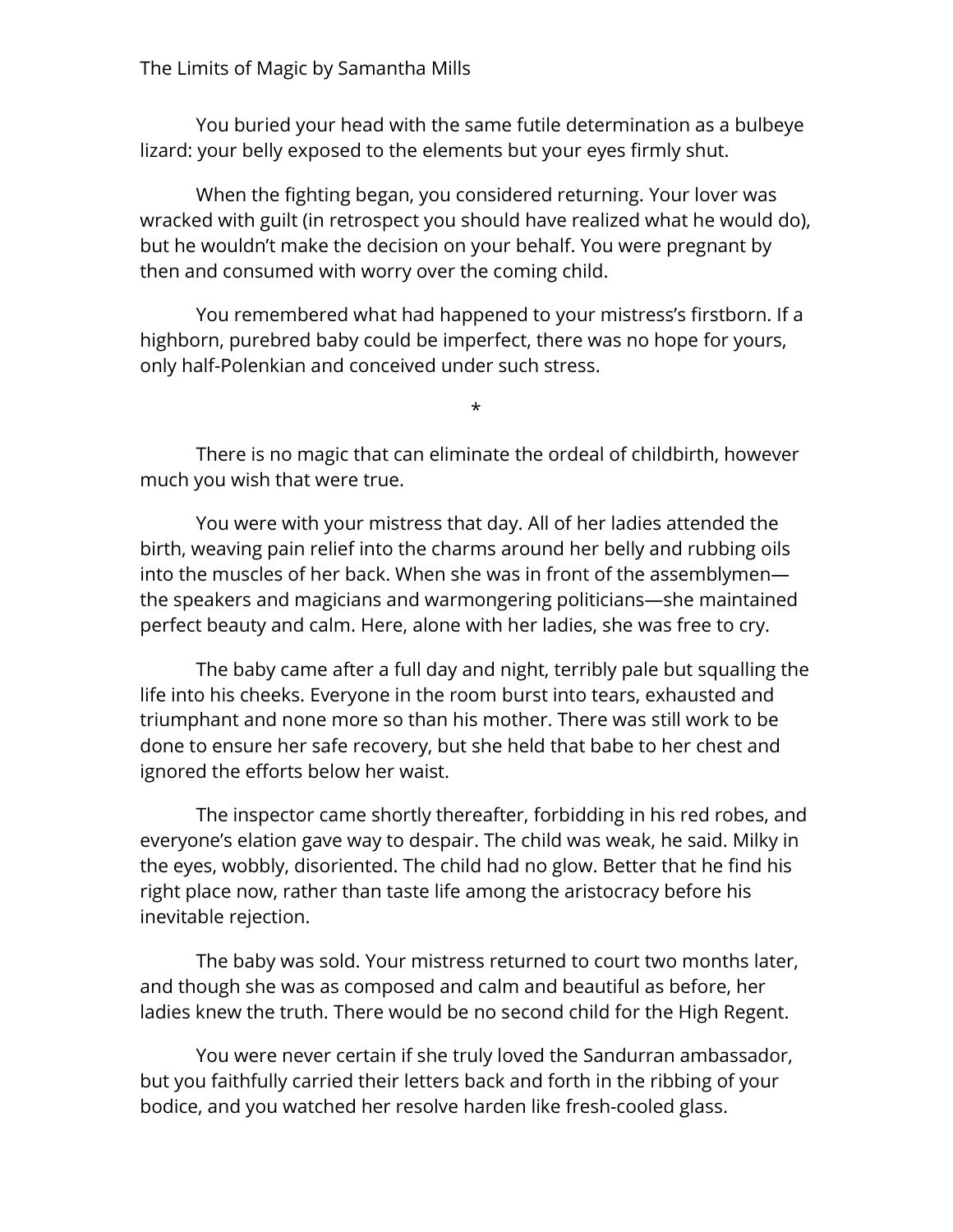You buried your head with the same futile determination as a bulbeye lizard: your belly exposed to the elements but your eyes firmly shut.

When the fighting began, you considered returning. Your lover was wracked with guilt (in retrospect you should have realized what he would do), but he wouldn't make the decision on your behalf. You were pregnant by then and consumed with worry over the coming child.

You remembered what had happened to your mistress's firstborn. If a highborn, purebred baby could be imperfect, there was no hope for yours, only half-Polenkian and conceived under such stress.

*

There is no magic that can eliminate the ordeal of childbirth, however much you wish that were true.

You were with your mistress that day. All of her ladies attended the birth, weaving pain relief into the charms around her belly and rubbing oils into the muscles of her back. When she was in front of the assemblymen—the speakers and magicians and warmongering politicians—she maintained perfect beauty and calm. Here, alone with her ladies, she was free to cry.

The baby came after a full day and night, terribly pale but squalling the life into his cheeks. Everyone in the room burst into tears, exhausted and triumphant and none more so than his mother. There was still work to be done to ensure her safe recovery, but she held that babe to her chest and ignored the efforts below her waist.

The inspector came shortly thereafter, forbidding in his red robes, and everyone's elation gave way to despair. The child was weak, he said. Milky in the eyes, wobbly, disoriented. The child had no glow. Better that he find his right place now, rather than taste life among the aristocracy before his inevitable rejection.

The baby was sold. Your mistress returned to court two months later, and though she was as composed and calm and beautiful as before, her ladies knew the truth. There would be no second child for the High Regent.

You were never certain if she truly loved the Sandurran ambassador, but you faithfully carried their letters back and forth in the ribbing of your bodice, and you watched her resolve harden like fresh-cooled glass.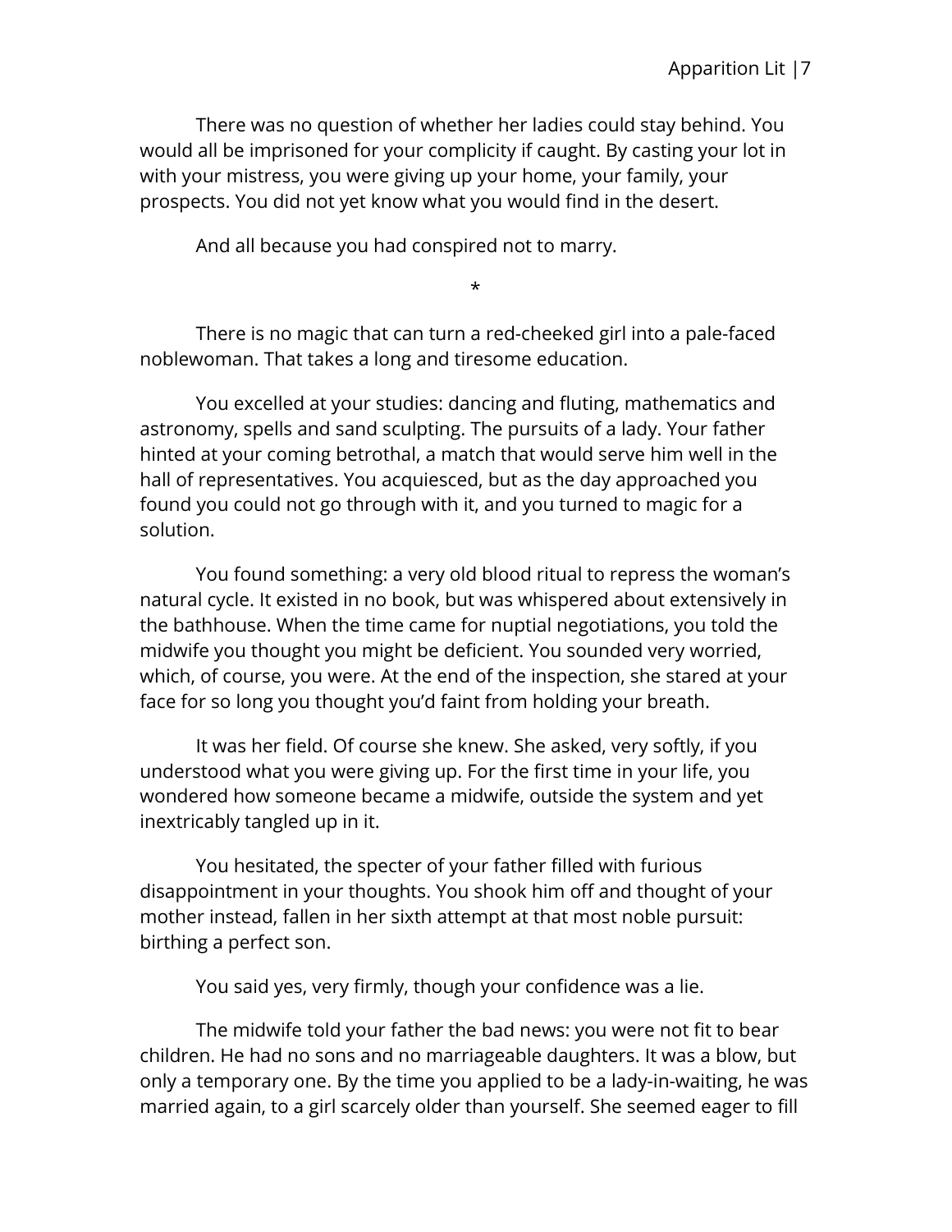There was no question of whether her ladies could stay behind. You would all be imprisoned for your complicity if caught. By casting your lot in with your mistress, you were giving up your home, your family, your prospects. You did not yet know what you would find in the desert.

And all because you had conspired not to marry.

*

There is no magic that can turn a red-cheeked girl into a pale-faced noblewoman. That takes a long and tiresome education.

You excelled at your studies: dancing and fluting, mathematics and astronomy, spells and sand sculpting. The pursuits of a lady. Your father hinted at your coming betrothal, a match that would serve him well in the hall of representatives. You acquiesced, but as the day approached you found you could not go through with it, and you turned to magic for a solution.

You found something: a very old blood ritual to repress the woman's natural cycle. It existed in no book, but was whispered about extensively in the bathhouse. When the time came for nuptial negotiations, you told the midwife you thought you might be deficient. You sounded very worried, which, of course, you were. At the end of the inspection, she stared at your face for so long you thought you'd faint from holding your breath.

It was her field. Of course she knew. She asked, very softly, if you understood what you were giving up. For the first time in your life, you wondered how someone became a midwife, outside the system and yet inextricably tangled up in it.

You hesitated, the specter of your father filled with furious disappointment in your thoughts. You shook him off and thought of your mother instead, fallen in her sixth attempt at that most noble pursuit: birthing a perfect son.

You said yes, very firmly, though your confidence was a lie.

The midwife told your father the bad news: you were not fit to bear children. He had no sons and no marriageable daughters. It was a blow, but only a temporary one. By the time you applied to be a lady-in-waiting, he was married again, to a girl scarcely older than yourself. She seemed eager to fill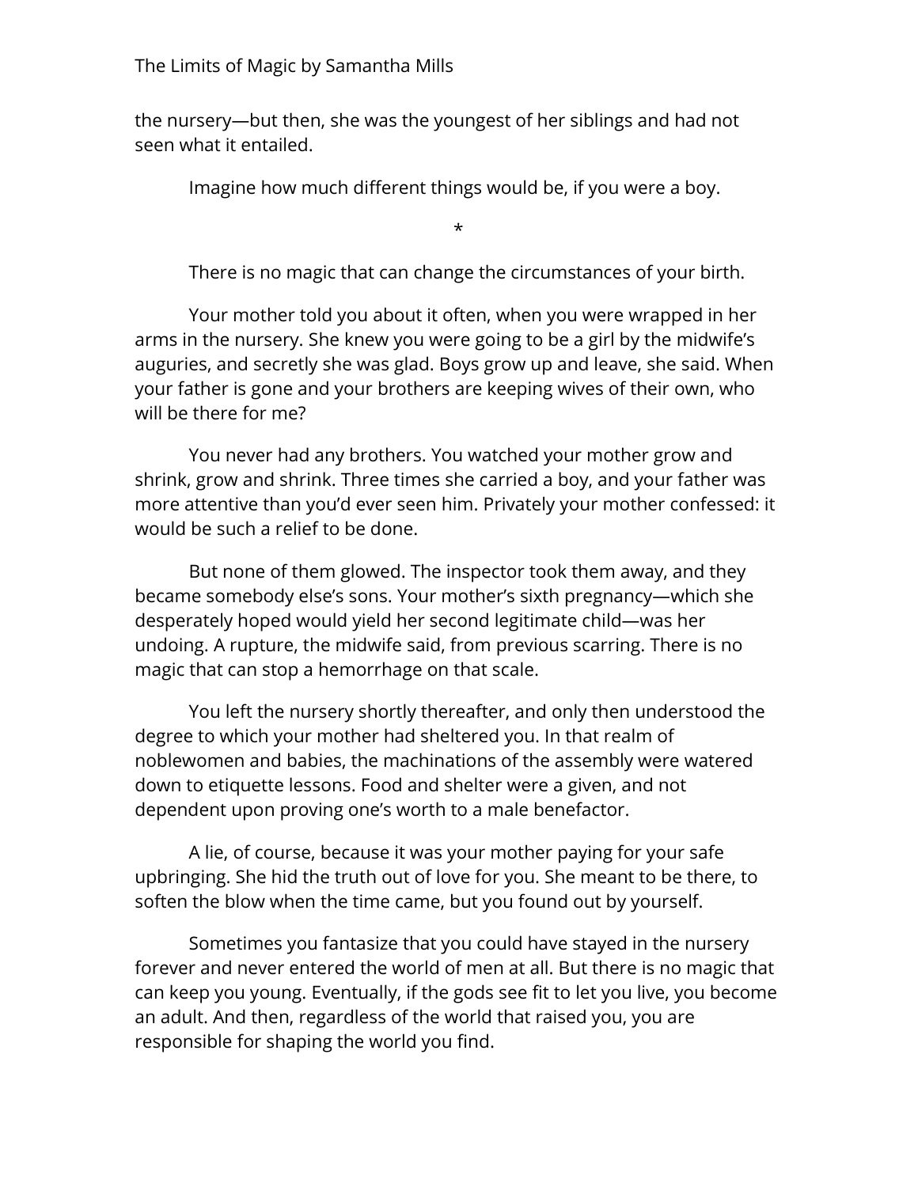the nursery—but then, she was the youngest of her siblings and had not seen what it entailed.

Imagine how much different things would be, if you were a boy.

*

There is no magic that can change the circumstances of your birth.

Your mother told you about it often, when you were wrapped in her arms in the nursery. She knew you were going to be a girl by the midwife's auguries, and secretly she was glad. Boys grow up and leave, she said. When your father is gone and your brothers are keeping wives of their own, who will be there for me?

You never had any brothers. You watched your mother grow and shrink, grow and shrink. Three times she carried a boy, and your father was more attentive than you'd ever seen him. Privately your mother confessed: it would be such a relief to be done.

But none of them glowed. The inspector took them away, and they became somebody else's sons. Your mother's sixth pregnancy—which she desperately hoped would yield her second legitimate child—was her undoing. A rupture, the midwife said, from previous scarring. There is no magic that can stop a hemorrhage on that scale.

You left the nursery shortly thereafter, and only then understood the degree to which your mother had sheltered you. In that realm of noblewomen and babies, the machinations of the assembly were watered down to etiquette lessons. Food and shelter were a given, and not dependent upon proving one's worth to a male benefactor.

A lie, of course, because it was your mother paying for your safe upbringing. She hid the truth out of love for you. She meant to be there, to soften the blow when the time came, but you found out by yourself.

Sometimes you fantasize that you could have stayed in the nursery forever and never entered the world of men at all. But there is no magic that can keep you young. Eventually, if the gods see fit to let you live, you become an adult. And then, regardless of the world that raised you, you are responsible for shaping the world you find.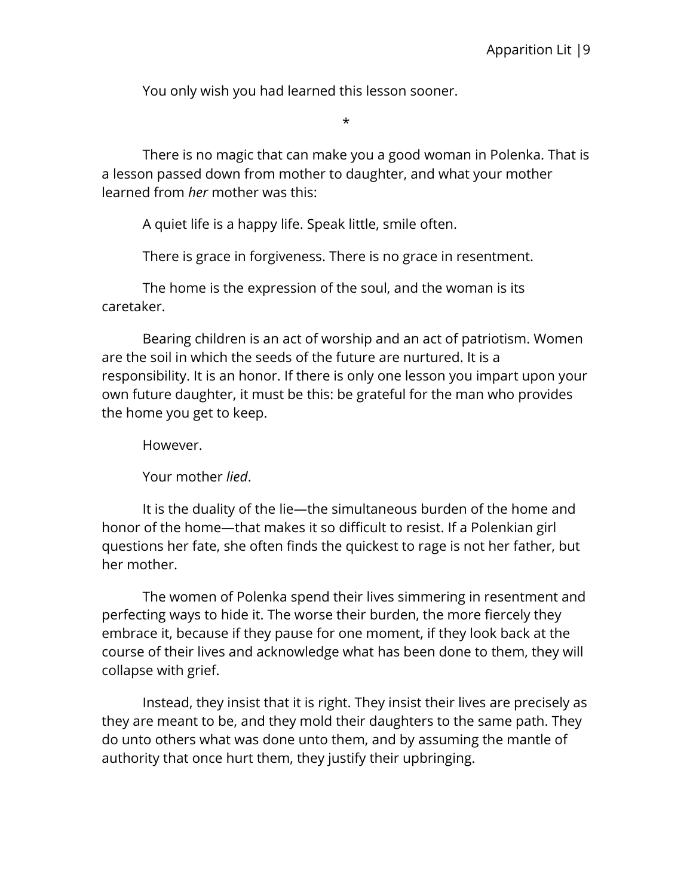You only wish you had learned this lesson sooner.

*

There is no magic that can make you a good woman in Polenka. That is a lesson passed down from mother to daughter, and what your mother learned from *her* mother was this:

A quiet life is a happy life. Speak little, smile often.

There is grace in forgiveness. There is no grace in resentment.

The home is the expression of the soul, and the woman is its caretaker.

Bearing children is an act of worship and an act of patriotism. Women are the soil in which the seeds of the future are nurtured. It is a responsibility. It is an honor. If there is only one lesson you impart upon your own future daughter, it must be this: be grateful for the man who provides the home you get to keep.

However.

Your mother *lied*.

It is the duality of the lie—the simultaneous burden of the home and honor of the home—that makes it so difficult to resist. If a Polenkian girl questions her fate, she often finds the quickest to rage is not her father, but her mother.

The women of Polenka spend their lives simmering in resentment and perfecting ways to hide it. The worse their burden, the more fiercely they embrace it, because if they pause for one moment, if they look back at the course of their lives and acknowledge what has been done to them, they will collapse with grief.

Instead, they insist that it is right. They insist their lives are precisely as they are meant to be, and they mold their daughters to the same path. They do unto others what was done unto them, and by assuming the mantle of authority that once hurt them, they justify their upbringing.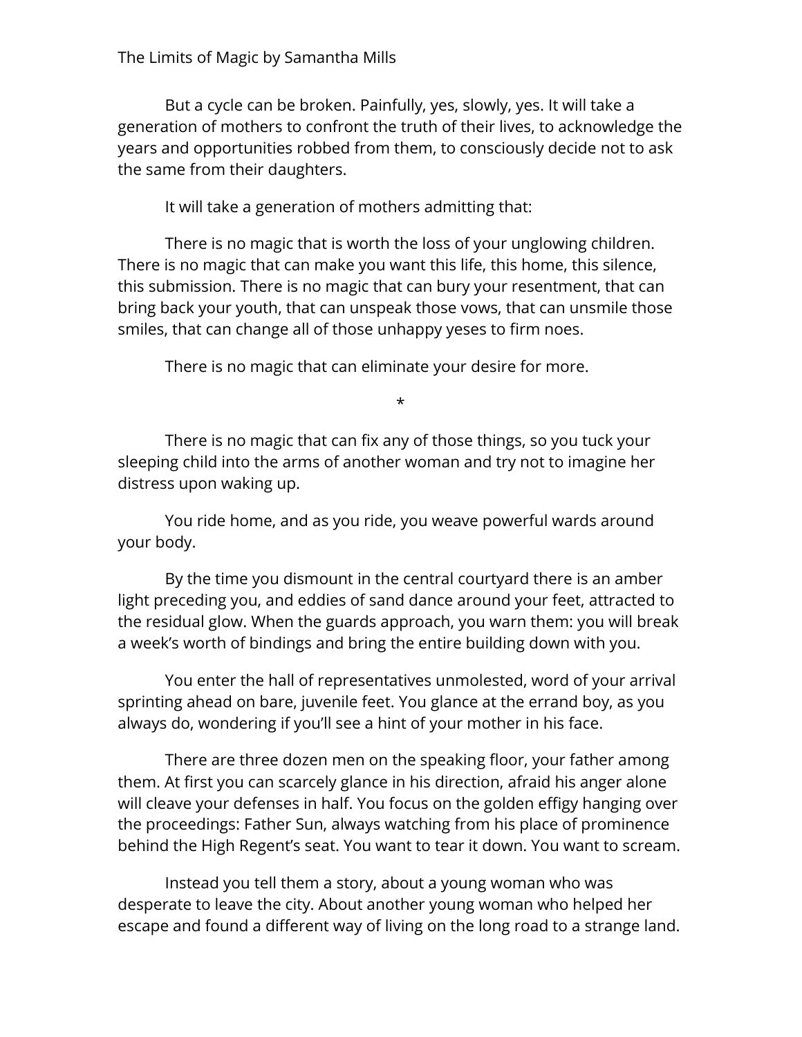But a cycle can be broken. Painfully, yes, slowly, yes. It will take a generation of mothers to confront the truth of their lives, to acknowledge the years and opportunities robbed from them, to consciously decide not to ask the same from their daughters.

It will take a generation of mothers admitting that:

There is no magic that is worth the loss of your unglowing children. There is no magic that can make you want this life, this home, this silence, this submission. There is no magic that can bury your resentment, that can bring back your youth, that can unspeak those vows, that can unsmile those smiles, that can change all of those unhappy yeses to firm noes.

There is no magic that can eliminate your desire for more.

*

There is no magic that can fix any of those things, so you tuck your sleeping child into the arms of another woman and try not to imagine her distress upon waking up.

You ride home, and as you ride, you weave powerful wards around your body.

By the time you dismount in the central courtyard there is an amber light preceding you, and eddies of sand dance around your feet, attracted to the residual glow. When the guards approach, you warn them: you will break a week's worth of bindings and bring the entire building down with you.

You enter the hall of representatives unmolested, word of your arrival sprinting ahead on bare, juvenile feet. You glance at the errand boy, as you always do, wondering if you'll see a hint of your mother in his face.

There are three dozen men on the speaking floor, your father among them. At first you can scarcely glance in his direction, afraid his anger alone will cleave your defenses in half. You focus on the golden effigy hanging over the proceedings: Father Sun, always watching from his place of prominence behind the High Regent's seat. You want to tear it down. You want to scream.

Instead you tell them a story, about a young woman who was desperate to leave the city. About another young woman who helped her escape and found a different way of living on the long road to a strange land.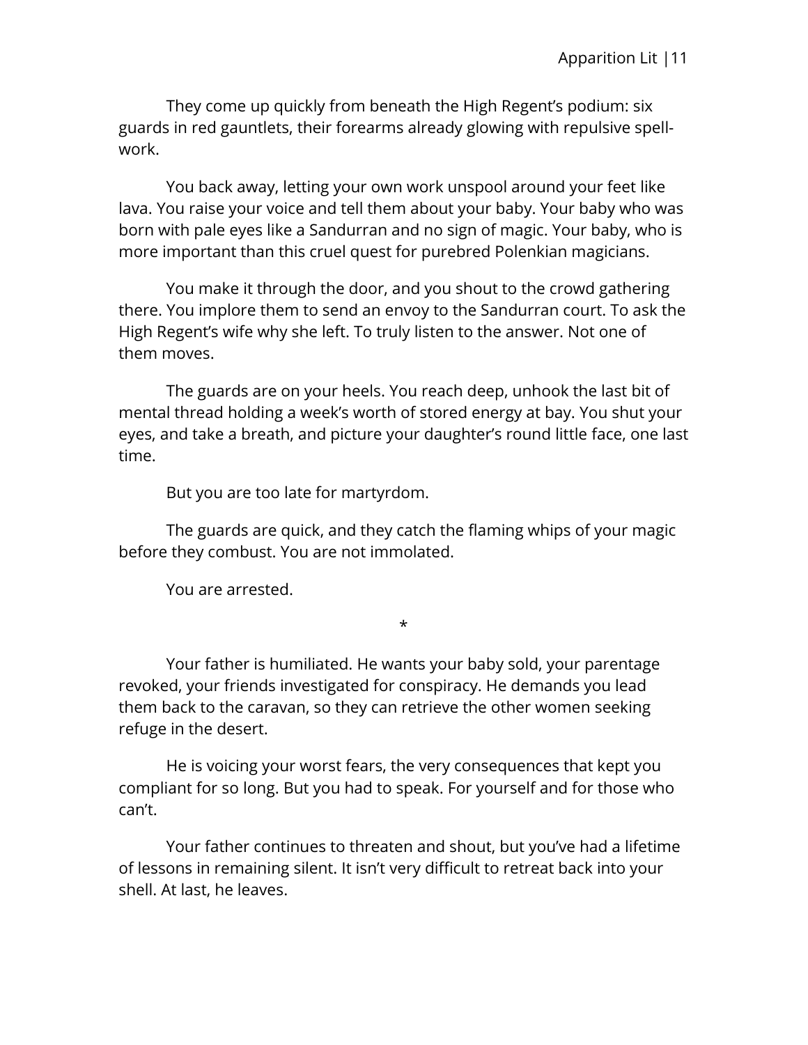They come up quickly from beneath the High Regent's podium: six guards in red gauntlets, their forearms already glowing with repulsive spell-work.

You back away, letting your own work unspool around your feet like lava. You raise your voice and tell them about your baby. Your baby who was born with pale eyes like a Sandurran and no sign of magic. Your baby, who is more important than this cruel quest for purebred Polenkian magicians.

You make it through the door, and you shout to the crowd gathering there. You implore them to send an envoy to the Sandurran court. To ask the High Regent's wife why she left. To truly listen to the answer. Not one of them moves.

The guards are on your heels. You reach deep, unhook the last bit of mental thread holding a week's worth of stored energy at bay. You shut your eyes, and take a breath, and picture your daughter's round little face, one last time.

But you are too late for martyrdom.

The guards are quick, and they catch the flaming whips of your magic before they combust. You are not immolated.

You are arrested.

*

Your father is humiliated. He wants your baby sold, your parentage revoked, your friends investigated for conspiracy. He demands you lead them back to the caravan, so they can retrieve the other women seeking refuge in the desert.

He is voicing your worst fears, the very consequences that kept you compliant for so long. But you had to speak. For yourself and for those who can't.

Your father continues to threaten and shout, but you've had a lifetime of lessons in remaining silent. It isn't very difficult to retreat back into your shell. At last, he leaves.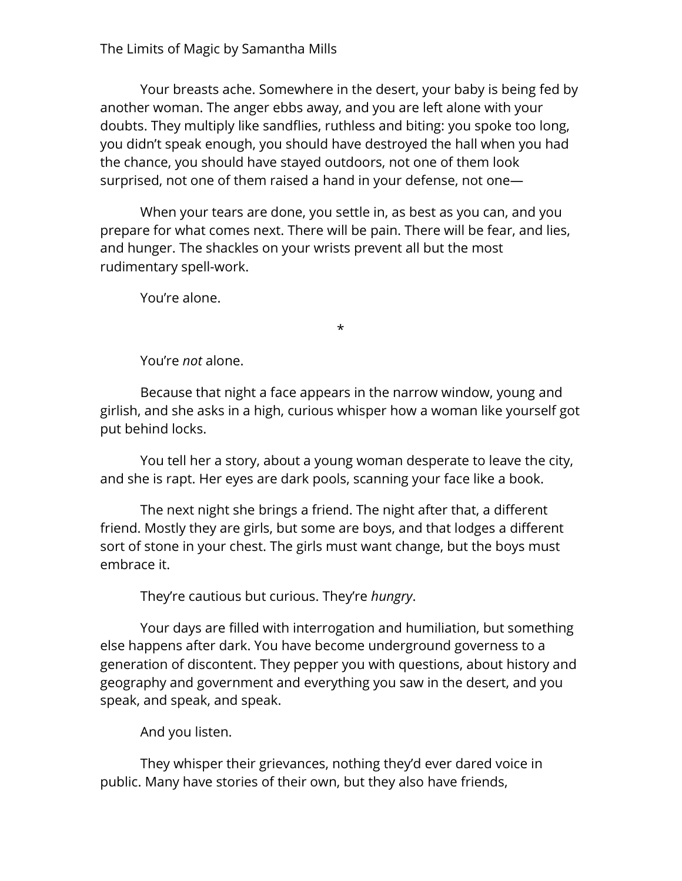Your breasts ache. Somewhere in the desert, your baby is being fed by another woman. The anger ebbs away, and you are left alone with your doubts. They multiply like sandflies, ruthless and biting: you spoke too long, you didn't speak enough, you should have destroyed the hall when you had the chance, you should have stayed outdoors, not one of them look surprised, not one of them raised a hand in your defense, not one—

When your tears are done, you settle in, as best as you can, and you prepare for what comes next. There will be pain. There will be fear, and lies, and hunger. The shackles on your wrists prevent all but the most rudimentary spell-work.

You're alone.

*

You're *not* alone.

Because that night a face appears in the narrow window, young and girlish, and she asks in a high, curious whisper how a woman like yourself got put behind locks.

You tell her a story, about a young woman desperate to leave the city, and she is rapt. Her eyes are dark pools, scanning your face like a book.

The next night she brings a friend. The night after that, a different friend. Mostly they are girls, but some are boys, and that lodges a different sort of stone in your chest. The girls must want change, but the boys must embrace it.

They're cautious but curious. They're *hungry*.

Your days are filled with interrogation and humiliation, but something else happens after dark. You have become underground governess to a generation of discontent. They pepper you with questions, about history and geography and government and everything you saw in the desert, and you speak, and speak, and speak.

And you listen.

They whisper their grievances, nothing they'd ever dared voice in public. Many have stories of their own, but they also have friends,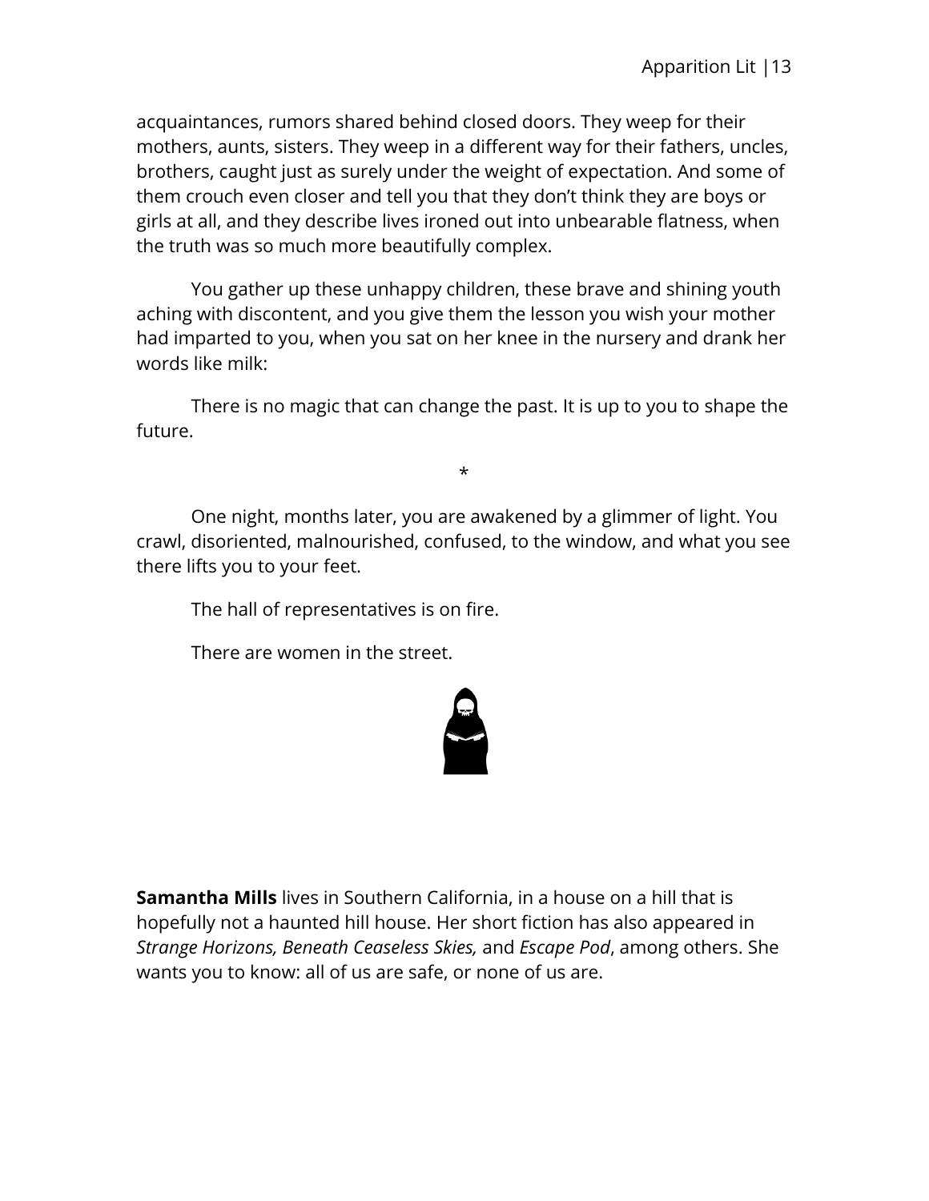acquaintances, rumors shared behind closed doors. They weep for their mothers, aunts, sisters. They weep in a different way for their fathers, uncles, brothers, caught just as surely under the weight of expectation. And some of them crouch even closer and tell you that they don't think they are boys or girls at all, and they describe lives ironed out into unbearable flatness, when the truth was so much more beautifully complex.

You gather up these unhappy children, these brave and shining youth aching with discontent, and you give them the lesson you wish your mother had imparted to you, when you sat on her knee in the nursery and drank her words like milk:

There is no magic that can change the past. It is up to you to shape the future.

*

One night, months later, you are awakened by a glimmer of light. You crawl, disoriented, malnourished, confused, to the window, and what you see there lifts you to your feet.

The hall of representatives is on fire.

There are women in the street.

**Samantha Mills** lives in Southern California, in a house on a hill that is hopefully not a haunted hill house. Her short fiction has also appeared in *Strange Horizons, Beneath Ceaseless Skies,* and *Escape Pod*, among others. She wants you to know: all of us are safe, or none of us are.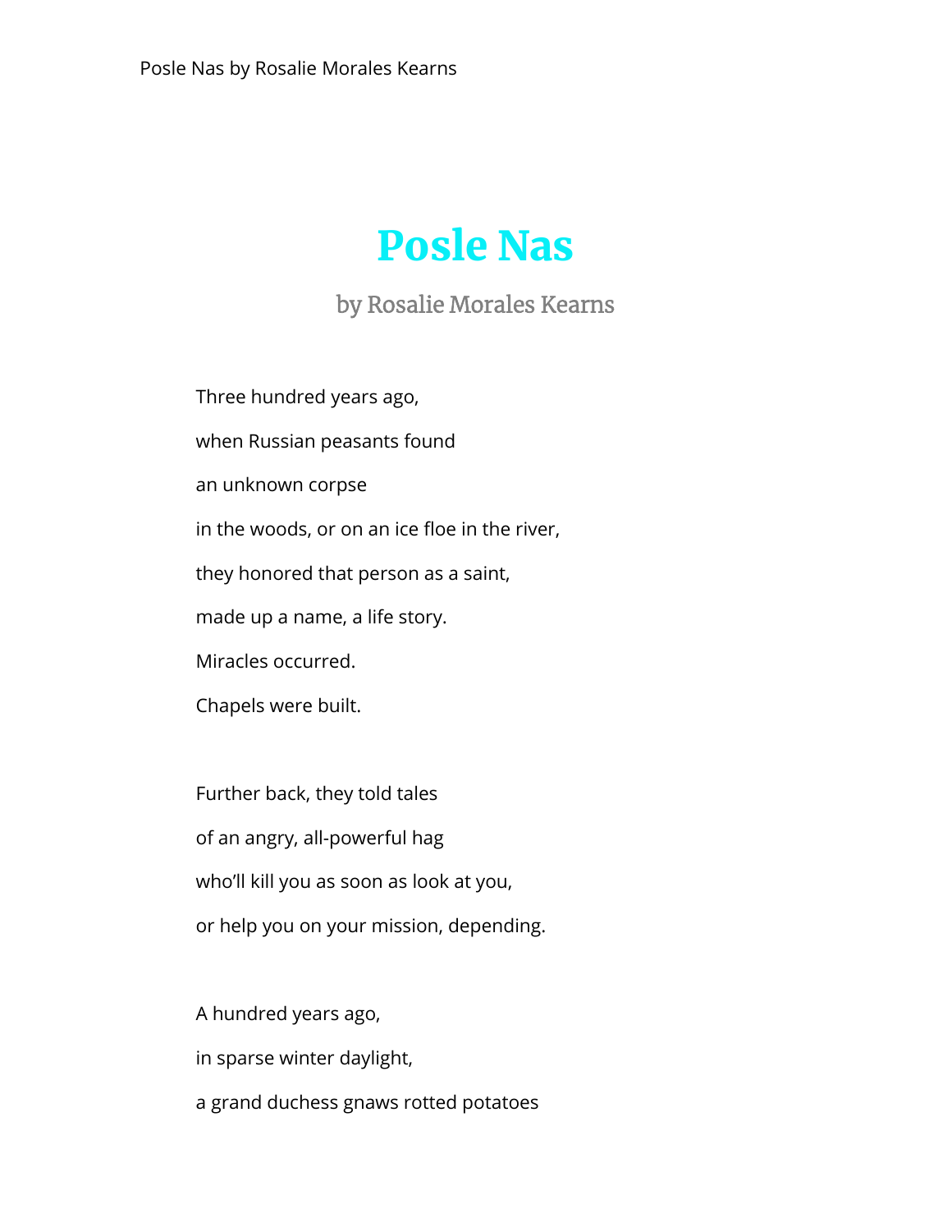# Posle Nas

### by Rosalie Morales Kearns

Three hundred years ago,

when Russian peasants found

an unknown corpse

in the woods, or on an ice floe in the river,

they honored that person as a saint,

made up a name, a life story.

Miracles occurred.

Chapels were built.

Further back, they told tales

of an angry, all-powerful hag

who'll kill you as soon as look at you,

or help you on your mission, depending.

A hundred years ago,

in sparse winter daylight,

a grand duchess gnaws rotted potatoes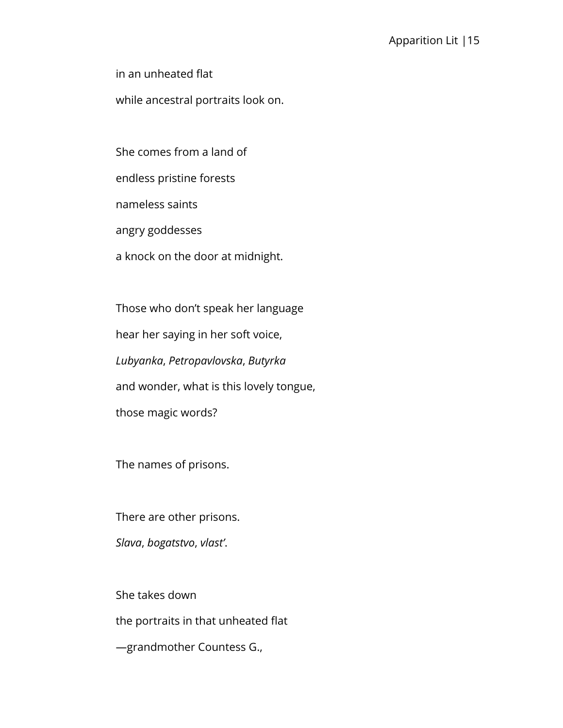in an unheated flat

while ancestral portraits look on.

She comes from a land of

endless pristine forests

nameless saints

angry goddesses

a knock on the door at midnight.

Those who don't speak her language

hear her saying in her soft voice,

*Lubyanka*, *Petropavlovska*, *Butyrka*

and wonder, what is this lovely tongue,

those magic words?

The names of prisons.

There are other prisons.

*Slava*, *bogatstvo*, *vlast'*.

She takes down

the portraits in that unheated flat

—grandmother Countess G.,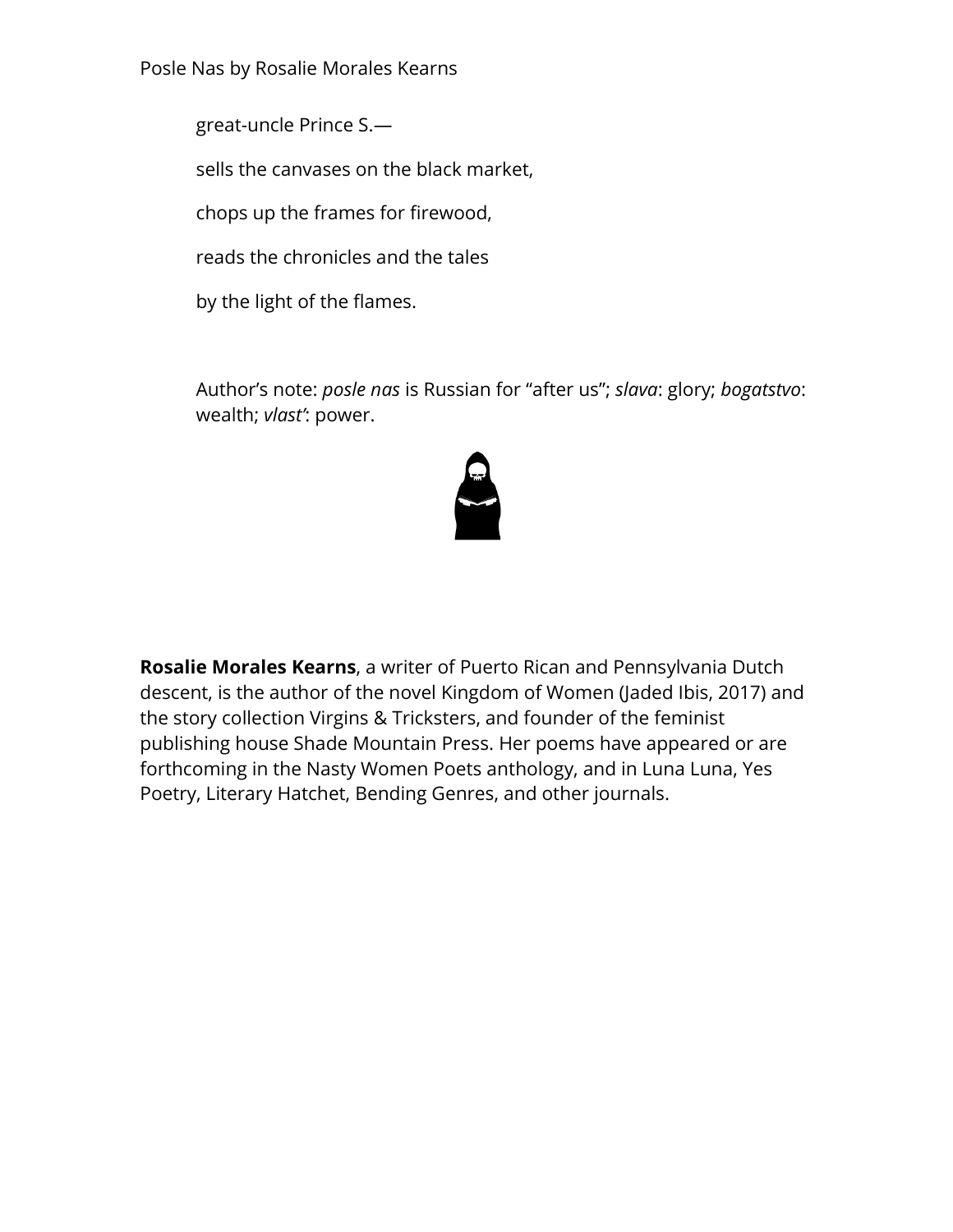great-uncle Prince S.—

sells the canvases on the black market,

chops up the frames for firewood,

reads the chronicles and the tales

by the light of the flames.

Author's note: *posle nas* is Russian for "after us"; *slava*: glory; *bogatstvo*: wealth; *vlast'*: power.

**Rosalie Morales Kearns**, a writer of Puerto Rican and Pennsylvania Dutch descent, is the author of the novel Kingdom of Women (Jaded Ibis, 2017) and the story collection Virgins & Tricksters, and founder of the feminist publishing house Shade Mountain Press. Her poems have appeared or are forthcoming in the Nasty Women Poets anthology, and in Luna Luna, Yes Poetry, Literary Hatchet, Bending Genres, and other journals.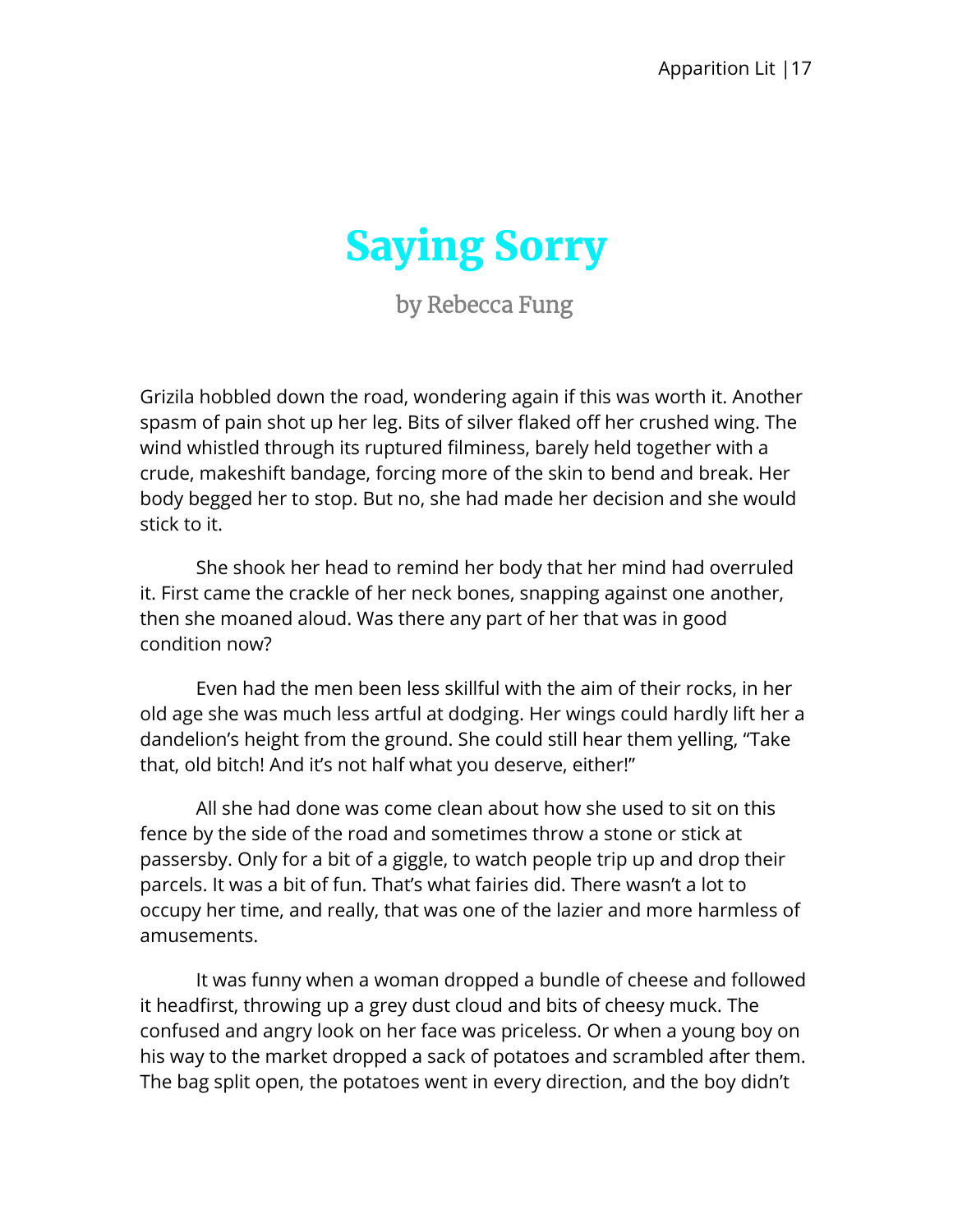# Saying Sorry

by Rebecca Fung

Grizila hobbled down the road, wondering again if this was worth it. Another spasm of pain shot up her leg. Bits of silver flaked off her crushed wing. The wind whistled through its ruptured filminess, barely held together with a crude, makeshift bandage, forcing more of the skin to bend and break. Her body begged her to stop. But no, she had made her decision and she would stick to it.

She shook her head to remind her body that her mind had overruled it. First came the crackle of her neck bones, snapping against one another, then she moaned aloud. Was there any part of her that was in good condition now?

Even had the men been less skillful with the aim of their rocks, in her old age she was much less artful at dodging. Her wings could hardly lift her a dandelion's height from the ground. She could still hear them yelling, "Take that, old bitch! And it's not half what you deserve, either!"

All she had done was come clean about how she used to sit on this fence by the side of the road and sometimes throw a stone or stick at passersby. Only for a bit of a giggle, to watch people trip up and drop their parcels. It was a bit of fun. That's what fairies did. There wasn't a lot to occupy her time, and really, that was one of the lazier and more harmless of amusements.

It was funny when a woman dropped a bundle of cheese and followed it headfirst, throwing up a grey dust cloud and bits of cheesy muck. The confused and angry look on her face was priceless. Or when a young boy on his way to the market dropped a sack of potatoes and scrambled after them. The bag split open, the potatoes went in every direction, and the boy didn't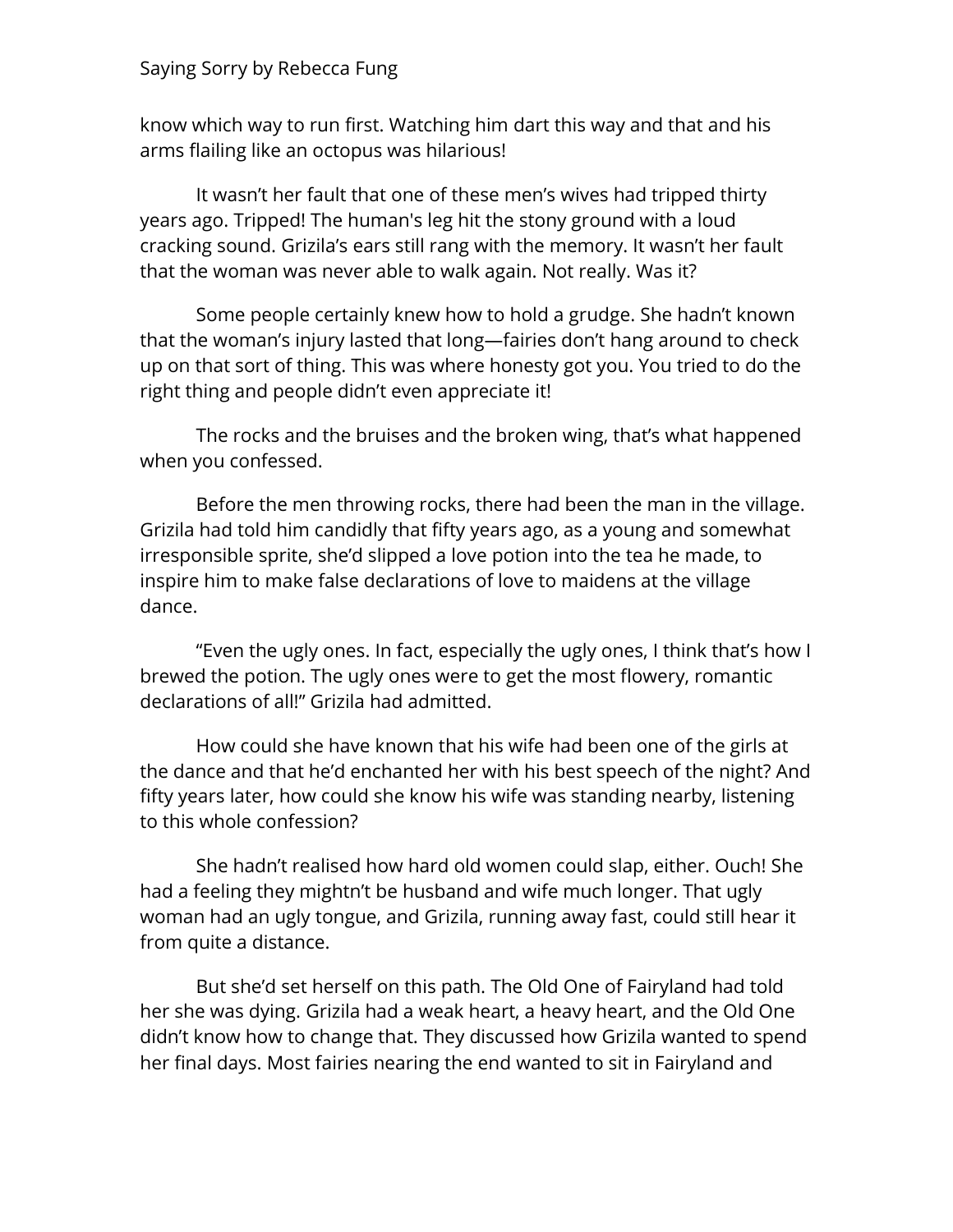know which way to run first. Watching him dart this way and that and his arms flailing like an octopus was hilarious!

It wasn't her fault that one of these men's wives had tripped thirty years ago. Tripped! The human's leg hit the stony ground with a loud cracking sound. Grizila's ears still rang with the memory. It wasn't her fault that the woman was never able to walk again. Not really. Was it?

Some people certainly knew how to hold a grudge. She hadn't known that the woman's injury lasted that long—fairies don't hang around to check up on that sort of thing. This was where honesty got you. You tried to do the right thing and people didn't even appreciate it!

The rocks and the bruises and the broken wing, that's what happened when you confessed.

Before the men throwing rocks, there had been the man in the village. Grizila had told him candidly that fifty years ago, as a young and somewhat irresponsible sprite, she'd slipped a love potion into the tea he made, to inspire him to make false declarations of love to maidens at the village dance.

"Even the ugly ones. In fact, especially the ugly ones, I think that's how I brewed the potion. The ugly ones were to get the most flowery, romantic declarations of all!" Grizila had admitted.

How could she have known that his wife had been one of the girls at the dance and that he'd enchanted her with his best speech of the night? And fifty years later, how could she know his wife was standing nearby, listening to this whole confession?

She hadn't realised how hard old women could slap, either. Ouch! She had a feeling they mightn't be husband and wife much longer. That ugly woman had an ugly tongue, and Grizila, running away fast, could still hear it from quite a distance.

But she'd set herself on this path. The Old One of Fairyland had told her she was dying. Grizila had a weak heart, a heavy heart, and the Old One didn't know how to change that. They discussed how Grizila wanted to spend her final days. Most fairies nearing the end wanted to sit in Fairyland and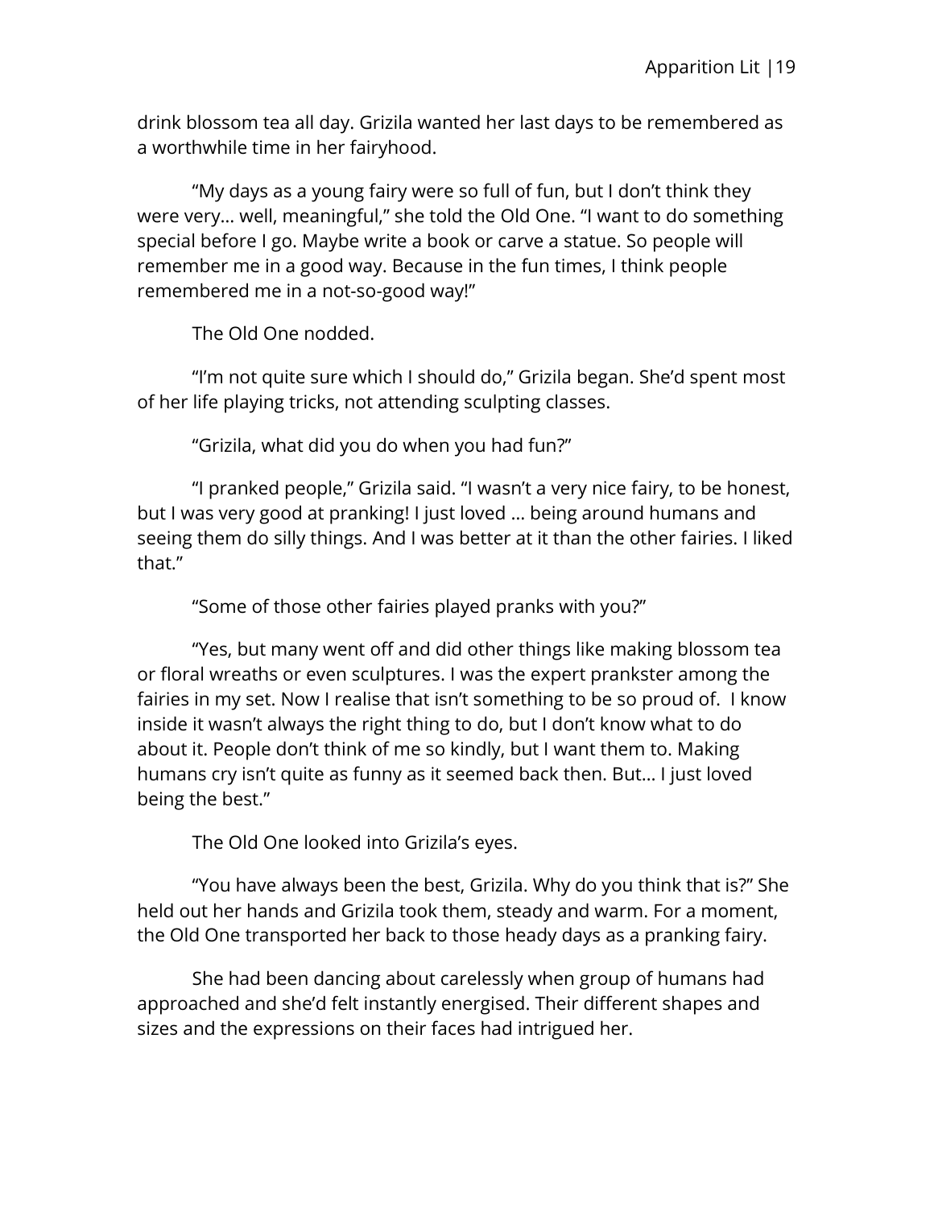drink blossom tea all day. Grizila wanted her last days to be remembered as a worthwhile time in her fairyhood.

"My days as a young fairy were so full of fun, but I don't think they were very… well, meaningful," she told the Old One. "I want to do something special before I go. Maybe write a book or carve a statue. So people will remember me in a good way. Because in the fun times, I think people remembered me in a not-so-good way!"

The Old One nodded.

"I'm not quite sure which I should do," Grizila began. She'd spent most of her life playing tricks, not attending sculpting classes.

"Grizila, what did you do when you had fun?"

"I pranked people," Grizila said. "I wasn't a very nice fairy, to be honest, but I was very good at pranking! I just loved … being around humans and seeing them do silly things. And I was better at it than the other fairies. I liked that."

"Some of those other fairies played pranks with you?"

"Yes, but many went off and did other things like making blossom tea or floral wreaths or even sculptures. I was the expert prankster among the fairies in my set. Now I realise that isn't something to be so proud of.  I know inside it wasn't always the right thing to do, but I don't know what to do about it. People don't think of me so kindly, but I want them to. Making humans cry isn't quite as funny as it seemed back then. But… I just loved being the best."

The Old One looked into Grizila's eyes.

"You have always been the best, Grizila. Why do you think that is?" She held out her hands and Grizila took them, steady and warm. For a moment, the Old One transported her back to those heady days as a pranking fairy.

She had been dancing about carelessly when group of humans had approached and she'd felt instantly energised. Their different shapes and sizes and the expressions on their faces had intrigued her.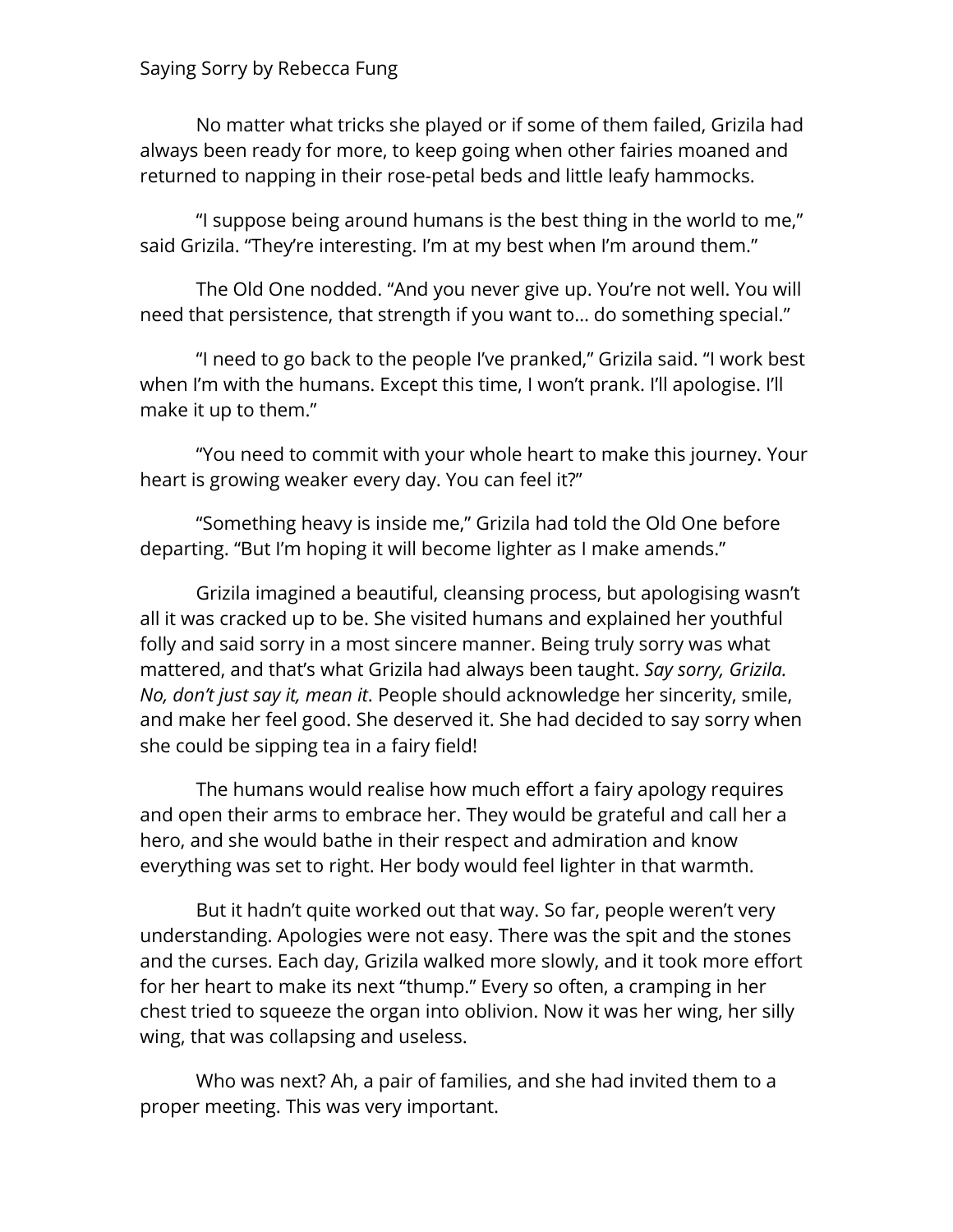No matter what tricks she played or if some of them failed, Grizila had always been ready for more, to keep going when other fairies moaned and returned to napping in their rose-petal beds and little leafy hammocks.

"I suppose being around humans is the best thing in the world to me," said Grizila. "They're interesting. I'm at my best when I'm around them."

The Old One nodded. "And you never give up. You're not well. You will need that persistence, that strength if you want to… do something special."

"I need to go back to the people I've pranked," Grizila said. "I work best when I'm with the humans. Except this time, I won't prank. I'll apologise. I'll make it up to them."

"You need to commit with your whole heart to make this journey. Your heart is growing weaker every day. You can feel it?"

"Something heavy is inside me," Grizila had told the Old One before departing. "But I'm hoping it will become lighter as I make amends."

Grizila imagined a beautiful, cleansing process, but apologising wasn't all it was cracked up to be. She visited humans and explained her youthful folly and said sorry in a most sincere manner. Being truly sorry was what mattered, and that's what Grizila had always been taught. *Say sorry, Grizila. No, don't just say it, mean it*. People should acknowledge her sincerity, smile, and make her feel good. She deserved it. She had decided to say sorry when she could be sipping tea in a fairy field!

The humans would realise how much effort a fairy apology requires and open their arms to embrace her. They would be grateful and call her a hero, and she would bathe in their respect and admiration and know everything was set to right. Her body would feel lighter in that warmth.

But it hadn't quite worked out that way. So far, people weren't very understanding. Apologies were not easy. There was the spit and the stones and the curses. Each day, Grizila walked more slowly, and it took more effort for her heart to make its next "thump." Every so often, a cramping in her chest tried to squeeze the organ into oblivion. Now it was her wing, her silly wing, that was collapsing and useless.

Who was next? Ah, a pair of families, and she had invited them to a proper meeting. This was very important.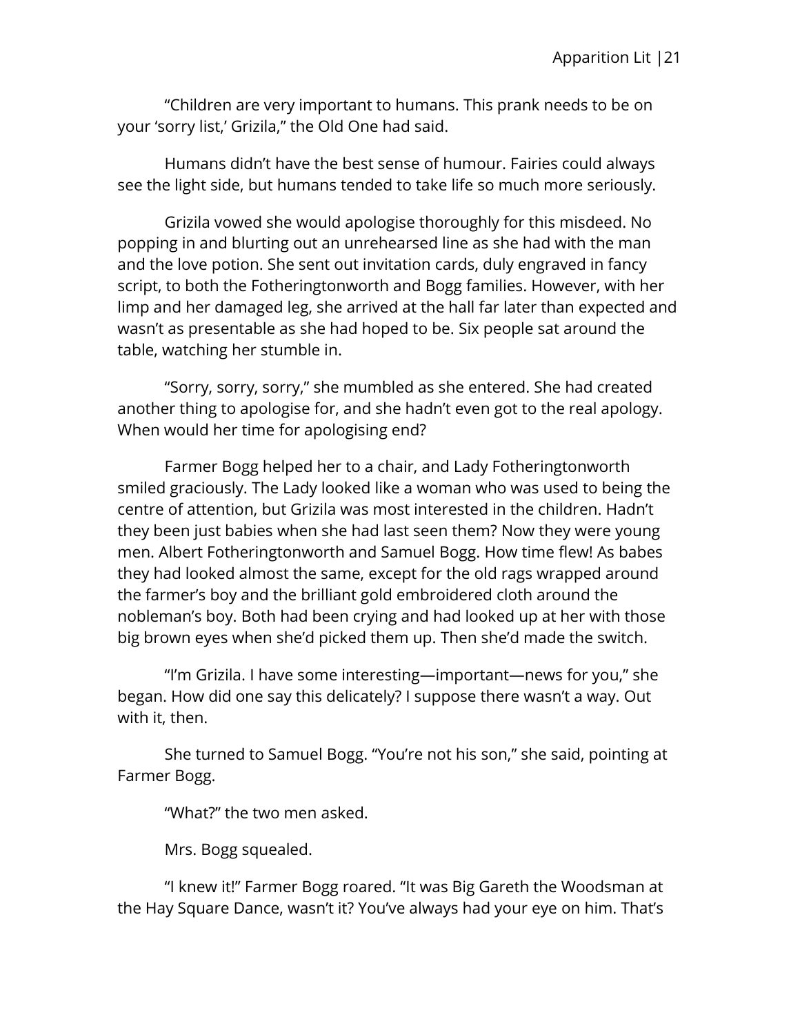"Children are very important to humans. This prank needs to be on your 'sorry list,' Grizila," the Old One had said.

Humans didn't have the best sense of humour. Fairies could always see the light side, but humans tended to take life so much more seriously.

Grizila vowed she would apologise thoroughly for this misdeed. No popping in and blurting out an unrehearsed line as she had with the man and the love potion. She sent out invitation cards, duly engraved in fancy script, to both the Fotheringtonworth and Bogg families. However, with her limp and her damaged leg, she arrived at the hall far later than expected and wasn't as presentable as she had hoped to be. Six people sat around the table, watching her stumble in.

"Sorry, sorry, sorry," she mumbled as she entered. She had created another thing to apologise for, and she hadn't even got to the real apology. When would her time for apologising end?

Farmer Bogg helped her to a chair, and Lady Fotheringtonworth smiled graciously. The Lady looked like a woman who was used to being the centre of attention, but Grizila was most interested in the children. Hadn't they been just babies when she had last seen them? Now they were young men. Albert Fotheringtonworth and Samuel Bogg. How time flew! As babes they had looked almost the same, except for the old rags wrapped around the farmer's boy and the brilliant gold embroidered cloth around the nobleman's boy. Both had been crying and had looked up at her with those big brown eyes when she'd picked them up. Then she'd made the switch.

"I'm Grizila. I have some interesting—important—news for you," she began. How did one say this delicately? I suppose there wasn't a way. Out with it, then.

She turned to Samuel Bogg. "You're not his son," she said, pointing at Farmer Bogg.

"What?" the two men asked.

Mrs. Bogg squealed.

"I knew it!" Farmer Bogg roared. "It was Big Gareth the Woodsman at the Hay Square Dance, wasn't it? You've always had your eye on him. That's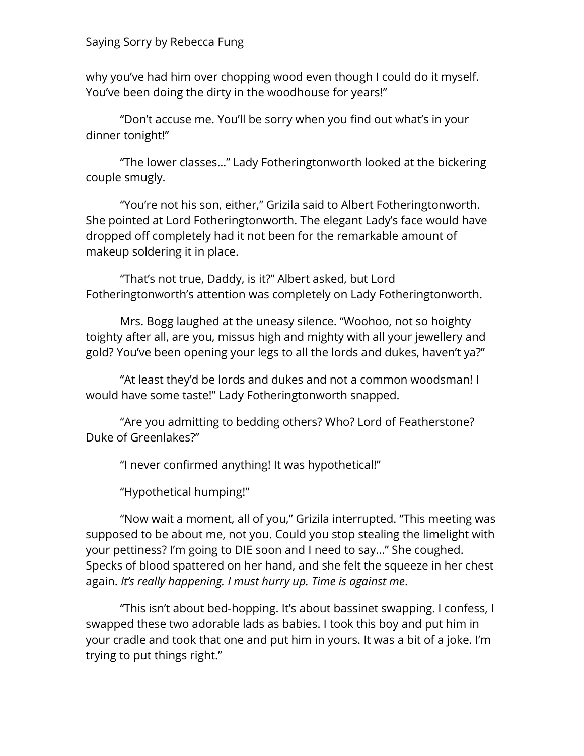why you've had him over chopping wood even though I could do it myself. You've been doing the dirty in the woodhouse for years!"

"Don't accuse me. You'll be sorry when you find out what's in your dinner tonight!"

"The lower classes…" Lady Fotheringtonworth looked at the bickering couple smugly.

"You're not his son, either," Grizila said to Albert Fotheringtonworth. She pointed at Lord Fotheringtonworth. The elegant Lady's face would have dropped off completely had it not been for the remarkable amount of makeup soldering it in place.

"That's not true, Daddy, is it?" Albert asked, but Lord Fotheringtonworth's attention was completely on Lady Fotheringtonworth.

Mrs. Bogg laughed at the uneasy silence. "Woohoo, not so hoighty toighty after all, are you, missus high and mighty with all your jewellery and gold? You've been opening your legs to all the lords and dukes, haven't ya?"

"At least they'd be lords and dukes and not a common woodsman! I would have some taste!" Lady Fotheringtonworth snapped.

"Are you admitting to bedding others? Who? Lord of Featherstone? Duke of Greenlakes?"

"I never confirmed anything! It was hypothetical!"

"Hypothetical humping!"

"Now wait a moment, all of you," Grizila interrupted. "This meeting was supposed to be about me, not you. Could you stop stealing the limelight with your pettiness? I'm going to DIE soon and I need to say…" She coughed. Specks of blood spattered on her hand, and she felt the squeeze in her chest again. *It's really happening. I must hurry up. Time is against me*.

"This isn't about bed-hopping. It's about bassinet swapping. I confess, I swapped these two adorable lads as babies. I took this boy and put him in your cradle and took that one and put him in yours. It was a bit of a joke. I'm trying to put things right."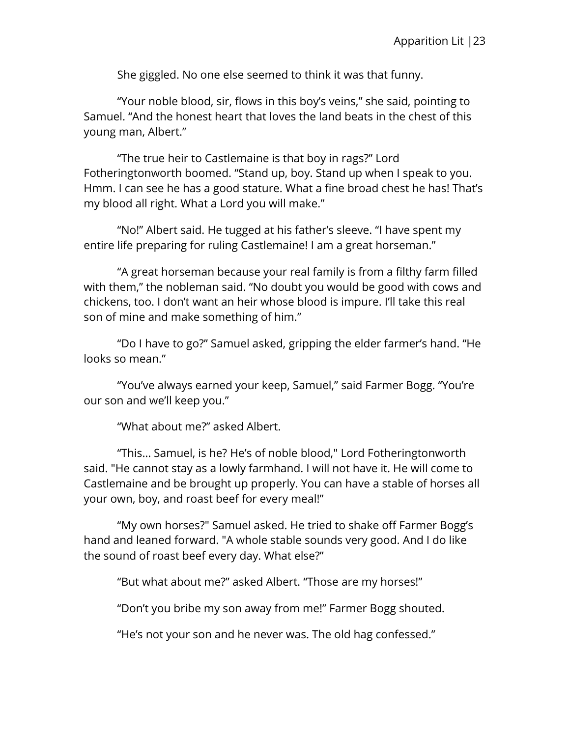She giggled. No one else seemed to think it was that funny.

“Your noble blood, sir, flows in this boy’s veins,” she said, pointing to Samuel. “And the honest heart that loves the land beats in the chest of this young man, Albert.”

“The true heir to Castlemaine is that boy in rags?” Lord Fotheringtonworth boomed. “Stand up, boy. Stand up when I speak to you. Hmm. I can see he has a good stature. What a fine broad chest he has! That’s my blood all right. What a Lord you will make.”

“No!” Albert said. He tugged at his father’s sleeve. “I have spent my entire life preparing for ruling Castlemaine! I am a great horseman.”

“A great horseman because your real family is from a filthy farm filled with them,” the nobleman said. “No doubt you would be good with cows and chickens, too. I don’t want an heir whose blood is impure. I’ll take this real son of mine and make something of him.”

“Do I have to go?” Samuel asked, gripping the elder farmer’s hand. “He looks so mean.”

“You’ve always earned your keep, Samuel,” said Farmer Bogg. “You’re our son and we’ll keep you.”

“What about me?” asked Albert.

“This… Samuel, is he? He’s of noble blood," Lord Fotheringtonworth said. "He cannot stay as a lowly farmhand. I will not have it. He will come to Castlemaine and be brought up properly. You can have a stable of horses all your own, boy, and roast beef for every meal!”

“My own horses?" Samuel asked. He tried to shake off Farmer Bogg’s hand and leaned forward. "A whole stable sounds very good. And I do like the sound of roast beef every day. What else?”

“But what about me?” asked Albert. “Those are my horses!”

“Don’t you bribe my son away from me!” Farmer Bogg shouted.

“He’s not your son and he never was. The old hag confessed.”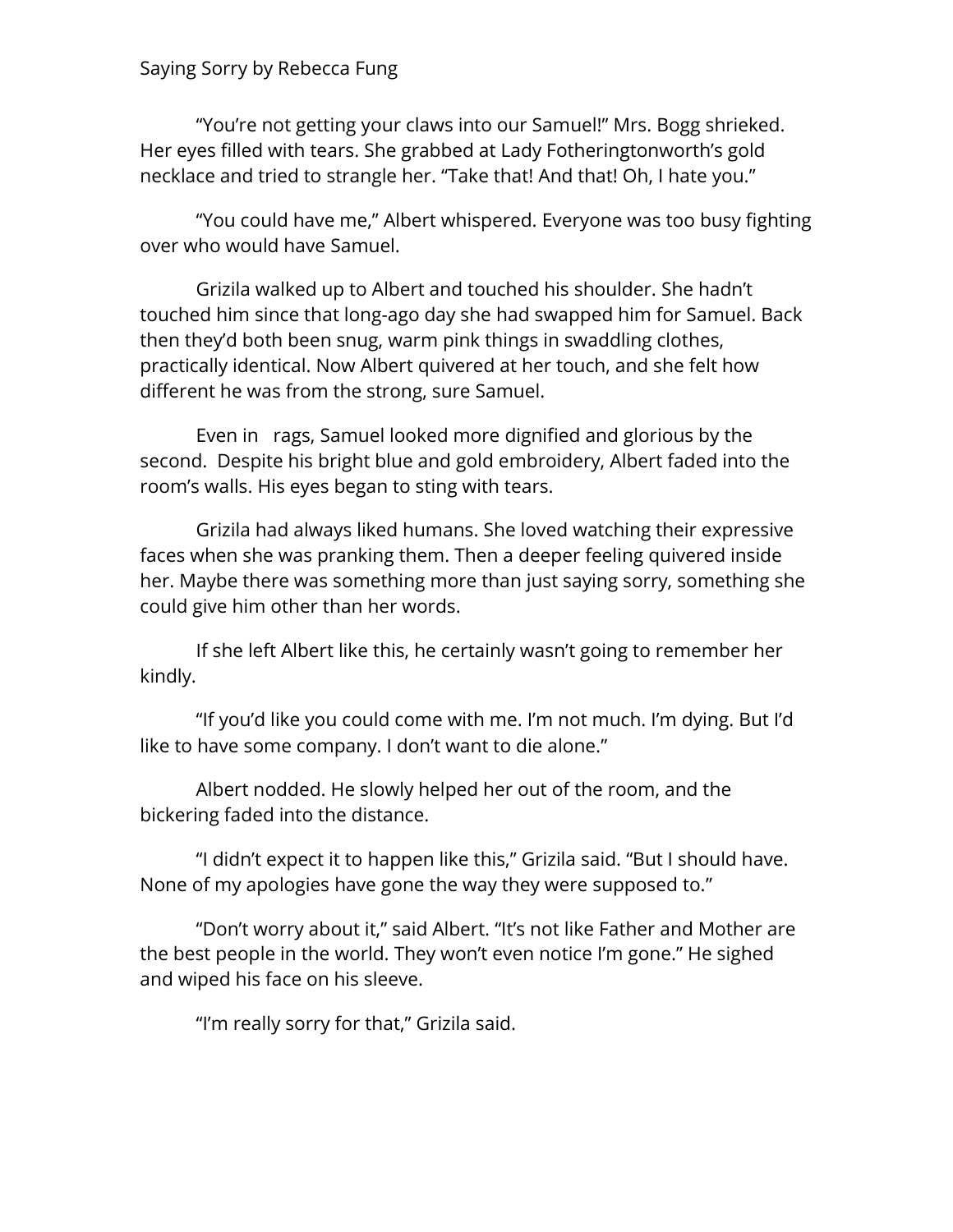"You're not getting your claws into our Samuel!" Mrs. Bogg shrieked. Her eyes filled with tears. She grabbed at Lady Fotheringtonworth's gold necklace and tried to strangle her. "Take that! And that! Oh, I hate you."

"You could have me," Albert whispered. Everyone was too busy fighting over who would have Samuel.

Grizila walked up to Albert and touched his shoulder. She hadn't touched him since that long-ago day she had swapped him for Samuel. Back then they'd both been snug, warm pink things in swaddling clothes, practically identical. Now Albert quivered at her touch, and she felt how different he was from the strong, sure Samuel.

Even in rags, Samuel looked more dignified and glorious by the second. Despite his bright blue and gold embroidery, Albert faded into the room's walls. His eyes began to sting with tears.

Grizila had always liked humans. She loved watching their expressive faces when she was pranking them. Then a deeper feeling quivered inside her. Maybe there was something more than just saying sorry, something she could give him other than her words.

If she left Albert like this, he certainly wasn't going to remember her kindly.

"If you'd like you could come with me. I'm not much. I'm dying. But I'd like to have some company. I don't want to die alone."

Albert nodded. He slowly helped her out of the room, and the bickering faded into the distance.

"I didn't expect it to happen like this," Grizila said. "But I should have. None of my apologies have gone the way they were supposed to."

"Don't worry about it," said Albert. "It's not like Father and Mother are the best people in the world. They won't even notice I'm gone." He sighed and wiped his face on his sleeve.

"I'm really sorry for that," Grizila said.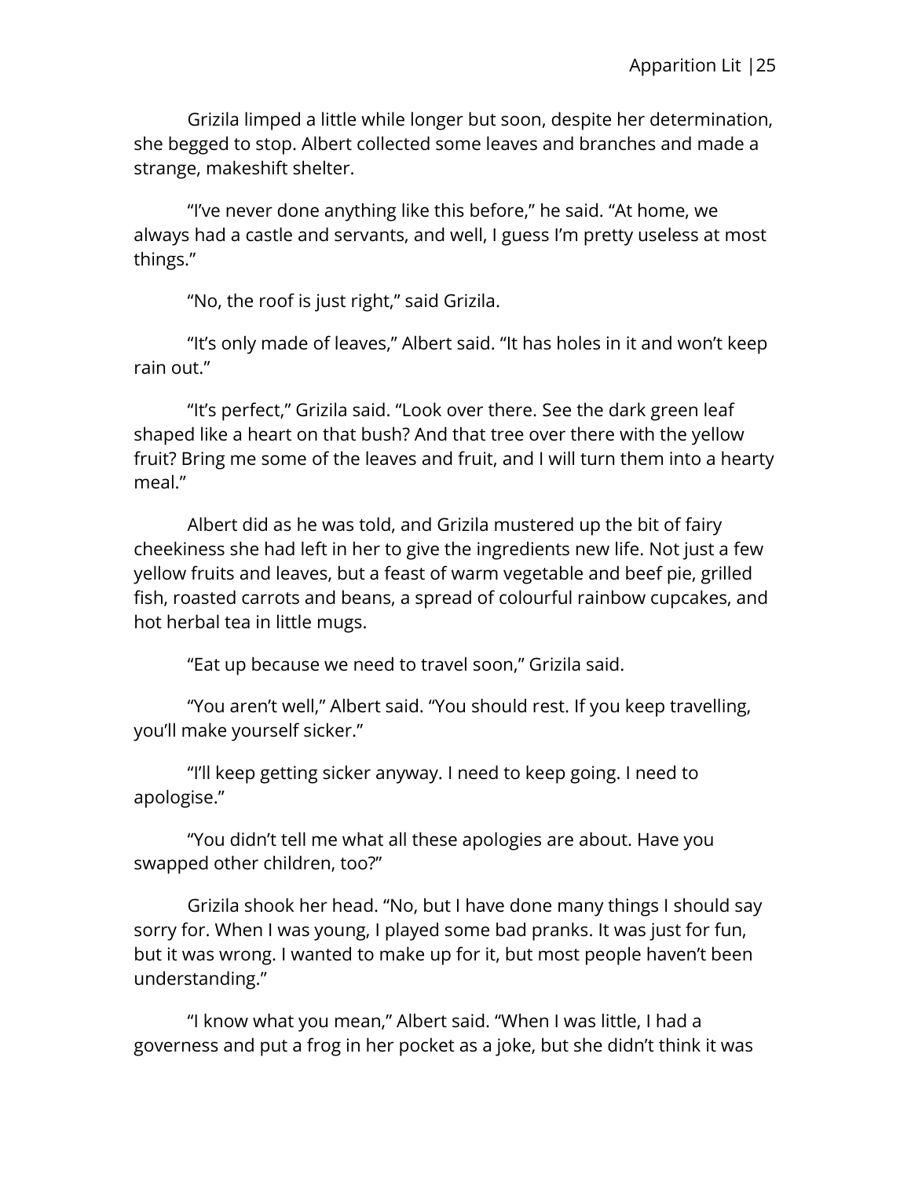Grizila limped a little while longer but soon, despite her determination, she begged to stop. Albert collected some leaves and branches and made a strange, makeshift shelter.

"I've never done anything like this before," he said. "At home, we always had a castle and servants, and well, I guess I'm pretty useless at most things."

"No, the roof is just right," said Grizila.

"It's only made of leaves," Albert said. "It has holes in it and won't keep rain out."

"It's perfect," Grizila said. "Look over there. See the dark green leaf shaped like a heart on that bush? And that tree over there with the yellow fruit? Bring me some of the leaves and fruit, and I will turn them into a hearty meal."

Albert did as he was told, and Grizila mustered up the bit of fairy cheekiness she had left in her to give the ingredients new life. Not just a few yellow fruits and leaves, but a feast of warm vegetable and beef pie, grilled fish, roasted carrots and beans, a spread of colourful rainbow cupcakes, and hot herbal tea in little mugs.

"Eat up because we need to travel soon," Grizila said.

"You aren't well," Albert said. "You should rest. If you keep travelling, you'll make yourself sicker."

"I'll keep getting sicker anyway. I need to keep going. I need to apologise."

"You didn't tell me what all these apologies are about. Have you swapped other children, too?"

Grizila shook her head. "No, but I have done many things I should say sorry for. When I was young, I played some bad pranks. It was just for fun, but it was wrong. I wanted to make up for it, but most people haven't been understanding."

"I know what you mean," Albert said. "When I was little, I had a governess and put a frog in her pocket as a joke, but she didn't think it was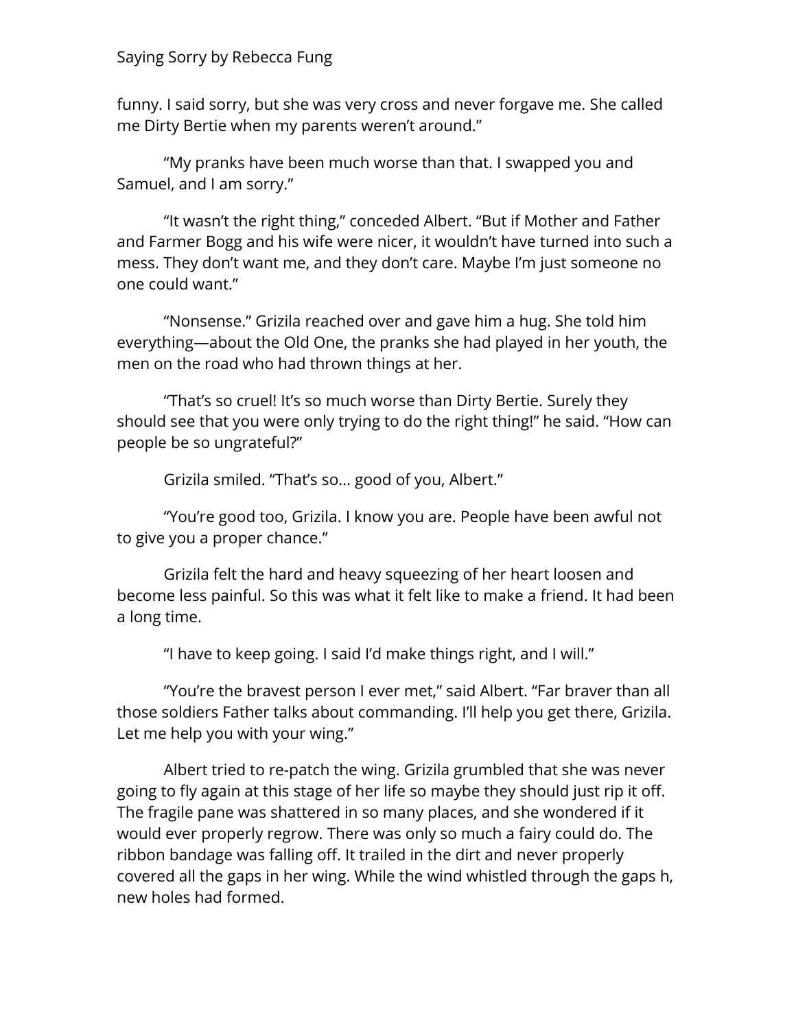funny. I said sorry, but she was very cross and never forgave me. She called me Dirty Bertie when my parents weren't around."

"My pranks have been much worse than that. I swapped you and Samuel, and I am sorry."

"It wasn't the right thing," conceded Albert. "But if Mother and Father and Farmer Bogg and his wife were nicer, it wouldn't have turned into such a mess. They don't want me, and they don't care. Maybe I'm just someone no one could want."

"Nonsense." Grizila reached over and gave him a hug. She told him everything—about the Old One, the pranks she had played in her youth, the men on the road who had thrown things at her.

"That's so cruel! It's so much worse than Dirty Bertie. Surely they should see that you were only trying to do the right thing!" he said. "How can people be so ungrateful?"

Grizila smiled. "That's so… good of you, Albert."

"You're good too, Grizila. I know you are. People have been awful not to give you a proper chance."

Grizila felt the hard and heavy squeezing of her heart loosen and become less painful. So this was what it felt like to make a friend. It had been a long time.

"I have to keep going. I said I'd make things right, and I will."

"You're the bravest person I ever met," said Albert. "Far braver than all those soldiers Father talks about commanding. I'll help you get there, Grizila. Let me help you with your wing."

Albert tried to re-patch the wing. Grizila grumbled that she was never going to fly again at this stage of her life so maybe they should just rip it off. The fragile pane was shattered in so many places, and she wondered if it would ever properly regrow. There was only so much a fairy could do. The ribbon bandage was falling off. It trailed in the dirt and never properly covered all the gaps in her wing. While the wind whistled through the gaps h, new holes had formed.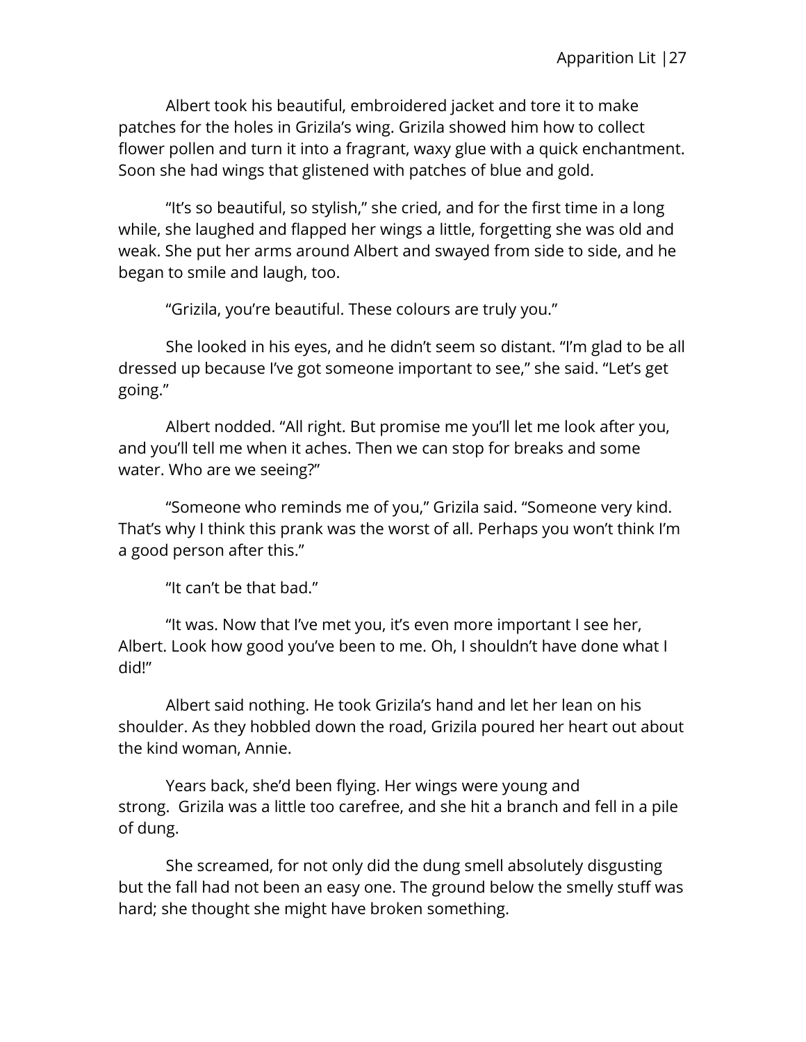Albert took his beautiful, embroidered jacket and tore it to make patches for the holes in Grizila's wing. Grizila showed him how to collect flower pollen and turn it into a fragrant, waxy glue with a quick enchantment. Soon she had wings that glistened with patches of blue and gold.

"It's so beautiful, so stylish," she cried, and for the first time in a long while, she laughed and flapped her wings a little, forgetting she was old and weak. She put her arms around Albert and swayed from side to side, and he began to smile and laugh, too.

"Grizila, you're beautiful. These colours are truly you."

She looked in his eyes, and he didn't seem so distant. "I'm glad to be all dressed up because I've got someone important to see," she said. "Let's get going."

Albert nodded. "All right. But promise me you'll let me look after you, and you'll tell me when it aches. Then we can stop for breaks and some water. Who are we seeing?"

"Someone who reminds me of you," Grizila said. "Someone very kind. That's why I think this prank was the worst of all. Perhaps you won't think I'm a good person after this."

"It can't be that bad."

"It was. Now that I've met you, it's even more important I see her, Albert. Look how good you've been to me. Oh, I shouldn't have done what I did!"

Albert said nothing. He took Grizila's hand and let her lean on his shoulder. As they hobbled down the road, Grizila poured her heart out about the kind woman, Annie.

Years back, she'd been flying. Her wings were young and strong. Grizila was a little too carefree, and she hit a branch and fell in a pile of dung.

She screamed, for not only did the dung smell absolutely disgusting but the fall had not been an easy one. The ground below the smelly stuff was hard; she thought she might have broken something.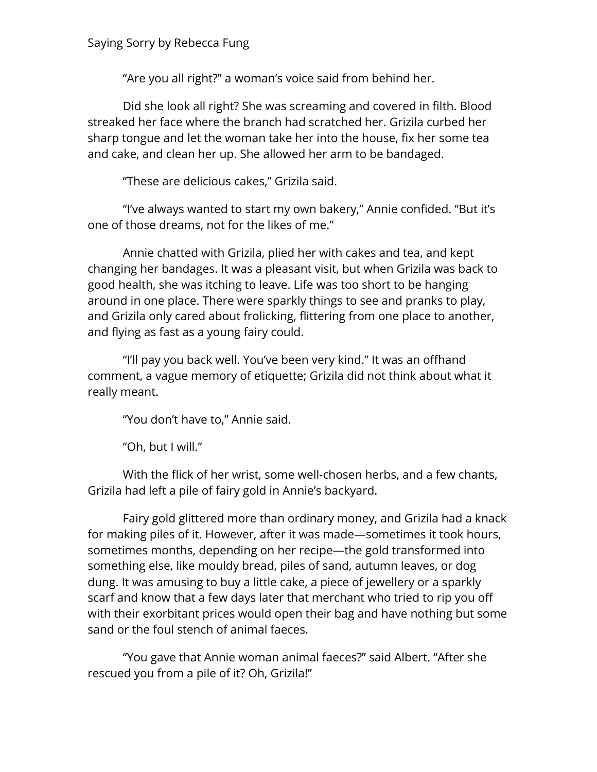"Are you all right?" a woman's voice said from behind her.

Did she look all right? She was screaming and covered in filth. Blood streaked her face where the branch had scratched her. Grizila curbed her sharp tongue and let the woman take her into the house, fix her some tea and cake, and clean her up. She allowed her arm to be bandaged.

"These are delicious cakes," Grizila said.

"I've always wanted to start my own bakery," Annie confided. "But it's one of those dreams, not for the likes of me."

Annie chatted with Grizila, plied her with cakes and tea, and kept changing her bandages. It was a pleasant visit, but when Grizila was back to good health, she was itching to leave. Life was too short to be hanging around in one place. There were sparkly things to see and pranks to play, and Grizila only cared about frolicking, flittering from one place to another, and flying as fast as a young fairy could.

"I'll pay you back well. You've been very kind." It was an offhand comment, a vague memory of etiquette; Grizila did not think about what it really meant.

"You don't have to," Annie said.

"Oh, but I will."

With the flick of her wrist, some well-chosen herbs, and a few chants, Grizila had left a pile of fairy gold in Annie's backyard.

Fairy gold glittered more than ordinary money, and Grizila had a knack for making piles of it. However, after it was made—sometimes it took hours, sometimes months, depending on her recipe—the gold transformed into something else, like mouldy bread, piles of sand, autumn leaves, or dog dung. It was amusing to buy a little cake, a piece of jewellery or a sparkly scarf and know that a few days later that merchant who tried to rip you off with their exorbitant prices would open their bag and have nothing but some sand or the foul stench of animal faeces.

"You gave that Annie woman animal faeces?" said Albert. "After she rescued you from a pile of it? Oh, Grizila!"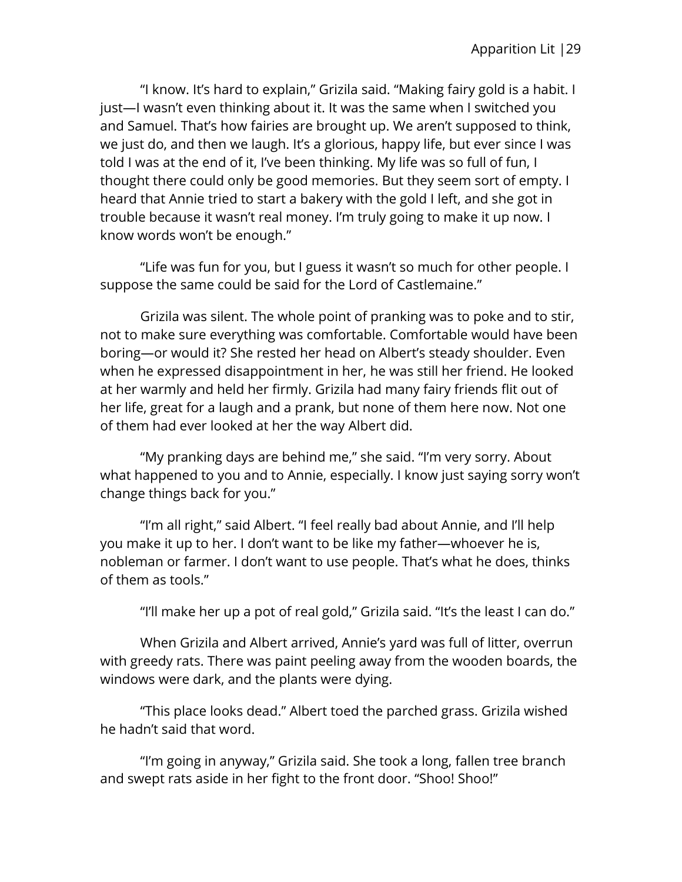"I know. It's hard to explain," Grizila said. "Making fairy gold is a habit. I just—I wasn't even thinking about it. It was the same when I switched you and Samuel. That's how fairies are brought up. We aren't supposed to think, we just do, and then we laugh. It's a glorious, happy life, but ever since I was told I was at the end of it, I've been thinking. My life was so full of fun, I thought there could only be good memories. But they seem sort of empty. I heard that Annie tried to start a bakery with the gold I left, and she got in trouble because it wasn't real money. I'm truly going to make it up now. I know words won't be enough."

"Life was fun for you, but I guess it wasn't so much for other people. I suppose the same could be said for the Lord of Castlemaine."

Grizila was silent. The whole point of pranking was to poke and to stir, not to make sure everything was comfortable. Comfortable would have been boring—or would it? She rested her head on Albert's steady shoulder. Even when he expressed disappointment in her, he was still her friend. He looked at her warmly and held her firmly. Grizila had many fairy friends flit out of her life, great for a laugh and a prank, but none of them here now. Not one of them had ever looked at her the way Albert did.

"My pranking days are behind me," she said. "I'm very sorry. About what happened to you and to Annie, especially. I know just saying sorry won't change things back for you."

"I'm all right," said Albert. "I feel really bad about Annie, and I'll help you make it up to her. I don't want to be like my father—whoever he is, nobleman or farmer. I don't want to use people. That's what he does, thinks of them as tools."

"I'll make her up a pot of real gold," Grizila said. "It's the least I can do."

When Grizila and Albert arrived, Annie's yard was full of litter, overrun with greedy rats. There was paint peeling away from the wooden boards, the windows were dark, and the plants were dying.

"This place looks dead." Albert toed the parched grass. Grizila wished he hadn't said that word.

"I'm going in anyway," Grizila said. She took a long, fallen tree branch and swept rats aside in her fight to the front door. "Shoo! Shoo!"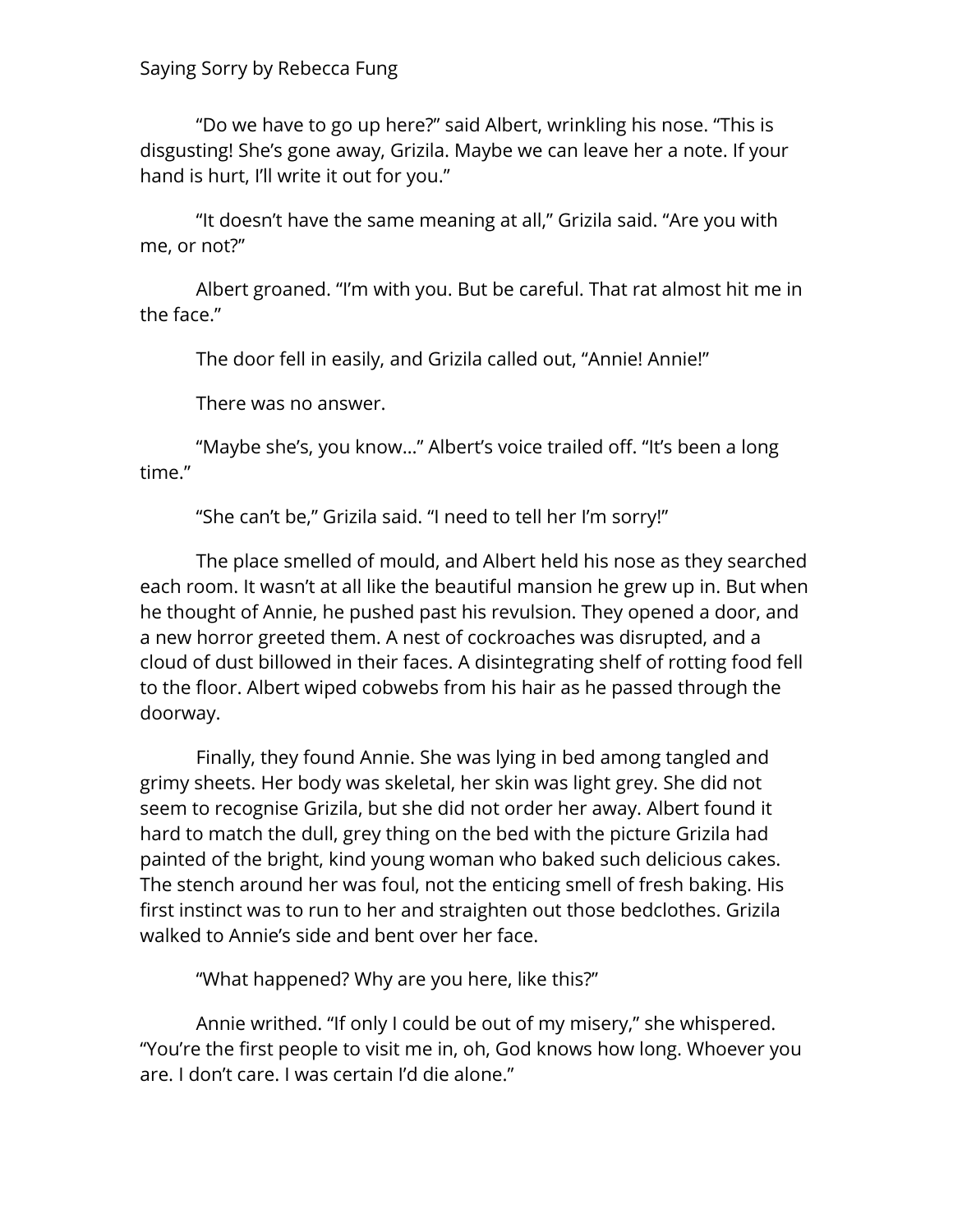“Do we have to go up here?” said Albert, wrinkling his nose. “This is disgusting! She’s gone away, Grizila. Maybe we can leave her a note. If your hand is hurt, I’ll write it out for you.”

“It doesn’t have the same meaning at all,” Grizila said. “Are you with me, or not?”

Albert groaned. “I’m with you. But be careful. That rat almost hit me in the face.”

The door fell in easily, and Grizila called out, “Annie! Annie!”

There was no answer.

“Maybe she’s, you know…” Albert’s voice trailed off. “It’s been a long time.”

“She can’t be,” Grizila said. “I need to tell her I’m sorry!”

The place smelled of mould, and Albert held his nose as they searched each room. It wasn’t at all like the beautiful mansion he grew up in. But when he thought of Annie, he pushed past his revulsion. They opened a door, and a new horror greeted them. A nest of cockroaches was disrupted, and a cloud of dust billowed in their faces. A disintegrating shelf of rotting food fell to the floor. Albert wiped cobwebs from his hair as he passed through the doorway.

Finally, they found Annie. She was lying in bed among tangled and grimy sheets. Her body was skeletal, her skin was light grey. She did not seem to recognise Grizila, but she did not order her away. Albert found it hard to match the dull, grey thing on the bed with the picture Grizila had painted of the bright, kind young woman who baked such delicious cakes. The stench around her was foul, not the enticing smell of fresh baking. His first instinct was to run to her and straighten out those bedclothes. Grizila walked to Annie’s side and bent over her face.

“What happened? Why are you here, like this?”

Annie writhed. “If only I could be out of my misery,” she whispered. “You’re the first people to visit me in, oh, God knows how long. Whoever you are. I don’t care. I was certain I’d die alone.”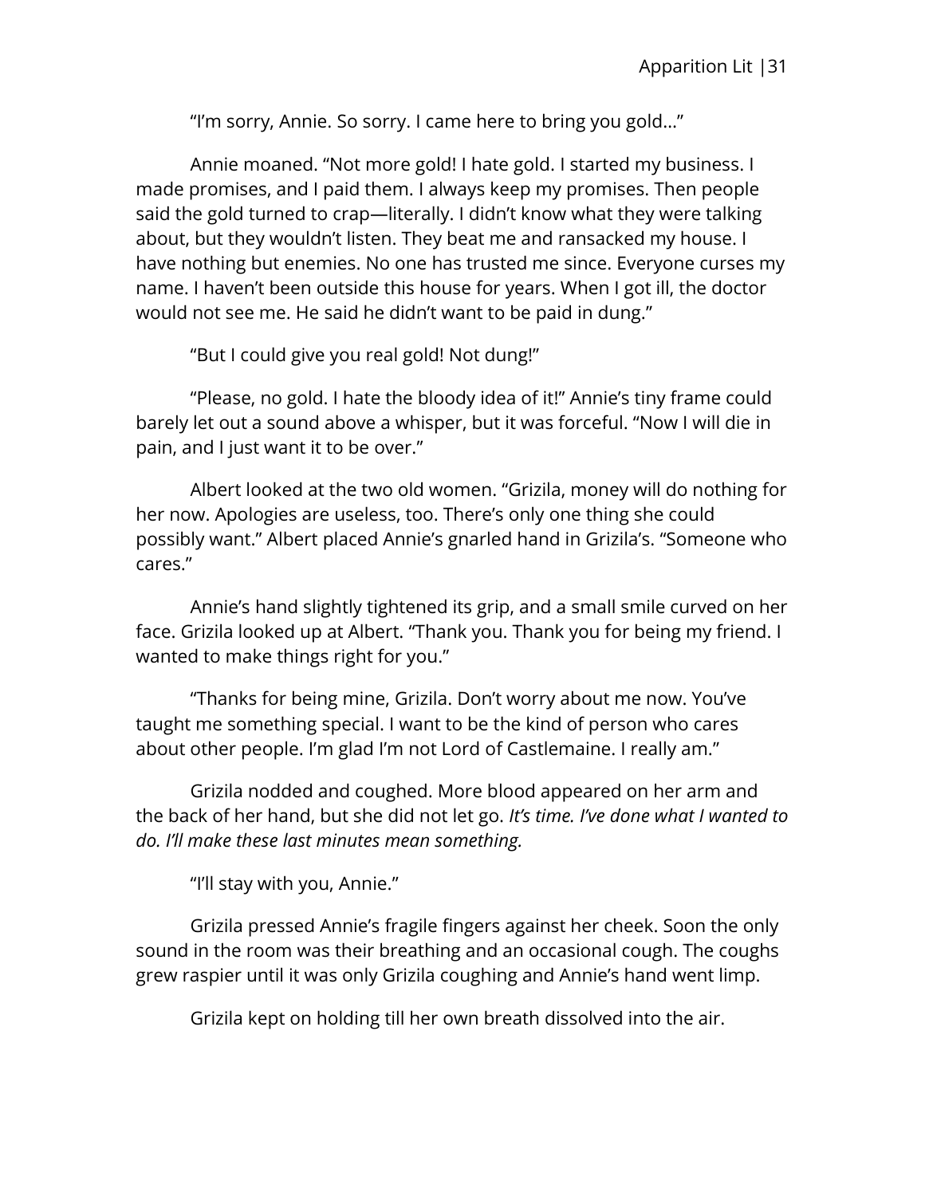"I'm sorry, Annie. So sorry. I came here to bring you gold…"

Annie moaned. "Not more gold! I hate gold. I started my business. I made promises, and I paid them. I always keep my promises. Then people said the gold turned to crap—literally. I didn't know what they were talking about, but they wouldn't listen. They beat me and ransacked my house. I have nothing but enemies. No one has trusted me since. Everyone curses my name. I haven't been outside this house for years. When I got ill, the doctor would not see me. He said he didn't want to be paid in dung."

"But I could give you real gold! Not dung!"

"Please, no gold. I hate the bloody idea of it!" Annie's tiny frame could barely let out a sound above a whisper, but it was forceful. "Now I will die in pain, and I just want it to be over."

Albert looked at the two old women. "Grizila, money will do nothing for her now. Apologies are useless, too. There's only one thing she could possibly want." Albert placed Annie's gnarled hand in Grizila's. "Someone who cares."

Annie's hand slightly tightened its grip, and a small smile curved on her face. Grizila looked up at Albert. "Thank you. Thank you for being my friend. I wanted to make things right for you."

"Thanks for being mine, Grizila. Don't worry about me now. You've taught me something special. I want to be the kind of person who cares about other people. I'm glad I'm not Lord of Castlemaine. I really am."

Grizila nodded and coughed. More blood appeared on her arm and the back of her hand, but she did not let go. *It's time. I've done what I wanted to do. I'll make these last minutes mean something.*

"I'll stay with you, Annie."

Grizila pressed Annie's fragile fingers against her cheek. Soon the only sound in the room was their breathing and an occasional cough. The coughs grew raspier until it was only Grizila coughing and Annie's hand went limp.

Grizila kept on holding till her own breath dissolved into the air.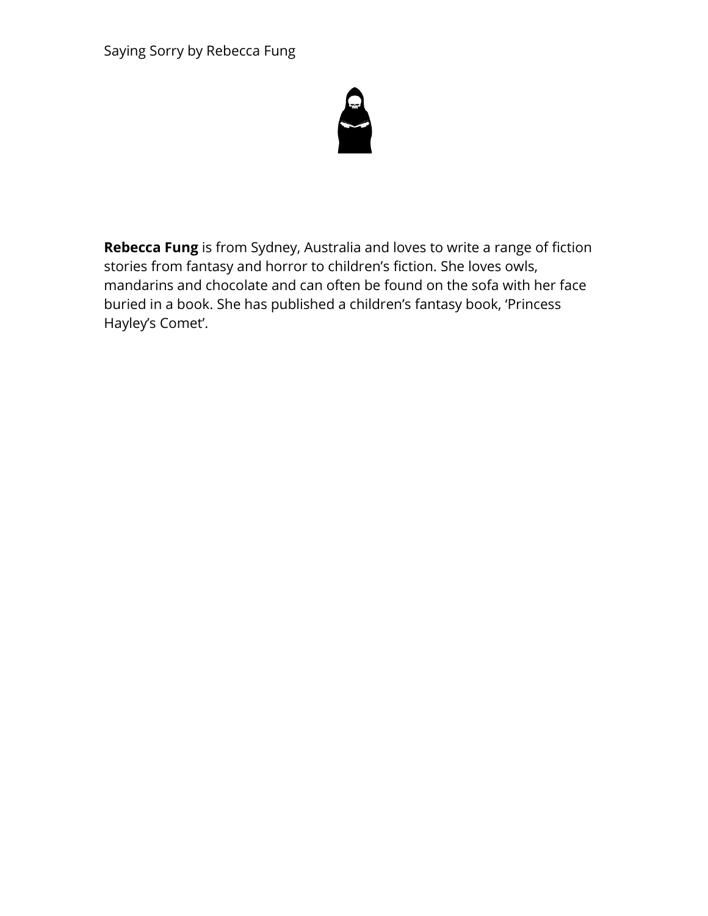**Rebecca Fung** is from Sydney, Australia and loves to write a range of fiction stories from fantasy and horror to children's fiction. She loves owls, mandarins and chocolate and can often be found on the sofa with her face buried in a book. She has published a children's fantasy book, 'Princess Hayley's Comet'.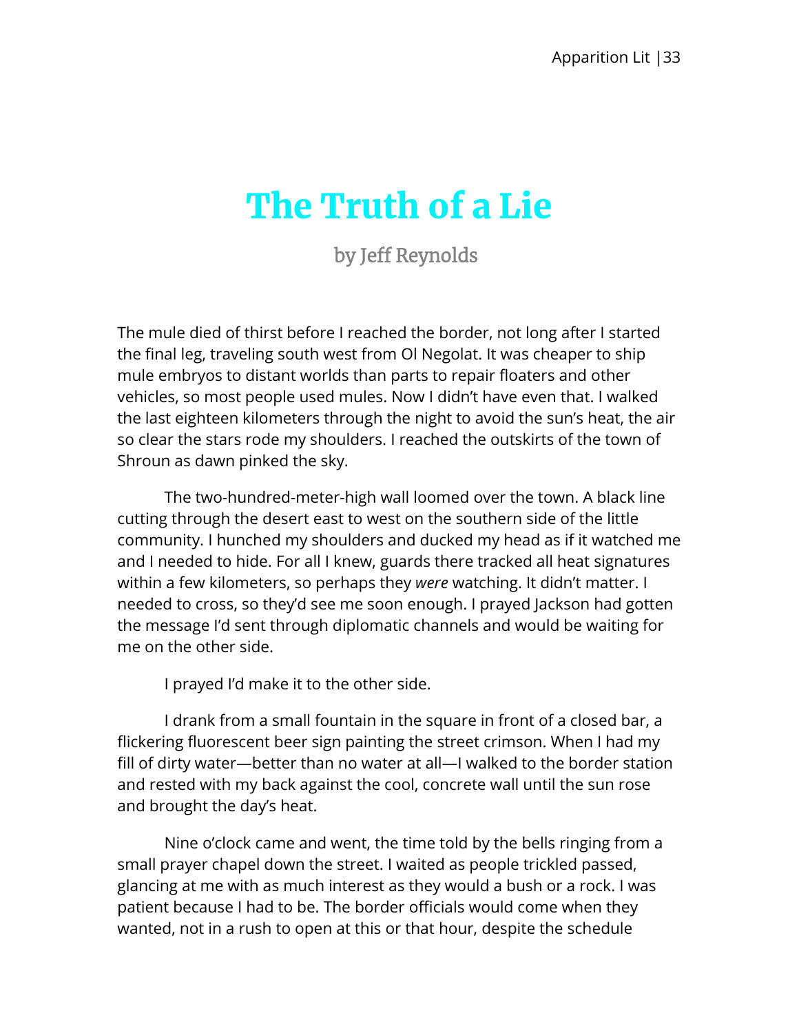# The Truth of a Lie

by Jeff Reynolds

The mule died of thirst before I reached the border, not long after I started the final leg, traveling south west from Ol Negolat. It was cheaper to ship mule embryos to distant worlds than parts to repair floaters and other vehicles, so most people used mules. Now I didn't have even that. I walked the last eighteen kilometers through the night to avoid the sun's heat, the air so clear the stars rode my shoulders. I reached the outskirts of the town of Shroun as dawn pinked the sky.

The two-hundred-meter-high wall loomed over the town. A black line cutting through the desert east to west on the southern side of the little community. I hunched my shoulders and ducked my head as if it watched me and I needed to hide. For all I knew, guards there tracked all heat signatures within a few kilometers, so perhaps they *were* watching. It didn't matter. I needed to cross, so they'd see me soon enough. I prayed Jackson had gotten the message I'd sent through diplomatic channels and would be waiting for me on the other side.

I prayed I'd make it to the other side.

I drank from a small fountain in the square in front of a closed bar, a flickering fluorescent beer sign painting the street crimson. When I had my fill of dirty water—better than no water at all—I walked to the border station and rested with my back against the cool, concrete wall until the sun rose and brought the day's heat.

Nine o'clock came and went, the time told by the bells ringing from a small prayer chapel down the street. I waited as people trickled passed, glancing at me with as much interest as they would a bush or a rock. I was patient because I had to be. The border officials would come when they wanted, not in a rush to open at this or that hour, despite the schedule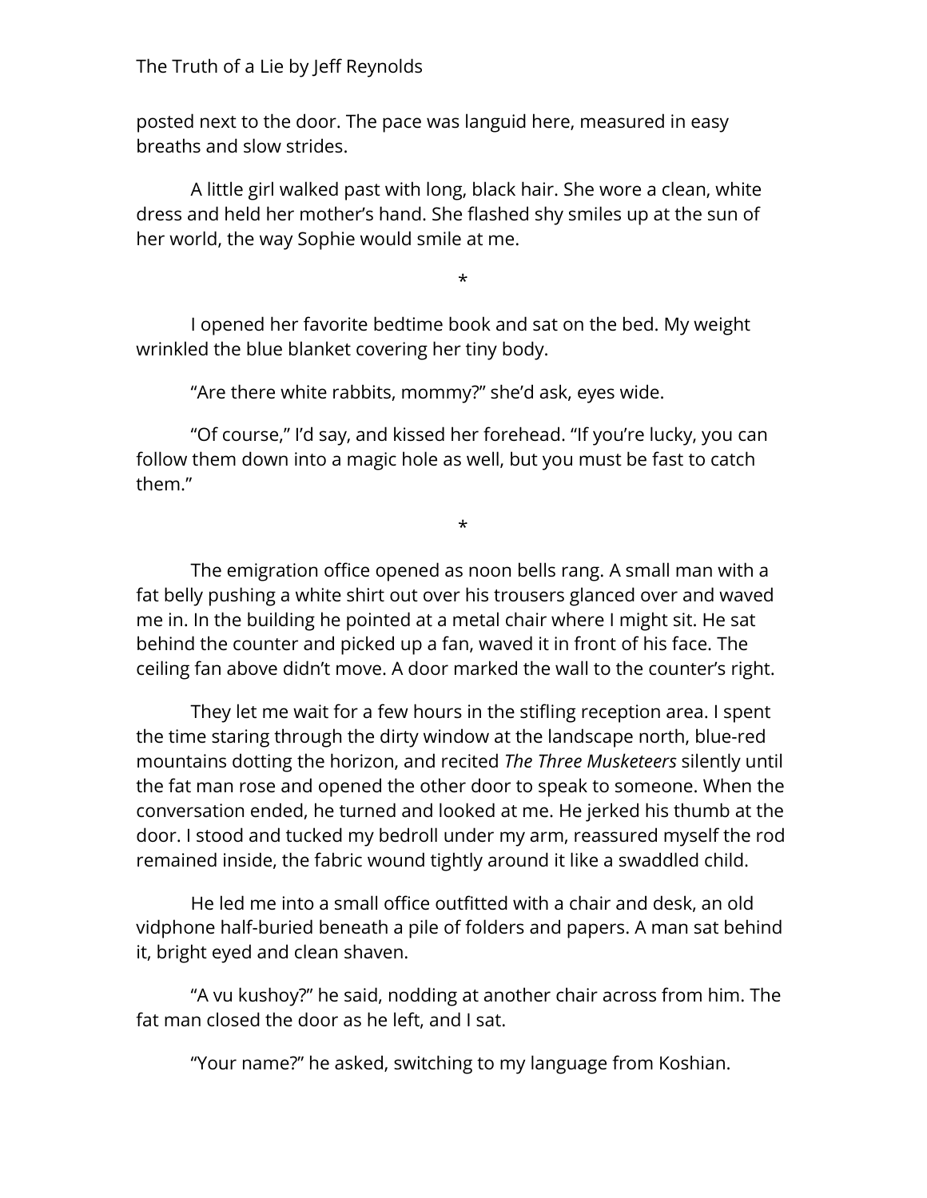posted next to the door. The pace was languid here, measured in easy breaths and slow strides.

A little girl walked past with long, black hair. She wore a clean, white dress and held her mother's hand. She flashed shy smiles up at the sun of her world, the way Sophie would smile at me.

*

I opened her favorite bedtime book and sat on the bed. My weight wrinkled the blue blanket covering her tiny body.

"Are there white rabbits, mommy?" she'd ask, eyes wide.

"Of course," I'd say, and kissed her forehead. "If you're lucky, you can follow them down into a magic hole as well, but you must be fast to catch them."

*

The emigration office opened as noon bells rang. A small man with a fat belly pushing a white shirt out over his trousers glanced over and waved me in. In the building he pointed at a metal chair where I might sit. He sat behind the counter and picked up a fan, waved it in front of his face. The ceiling fan above didn't move. A door marked the wall to the counter's right.

They let me wait for a few hours in the stifling reception area. I spent the time staring through the dirty window at the landscape north, blue-red mountains dotting the horizon, and recited *The Three Musketeers* silently until the fat man rose and opened the other door to speak to someone. When the conversation ended, he turned and looked at me. He jerked his thumb at the door. I stood and tucked my bedroll under my arm, reassured myself the rod remained inside, the fabric wound tightly around it like a swaddled child.

He led me into a small office outfitted with a chair and desk, an old vidphone half-buried beneath a pile of folders and papers. A man sat behind it, bright eyed and clean shaven.

"A vu kushoy?" he said, nodding at another chair across from him. The fat man closed the door as he left, and I sat.

"Your name?" he asked, switching to my language from Koshian.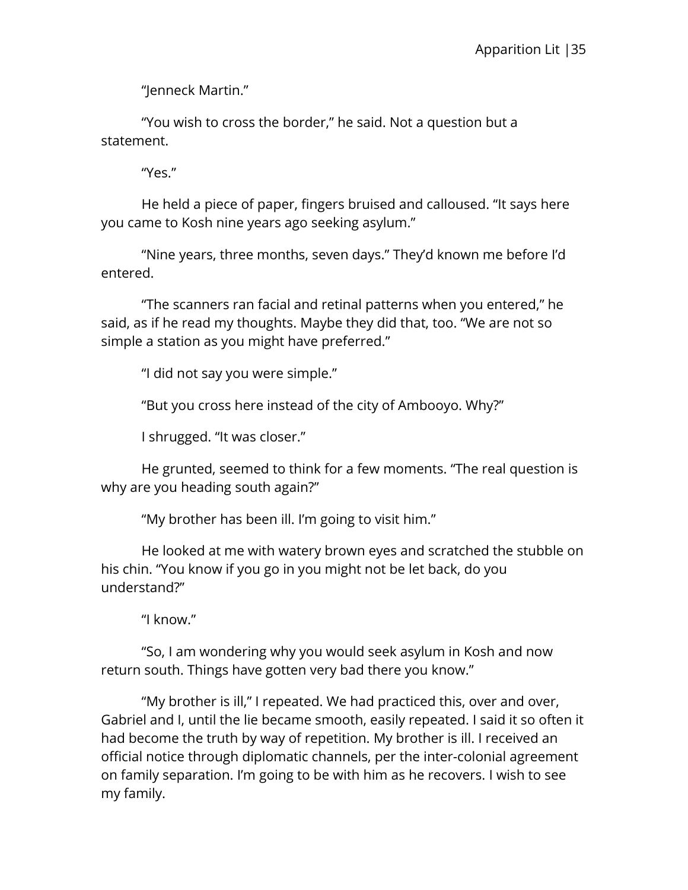“Jenneck Martin.”

“You wish to cross the border,” he said. Not a question but a statement.

“Yes.”

He held a piece of paper, fingers bruised and calloused. “It says here you came to Kosh nine years ago seeking asylum.”

“Nine years, three months, seven days.” They’d known me before I’d entered.

“The scanners ran facial and retinal patterns when you entered,” he said, as if he read my thoughts. Maybe they did that, too. “We are not so simple a station as you might have preferred.”

“I did not say you were simple.”

“But you cross here instead of the city of Ambooyo. Why?”

I shrugged. “It was closer.”

He grunted, seemed to think for a few moments. “The real question is why are you heading south again?”

“My brother has been ill. I’m going to visit him.”

He looked at me with watery brown eyes and scratched the stubble on his chin. “You know if you go in you might not be let back, do you understand?”

“I know.”

“So, I am wondering why you would seek asylum in Kosh and now return south. Things have gotten very bad there you know.”

“My brother is ill,” I repeated. We had practiced this, over and over, Gabriel and I, until the lie became smooth, easily repeated. I said it so often it had become the truth by way of repetition. My brother is ill. I received an official notice through diplomatic channels, per the inter-colonial agreement on family separation. I’m going to be with him as he recovers. I wish to see my family.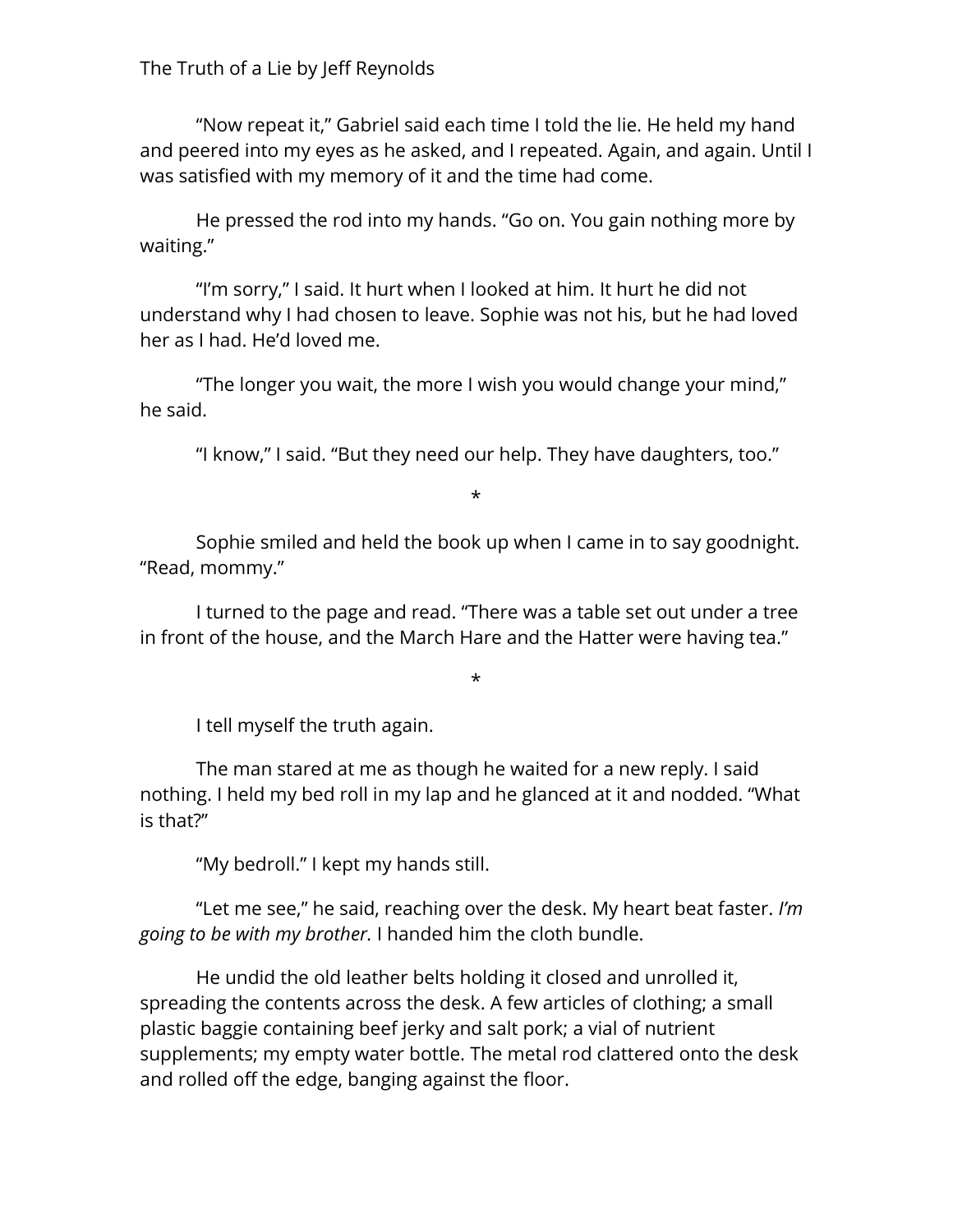"Now repeat it," Gabriel said each time I told the lie. He held my hand and peered into my eyes as he asked, and I repeated. Again, and again. Until I was satisfied with my memory of it and the time had come.

He pressed the rod into my hands. "Go on. You gain nothing more by waiting."

"I'm sorry," I said. It hurt when I looked at him. It hurt he did not understand why I had chosen to leave. Sophie was not his, but he had loved her as I had. He'd loved me.

"The longer you wait, the more I wish you would change your mind," he said.

"I know," I said. "But they need our help. They have daughters, too."

*

Sophie smiled and held the book up when I came in to say goodnight. "Read, mommy."

I turned to the page and read. "There was a table set out under a tree in front of the house, and the March Hare and the Hatter were having tea."

*

I tell myself the truth again.

The man stared at me as though he waited for a new reply. I said nothing. I held my bed roll in my lap and he glanced at it and nodded. "What is that?"

"My bedroll." I kept my hands still.

"Let me see," he said, reaching over the desk. My heart beat faster. *I'm going to be with my brother.* I handed him the cloth bundle.

He undid the old leather belts holding it closed and unrolled it, spreading the contents across the desk. A few articles of clothing; a small plastic baggie containing beef jerky and salt pork; a vial of nutrient supplements; my empty water bottle. The metal rod clattered onto the desk and rolled off the edge, banging against the floor.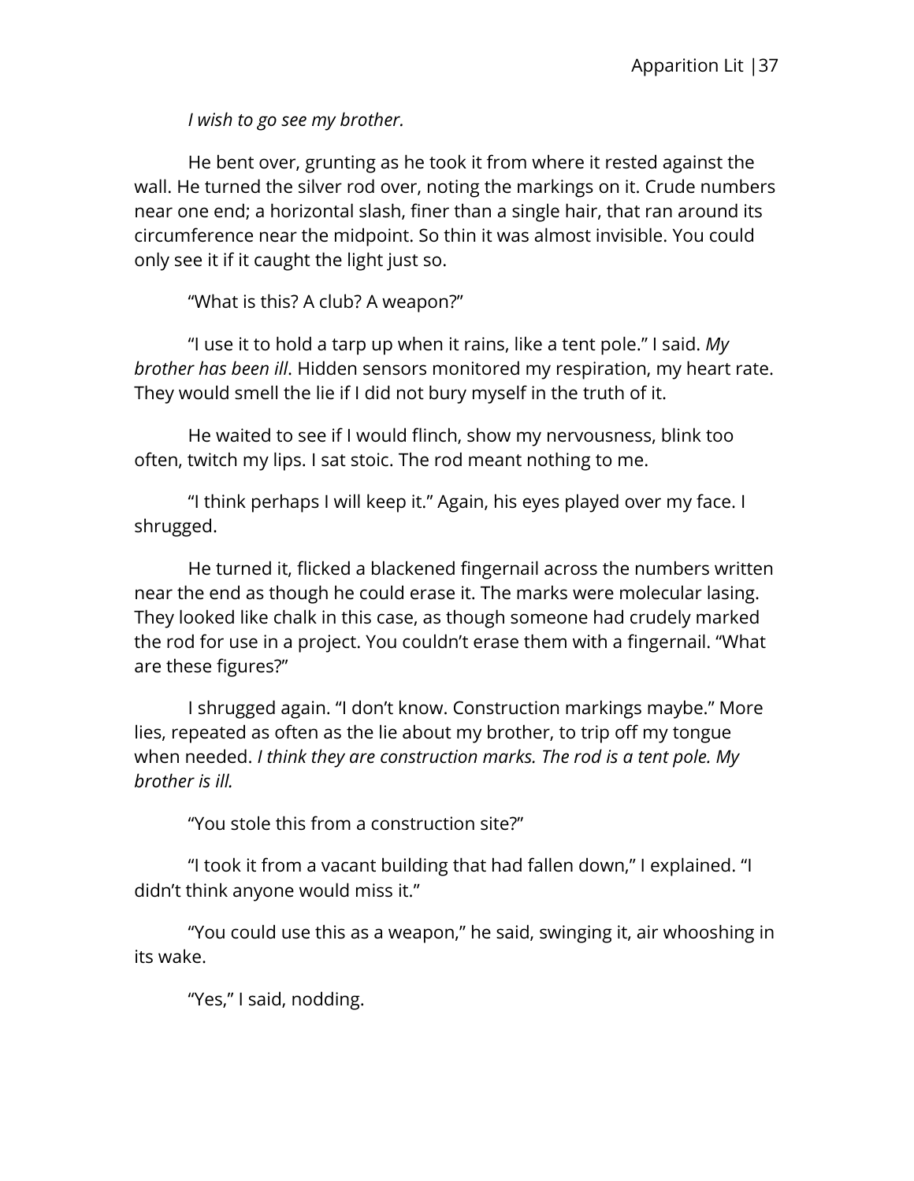*I wish to go see my brother.*

He bent over, grunting as he took it from where it rested against the wall. He turned the silver rod over, noting the markings on it. Crude numbers near one end; a horizontal slash, finer than a single hair, that ran around its circumference near the midpoint. So thin it was almost invisible. You could only see it if it caught the light just so.

"What is this? A club? A weapon?"

"I use it to hold a tarp up when it rains, like a tent pole." I said. *My brother has been ill*. Hidden sensors monitored my respiration, my heart rate. They would smell the lie if I did not bury myself in the truth of it.

He waited to see if I would flinch, show my nervousness, blink too often, twitch my lips. I sat stoic. The rod meant nothing to me.

"I think perhaps I will keep it." Again, his eyes played over my face. I shrugged.

He turned it, flicked a blackened fingernail across the numbers written near the end as though he could erase it. The marks were molecular lasing. They looked like chalk in this case, as though someone had crudely marked the rod for use in a project. You couldn't erase them with a fingernail. "What are these figures?"

I shrugged again. "I don't know. Construction markings maybe." More lies, repeated as often as the lie about my brother, to trip off my tongue when needed. *I think they are construction marks. The rod is a tent pole. My brother is ill.*

"You stole this from a construction site?"

"I took it from a vacant building that had fallen down," I explained. "I didn't think anyone would miss it."

"You could use this as a weapon," he said, swinging it, air whooshing in its wake.

"Yes," I said, nodding.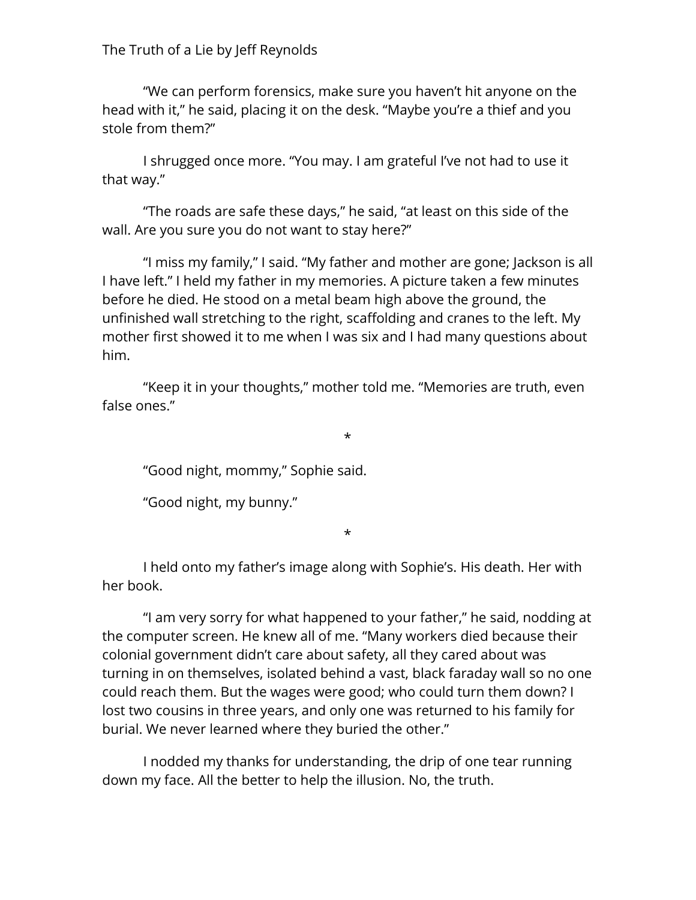"We can perform forensics, make sure you haven't hit anyone on the head with it," he said, placing it on the desk. "Maybe you're a thief and you stole from them?"

I shrugged once more. "You may. I am grateful I've not had to use it that way."

"The roads are safe these days," he said, "at least on this side of the wall. Are you sure you do not want to stay here?"

"I miss my family," I said. "My father and mother are gone; Jackson is all I have left." I held my father in my memories. A picture taken a few minutes before he died. He stood on a metal beam high above the ground, the unfinished wall stretching to the right, scaffolding and cranes to the left. My mother first showed it to me when I was six and I had many questions about him.

"Keep it in your thoughts," mother told me. "Memories are truth, even false ones."

*

"Good night, mommy," Sophie said.

"Good night, my bunny."

*

I held onto my father's image along with Sophie's. His death. Her with her book.

"I am very sorry for what happened to your father," he said, nodding at the computer screen. He knew all of me. "Many workers died because their colonial government didn't care about safety, all they cared about was turning in on themselves, isolated behind a vast, black faraday wall so no one could reach them. But the wages were good; who could turn them down? I lost two cousins in three years, and only one was returned to his family for burial. We never learned where they buried the other."

I nodded my thanks for understanding, the drip of one tear running down my face. All the better to help the illusion. No, the truth.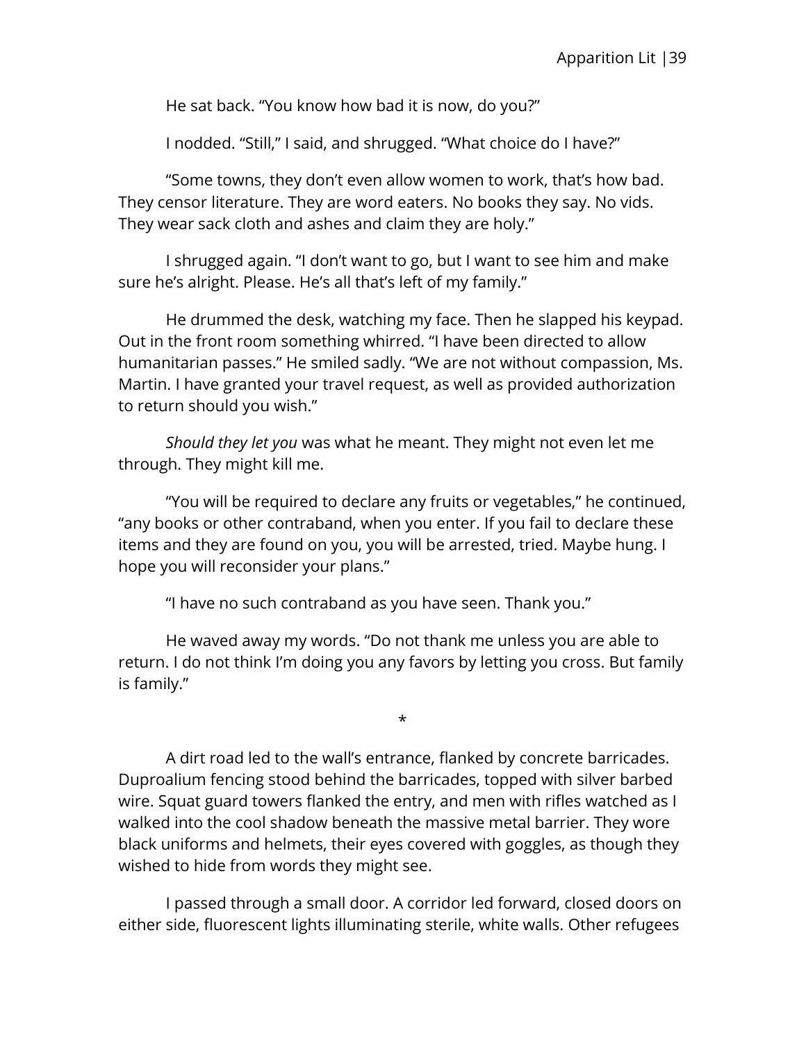He sat back. "You know how bad it is now, do you?"

I nodded. "Still," I said, and shrugged. "What choice do I have?"

"Some towns, they don't even allow women to work, that's how bad. They censor literature. They are word eaters. No books they say. No vids. They wear sack cloth and ashes and claim they are holy."

I shrugged again. "I don't want to go, but I want to see him and make sure he's alright. Please. He's all that's left of my family."

He drummed the desk, watching my face. Then he slapped his keypad. Out in the front room something whirred. "I have been directed to allow humanitarian passes." He smiled sadly. "We are not without compassion, Ms. Martin. I have granted your travel request, as well as provided authorization to return should you wish."

*Should they let you* was what he meant. They might not even let me through. They might kill me.

"You will be required to declare any fruits or vegetables," he continued, "any books or other contraband, when you enter. If you fail to declare these items and they are found on you, you will be arrested, tried. Maybe hung. I hope you will reconsider your plans."

"I have no such contraband as you have seen. Thank you."

He waved away my words. "Do not thank me unless you are able to return. I do not think I'm doing you any favors by letting you cross. But family is family."

*

A dirt road led to the wall's entrance, flanked by concrete barricades. Duproalium fencing stood behind the barricades, topped with silver barbed wire. Squat guard towers flanked the entry, and men with rifles watched as I walked into the cool shadow beneath the massive metal barrier. They wore black uniforms and helmets, their eyes covered with goggles, as though they wished to hide from words they might see.

I passed through a small door. A corridor led forward, closed doors on either side, fluorescent lights illuminating sterile, white walls. Other refugees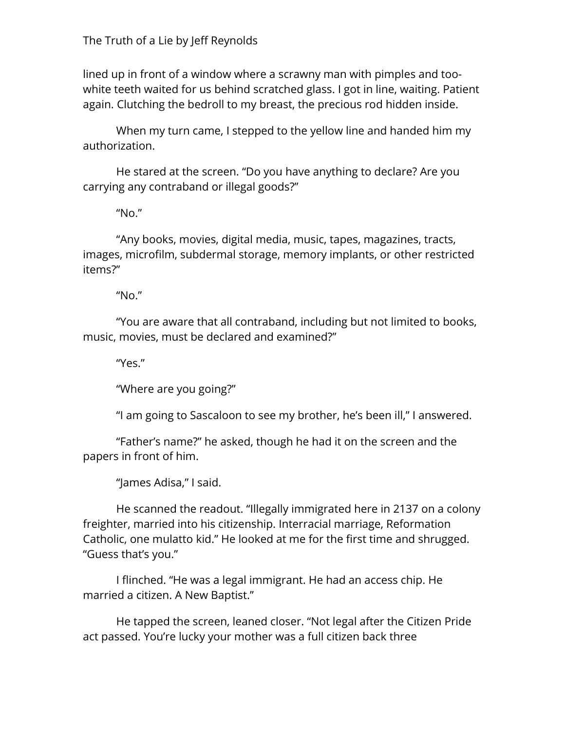lined up in front of a window where a scrawny man with pimples and too-white teeth waited for us behind scratched glass. I got in line, waiting. Patient again. Clutching the bedroll to my breast, the precious rod hidden inside.

When my turn came, I stepped to the yellow line and handed him my authorization.

He stared at the screen. “Do you have anything to declare? Are you carrying any contraband or illegal goods?”

“No.”

“Any books, movies, digital media, music, tapes, magazines, tracts, images, microfilm, subdermal storage, memory implants, or other restricted items?”

“No.”

“You are aware that all contraband, including but not limited to books, music, movies, must be declared and examined?”

“Yes.”

“Where are you going?”

“I am going to Sascaloon to see my brother, he’s been ill,” I answered.

“Father’s name?” he asked, though he had it on the screen and the papers in front of him.

“James Adisa,” I said.

He scanned the readout. “Illegally immigrated here in 2137 on a colony freighter, married into his citizenship. Interracial marriage, Reformation Catholic, one mulatto kid.” He looked at me for the first time and shrugged. “Guess that’s you.”

I flinched. “He was a legal immigrant. He had an access chip. He married a citizen. A New Baptist.”

He tapped the screen, leaned closer. “Not legal after the Citizen Pride act passed. You’re lucky your mother was a full citizen back three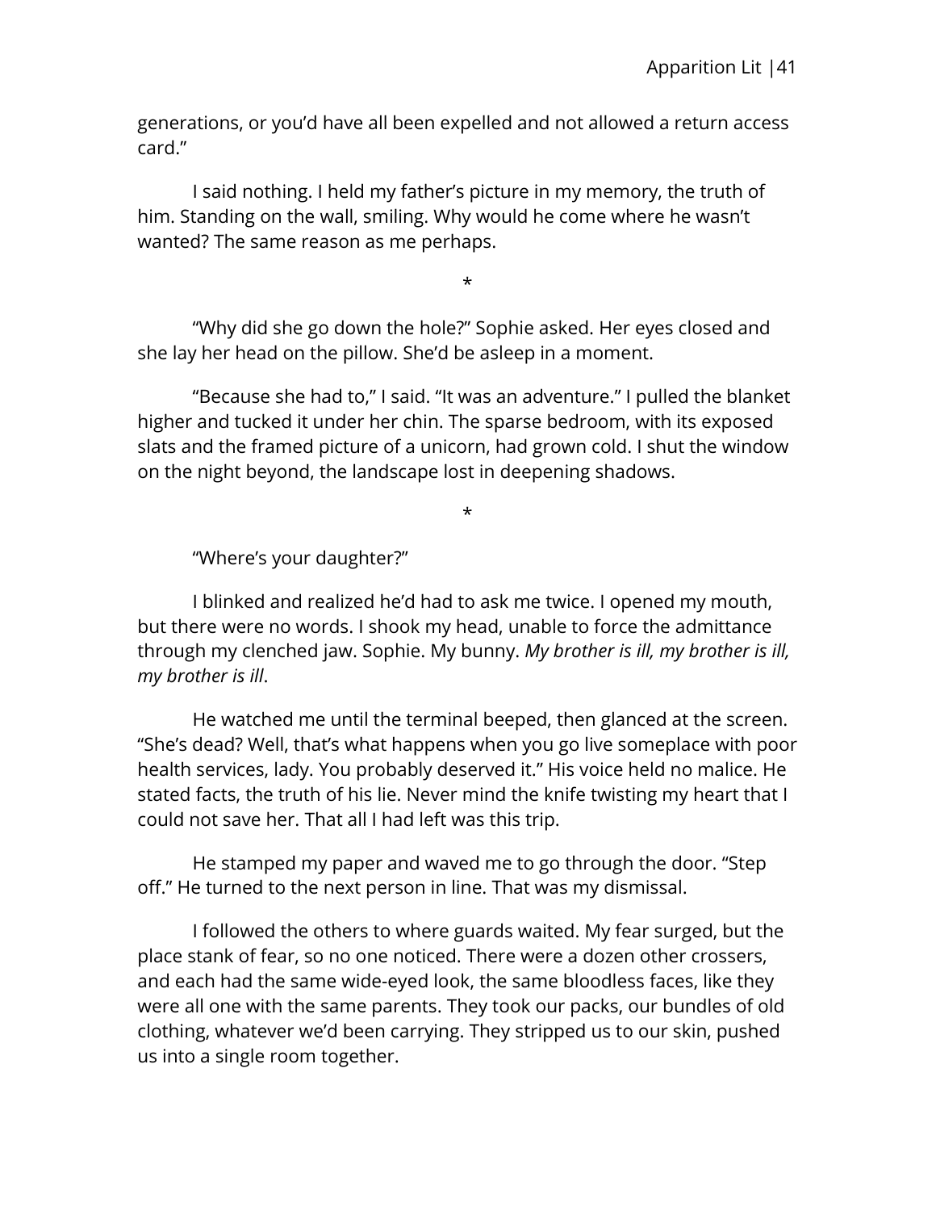generations, or you'd have all been expelled and not allowed a return access card."

I said nothing. I held my father's picture in my memory, the truth of him. Standing on the wall, smiling. Why would he come where he wasn't wanted? The same reason as me perhaps.

*

"Why did she go down the hole?" Sophie asked. Her eyes closed and she lay her head on the pillow. She'd be asleep in a moment.

"Because she had to," I said. "It was an adventure." I pulled the blanket higher and tucked it under her chin. The sparse bedroom, with its exposed slats and the framed picture of a unicorn, had grown cold. I shut the window on the night beyond, the landscape lost in deepening shadows.

*

"Where's your daughter?"

I blinked and realized he'd had to ask me twice. I opened my mouth, but there were no words. I shook my head, unable to force the admittance through my clenched jaw. Sophie. My bunny. *My brother is ill, my brother is ill, my brother is ill*.

He watched me until the terminal beeped, then glanced at the screen. "She's dead? Well, that's what happens when you go live someplace with poor health services, lady. You probably deserved it." His voice held no malice. He stated facts, the truth of his lie. Never mind the knife twisting my heart that I could not save her. That all I had left was this trip.

He stamped my paper and waved me to go through the door. "Step off." He turned to the next person in line. That was my dismissal.

I followed the others to where guards waited. My fear surged, but the place stank of fear, so no one noticed. There were a dozen other crossers, and each had the same wide-eyed look, the same bloodless faces, like they were all one with the same parents. They took our packs, our bundles of old clothing, whatever we'd been carrying. They stripped us to our skin, pushed us into a single room together.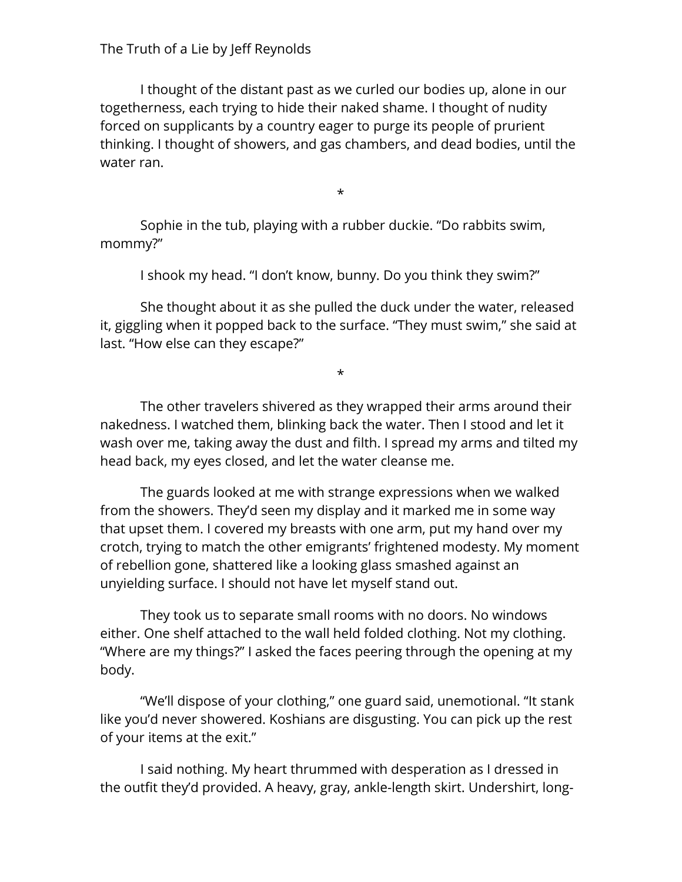I thought of the distant past as we curled our bodies up, alone in our togetherness, each trying to hide their naked shame. I thought of nudity forced on supplicants by a country eager to purge its people of prurient thinking. I thought of showers, and gas chambers, and dead bodies, until the water ran.

*

Sophie in the tub, playing with a rubber duckie. "Do rabbits swim, mommy?"

I shook my head. "I don't know, bunny. Do you think they swim?"

She thought about it as she pulled the duck under the water, released it, giggling when it popped back to the surface. "They must swim," she said at last. "How else can they escape?"

*

The other travelers shivered as they wrapped their arms around their nakedness. I watched them, blinking back the water. Then I stood and let it wash over me, taking away the dust and filth. I spread my arms and tilted my head back, my eyes closed, and let the water cleanse me.

The guards looked at me with strange expressions when we walked from the showers. They'd seen my display and it marked me in some way that upset them. I covered my breasts with one arm, put my hand over my crotch, trying to match the other emigrants' frightened modesty. My moment of rebellion gone, shattered like a looking glass smashed against an unyielding surface. I should not have let myself stand out.

They took us to separate small rooms with no doors. No windows either. One shelf attached to the wall held folded clothing. Not my clothing. "Where are my things?" I asked the faces peering through the opening at my body.

"We'll dispose of your clothing," one guard said, unemotional. "It stank like you'd never showered. Koshians are disgusting. You can pick up the rest of your items at the exit."

I said nothing. My heart thrummed with desperation as I dressed in the outfit they'd provided. A heavy, gray, ankle-length skirt. Undershirt, long-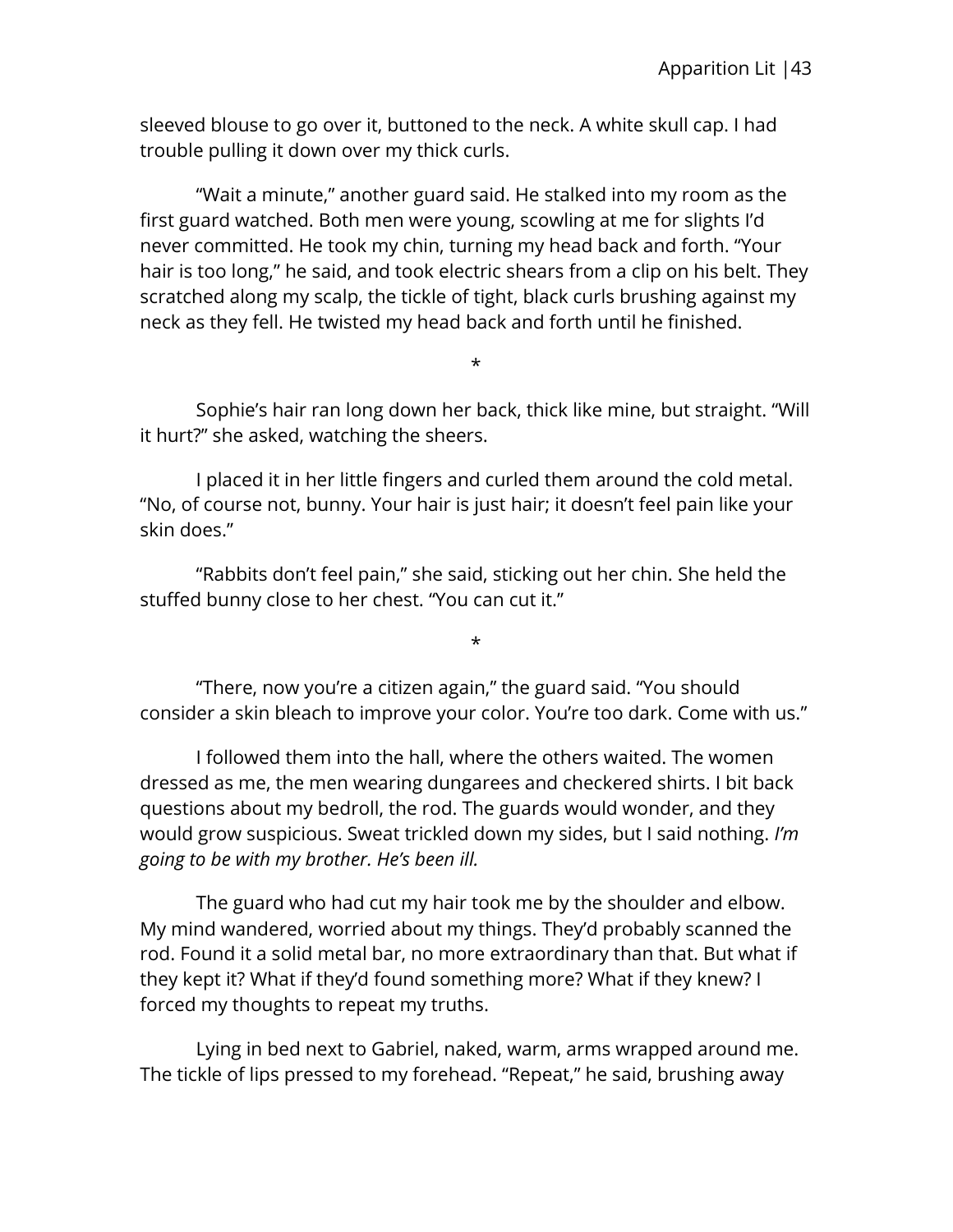sleeved blouse to go over it, buttoned to the neck. A white skull cap. I had trouble pulling it down over my thick curls.

"Wait a minute," another guard said. He stalked into my room as the first guard watched. Both men were young, scowling at me for slights I'd never committed. He took my chin, turning my head back and forth. "Your hair is too long," he said, and took electric shears from a clip on his belt. They scratched along my scalp, the tickle of tight, black curls brushing against my neck as they fell. He twisted my head back and forth until he finished.

*

Sophie's hair ran long down her back, thick like mine, but straight. "Will it hurt?" she asked, watching the sheers.

I placed it in her little fingers and curled them around the cold metal. "No, of course not, bunny. Your hair is just hair; it doesn't feel pain like your skin does."

"Rabbits don't feel pain," she said, sticking out her chin. She held the stuffed bunny close to her chest. "You can cut it."

*

"There, now you're a citizen again," the guard said. "You should consider a skin bleach to improve your color. You're too dark. Come with us."

I followed them into the hall, where the others waited. The women dressed as me, the men wearing dungarees and checkered shirts. I bit back questions about my bedroll, the rod. The guards would wonder, and they would grow suspicious. Sweat trickled down my sides, but I said nothing. *I'm going to be with my brother. He's been ill.*

The guard who had cut my hair took me by the shoulder and elbow. My mind wandered, worried about my things. They'd probably scanned the rod. Found it a solid metal bar, no more extraordinary than that. But what if they kept it? What if they'd found something more? What if they knew? I forced my thoughts to repeat my truths.

Lying in bed next to Gabriel, naked, warm, arms wrapped around me. The tickle of lips pressed to my forehead. "Repeat," he said, brushing away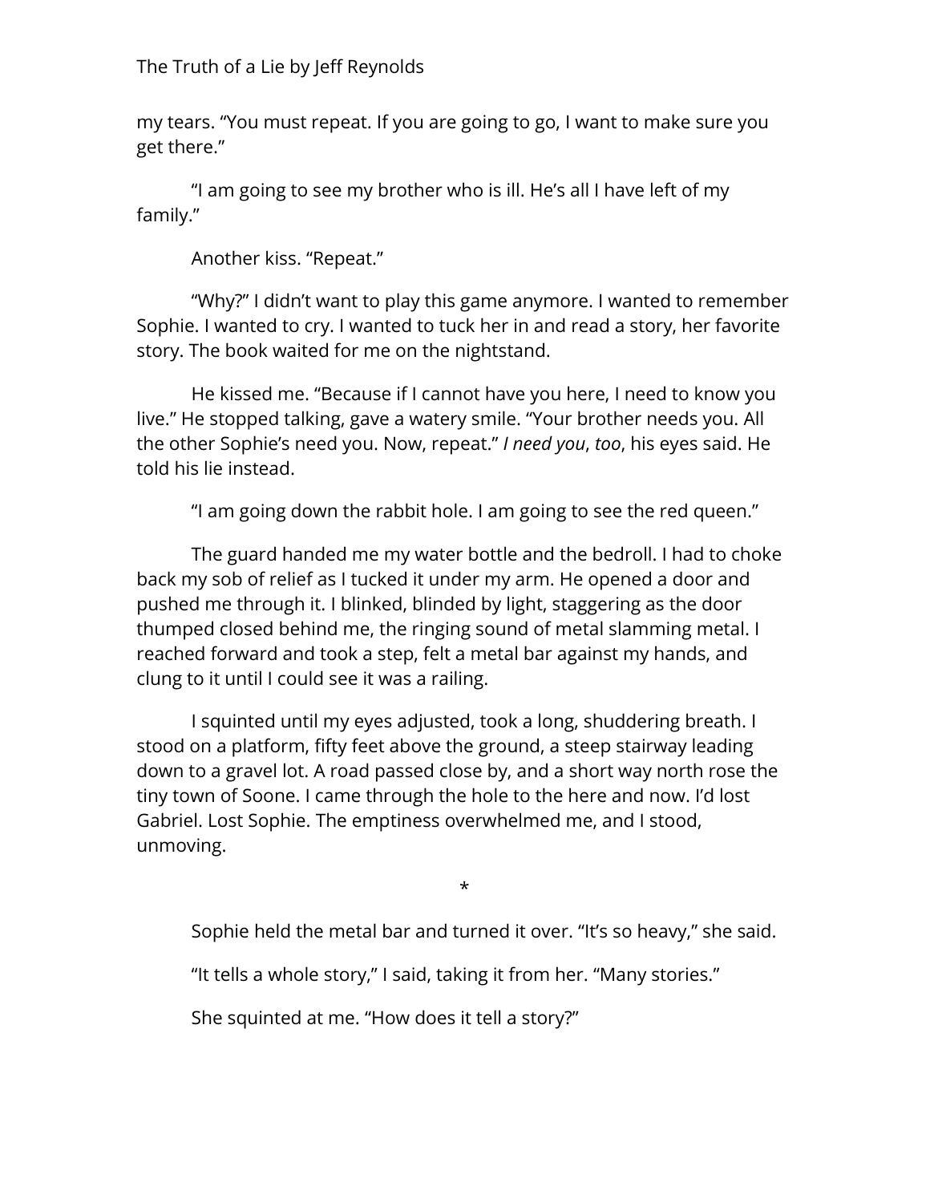my tears. "You must repeat. If you are going to go, I want to make sure you get there."

"I am going to see my brother who is ill. He's all I have left of my family."

Another kiss. "Repeat."

"Why?" I didn't want to play this game anymore. I wanted to remember Sophie. I wanted to cry. I wanted to tuck her in and read a story, her favorite story. The book waited for me on the nightstand.

He kissed me. "Because if I cannot have you here, I need to know you live." He stopped talking, gave a watery smile. "Your brother needs you. All the other Sophie's need you. Now, repeat." *I need you*, *too*, his eyes said. He told his lie instead.

"I am going down the rabbit hole. I am going to see the red queen."

The guard handed me my water bottle and the bedroll. I had to choke back my sob of relief as I tucked it under my arm. He opened a door and pushed me through it. I blinked, blinded by light, staggering as the door thumped closed behind me, the ringing sound of metal slamming metal. I reached forward and took a step, felt a metal bar against my hands, and clung to it until I could see it was a railing.

I squinted until my eyes adjusted, took a long, shuddering breath. I stood on a platform, fifty feet above the ground, a steep stairway leading down to a gravel lot. A road passed close by, and a short way north rose the tiny town of Soone. I came through the hole to the here and now. I'd lost Gabriel. Lost Sophie. The emptiness overwhelmed me, and I stood, unmoving.

*

Sophie held the metal bar and turned it over. "It's so heavy," she said.

"It tells a whole story," I said, taking it from her. "Many stories."

She squinted at me. "How does it tell a story?"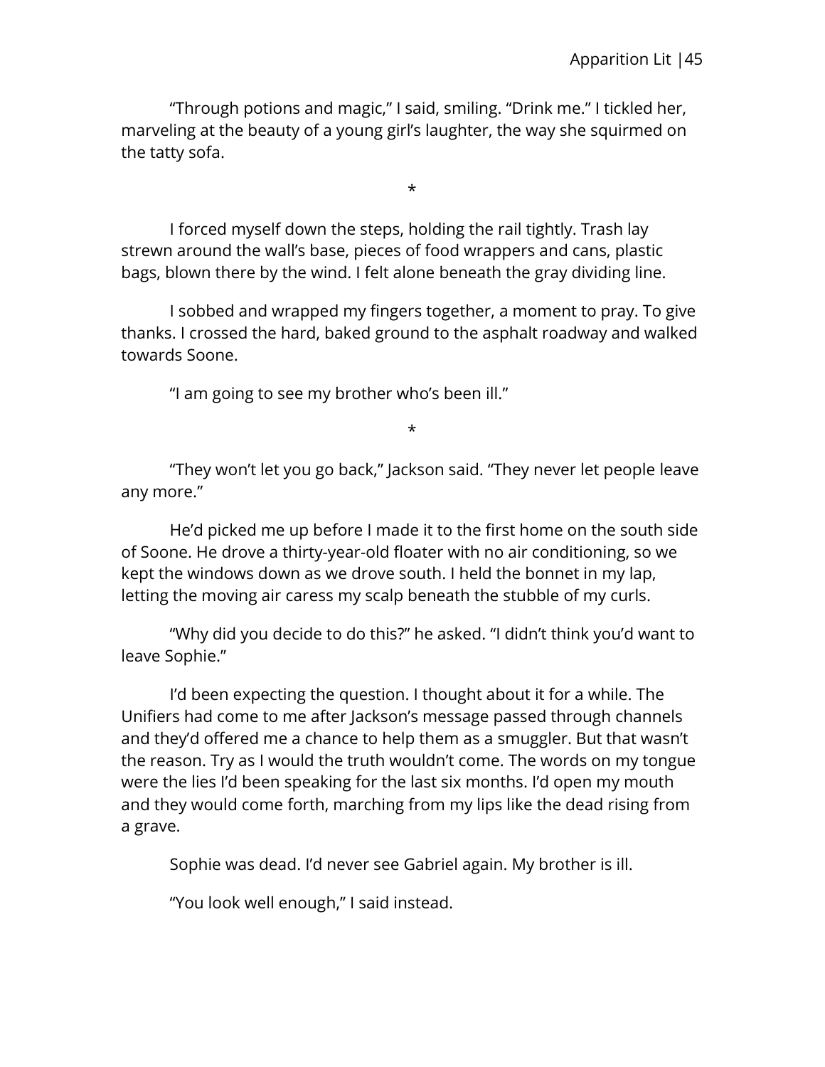"Through potions and magic," I said, smiling. "Drink me." I tickled her, marveling at the beauty of a young girl's laughter, the way she squirmed on the tatty sofa.

*

I forced myself down the steps, holding the rail tightly. Trash lay strewn around the wall's base, pieces of food wrappers and cans, plastic bags, blown there by the wind. I felt alone beneath the gray dividing line.

I sobbed and wrapped my fingers together, a moment to pray. To give thanks. I crossed the hard, baked ground to the asphalt roadway and walked towards Soone.

"I am going to see my brother who's been ill."

*

"They won't let you go back," Jackson said. "They never let people leave any more."

He'd picked me up before I made it to the first home on the south side of Soone. He drove a thirty-year-old floater with no air conditioning, so we kept the windows down as we drove south. I held the bonnet in my lap, letting the moving air caress my scalp beneath the stubble of my curls.

"Why did you decide to do this?" he asked. "I didn't think you'd want to leave Sophie."

I'd been expecting the question. I thought about it for a while. The Unifiers had come to me after Jackson's message passed through channels and they'd offered me a chance to help them as a smuggler. But that wasn't the reason. Try as I would the truth wouldn't come. The words on my tongue were the lies I'd been speaking for the last six months. I'd open my mouth and they would come forth, marching from my lips like the dead rising from a grave.

Sophie was dead. I'd never see Gabriel again. My brother is ill.

"You look well enough," I said instead.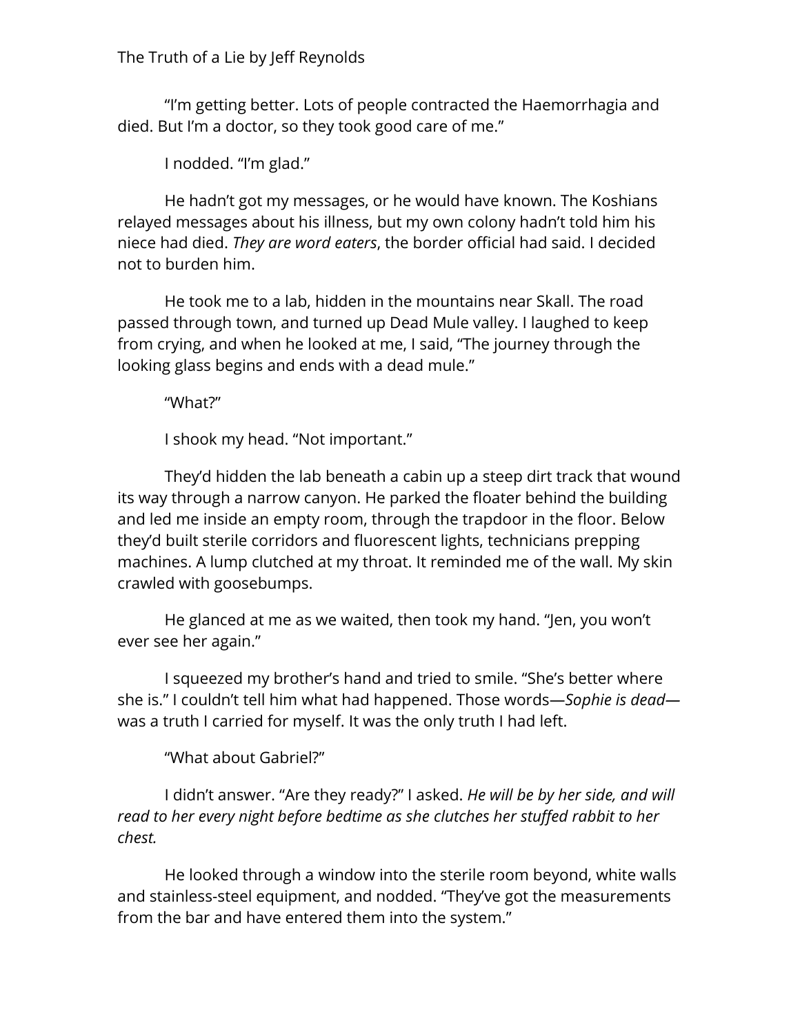"I'm getting better. Lots of people contracted the Haemorrhagia and died. But I'm a doctor, so they took good care of me."

I nodded. "I'm glad."

He hadn't got my messages, or he would have known. The Koshians relayed messages about his illness, but my own colony hadn't told him his niece had died. *They are word eaters*, the border official had said. I decided not to burden him.

He took me to a lab, hidden in the mountains near Skall. The road passed through town, and turned up Dead Mule valley. I laughed to keep from crying, and when he looked at me, I said, "The journey through the looking glass begins and ends with a dead mule."

"What?"

I shook my head. "Not important."

They'd hidden the lab beneath a cabin up a steep dirt track that wound its way through a narrow canyon. He parked the floater behind the building and led me inside an empty room, through the trapdoor in the floor. Below they'd built sterile corridors and fluorescent lights, technicians prepping machines. A lump clutched at my throat. It reminded me of the wall. My skin crawled with goosebumps.

He glanced at me as we waited, then took my hand. "Jen, you won't ever see her again."

I squeezed my brother's hand and tried to smile. "She's better where she is." I couldn't tell him what had happened. Those words—*Sophie is dead*—was a truth I carried for myself. It was the only truth I had left.

"What about Gabriel?"

I didn't answer. "Are they ready?" I asked. *He will be by her side, and will read to her every night before bedtime as she clutches her stuffed rabbit to her chest.*

He looked through a window into the sterile room beyond, white walls and stainless-steel equipment, and nodded. "They've got the measurements from the bar and have entered them into the system."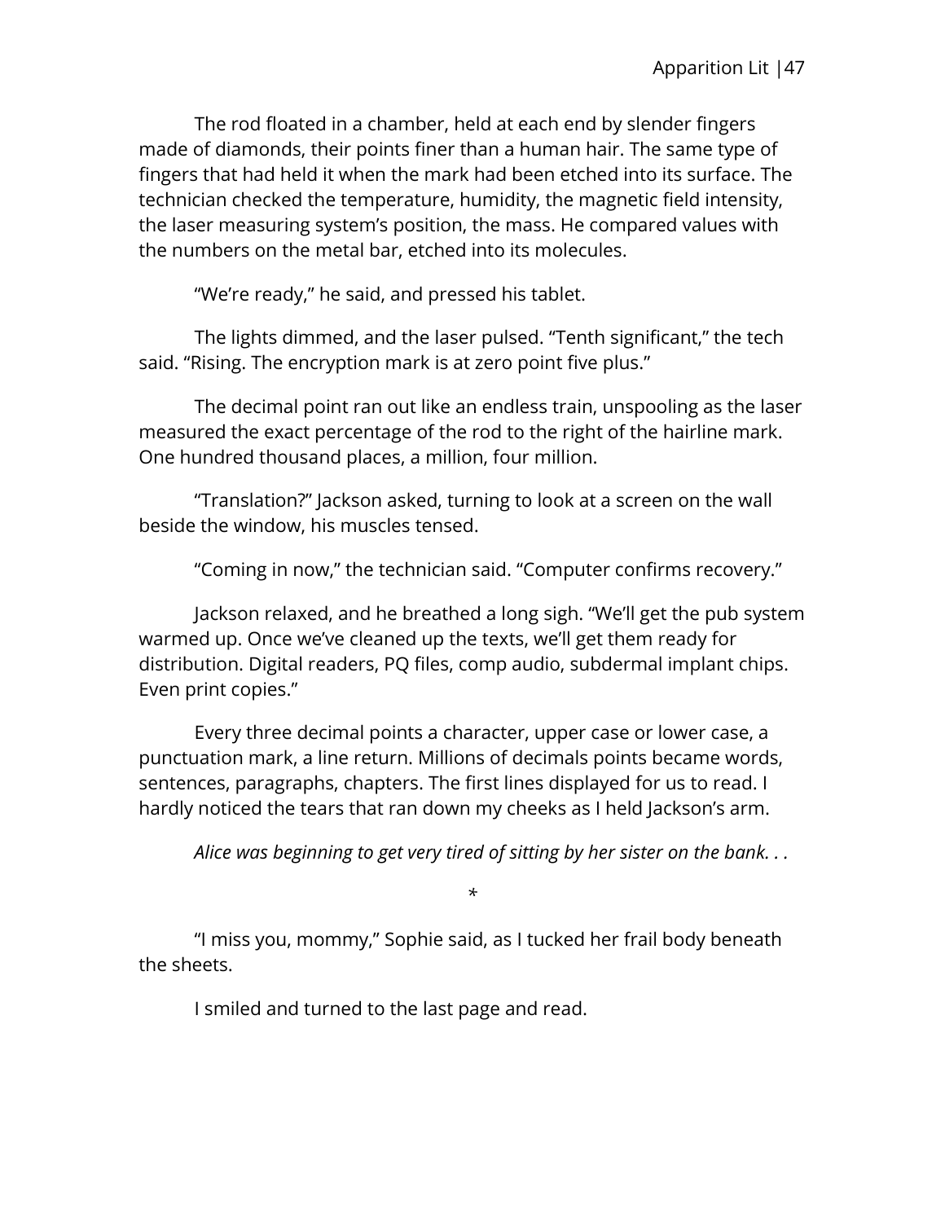The rod floated in a chamber, held at each end by slender fingers made of diamonds, their points finer than a human hair. The same type of fingers that had held it when the mark had been etched into its surface. The technician checked the temperature, humidity, the magnetic field intensity, the laser measuring system's position, the mass. He compared values with the numbers on the metal bar, etched into its molecules.

"We're ready," he said, and pressed his tablet.

The lights dimmed, and the laser pulsed. "Tenth significant," the tech said. "Rising. The encryption mark is at zero point five plus."

The decimal point ran out like an endless train, unspooling as the laser measured the exact percentage of the rod to the right of the hairline mark. One hundred thousand places, a million, four million.

"Translation?" Jackson asked, turning to look at a screen on the wall beside the window, his muscles tensed.

"Coming in now," the technician said. "Computer confirms recovery."

Jackson relaxed, and he breathed a long sigh. "We'll get the pub system warmed up. Once we've cleaned up the texts, we'll get them ready for distribution. Digital readers, PQ files, comp audio, subdermal implant chips. Even print copies."

Every three decimal points a character, upper case or lower case, a punctuation mark, a line return. Millions of decimals points became words, sentences, paragraphs, chapters. The first lines displayed for us to read. I hardly noticed the tears that ran down my cheeks as I held Jackson's arm.

*Alice was beginning to get very tired of sitting by her sister on the bank. . .*

*

"I miss you, mommy," Sophie said, as I tucked her frail body beneath the sheets.

I smiled and turned to the last page and read.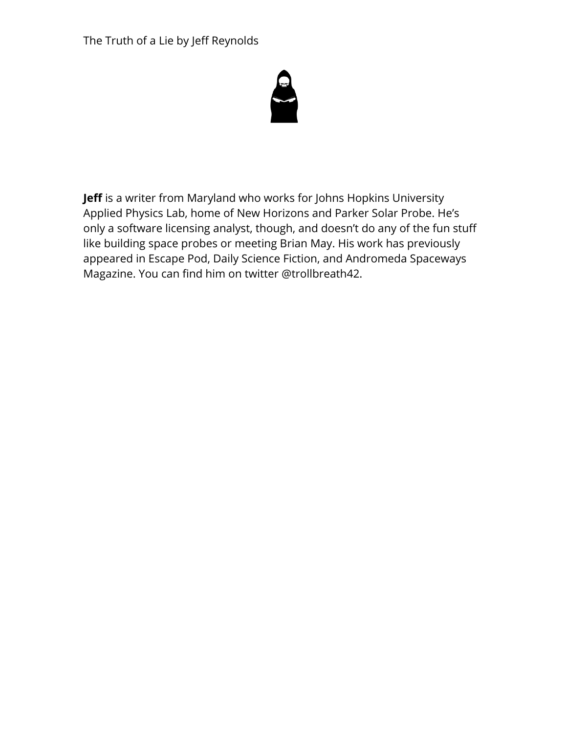**Jeff** is a writer from Maryland who works for Johns Hopkins University Applied Physics Lab, home of New Horizons and Parker Solar Probe. He's only a software licensing analyst, though, and doesn't do any of the fun stuff like building space probes or meeting Brian May. His work has previously appeared in Escape Pod, Daily Science Fiction, and Andromeda Spaceways Magazine. You can find him on twitter @trollbreath42.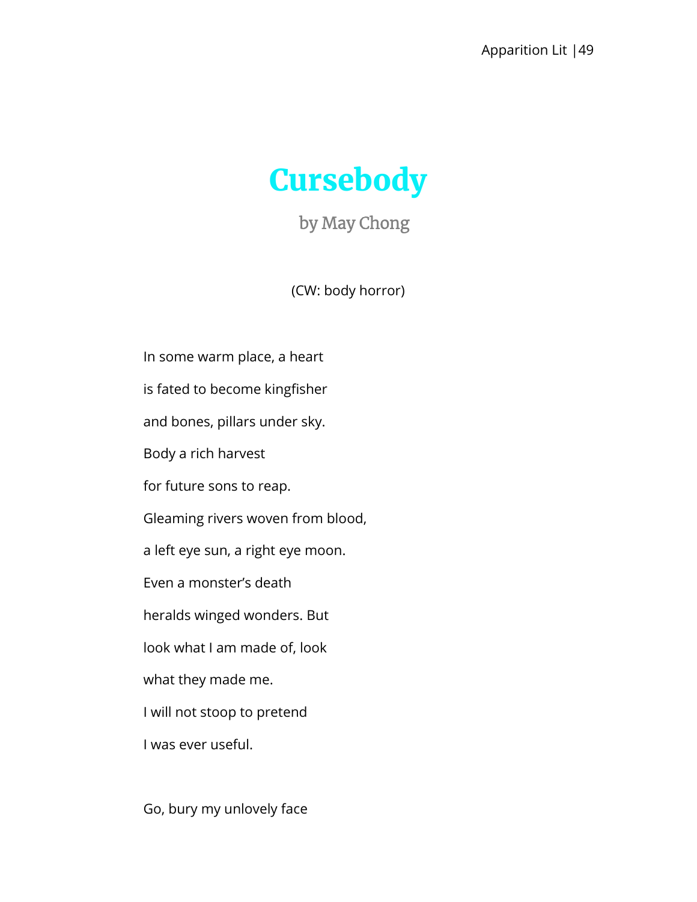# Cursebody

by May Chong

(CW: body horror)

In some warm place, a heart

is fated to become kingfisher

and bones, pillars under sky.

Body a rich harvest

for future sons to reap.

Gleaming rivers woven from blood,

a left eye sun, a right eye moon.

Even a monster's death

heralds winged wonders. But

look what I am made of, look

what they made me.

I will not stoop to pretend

I was ever useful.

Go, bury my unlovely face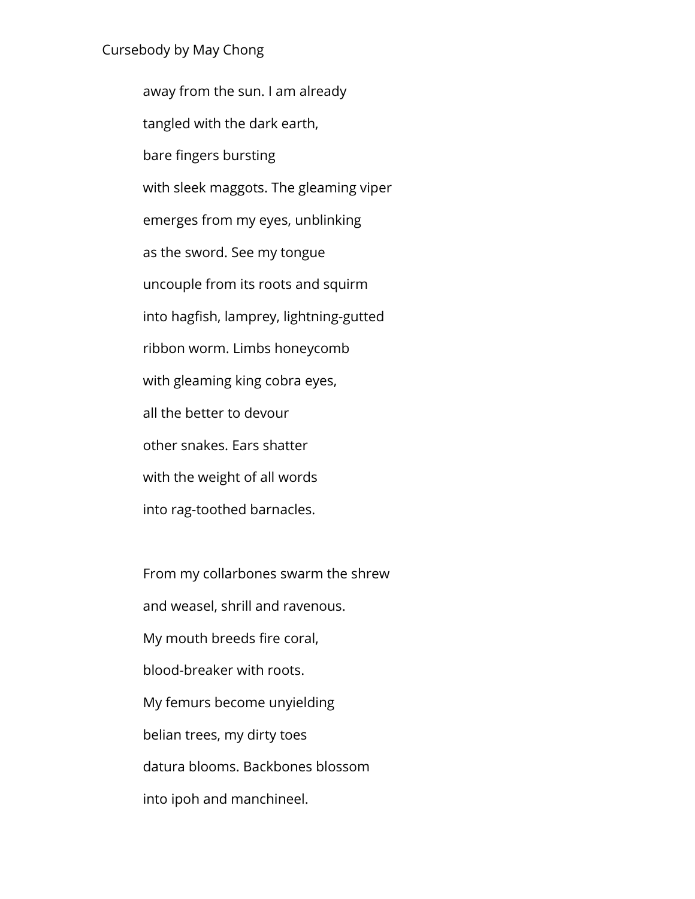away from the sun. I am already
tangled with the dark earth,
bare fingers bursting
with sleek maggots. The gleaming viper
emerges from my eyes, unblinking
as the sword. See my tongue
uncouple from its roots and squirm
into hagfish, lamprey, lightning-gutted
ribbon worm. Limbs honeycomb
with gleaming king cobra eyes,
all the better to devour
other snakes. Ears shatter
with the weight of all words
into rag-toothed barnacles.

From my collarbones swarm the shrew
and weasel, shrill and ravenous.
My mouth breeds fire coral,
blood-breaker with roots.
My femurs become unyielding
belian trees, my dirty toes
datura blooms. Backbones blossom
into ipoh and manchineel.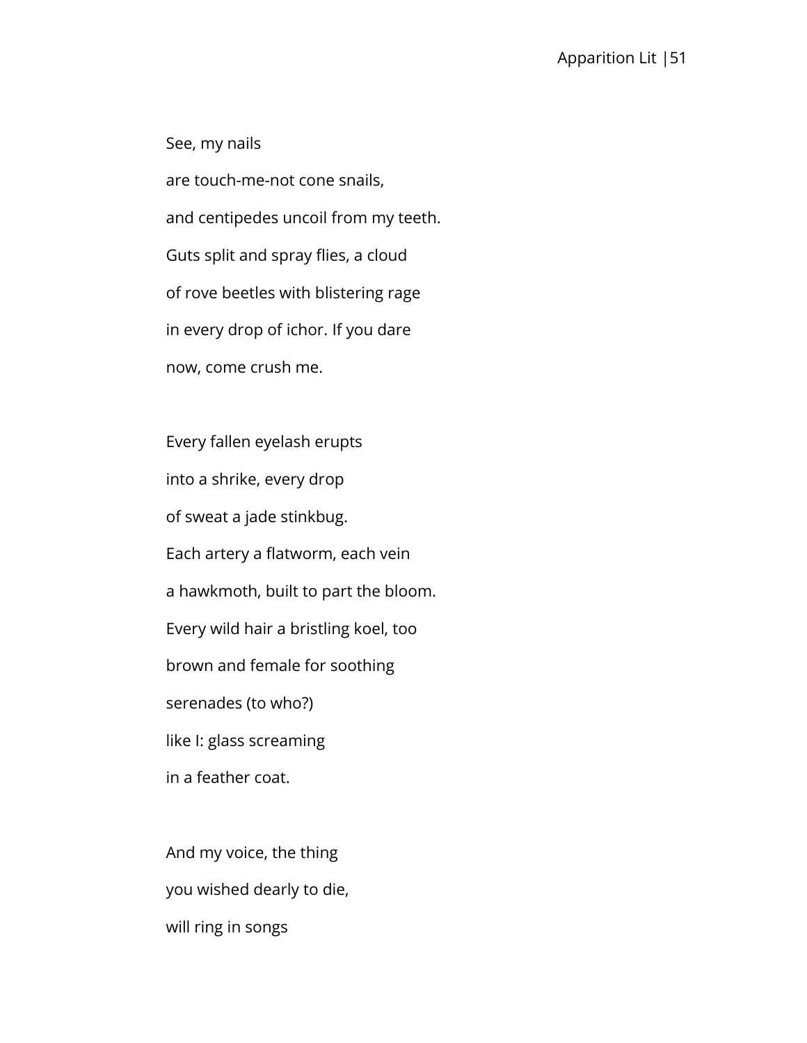See, my nails

are touch-me-not cone snails,

and centipedes uncoil from my teeth.

Guts split and spray flies, a cloud

of rove beetles with blistering rage

in every drop of ichor. If you dare

now, come crush me.

Every fallen eyelash erupts

into a shrike, every drop

of sweat a jade stinkbug.

Each artery a flatworm, each vein

a hawkmoth, built to part the bloom.

Every wild hair a bristling koel, too

brown and female for soothing

serenades (to who?)

like I: glass screaming

in a feather coat.

And my voice, the thing

you wished dearly to die,

will ring in songs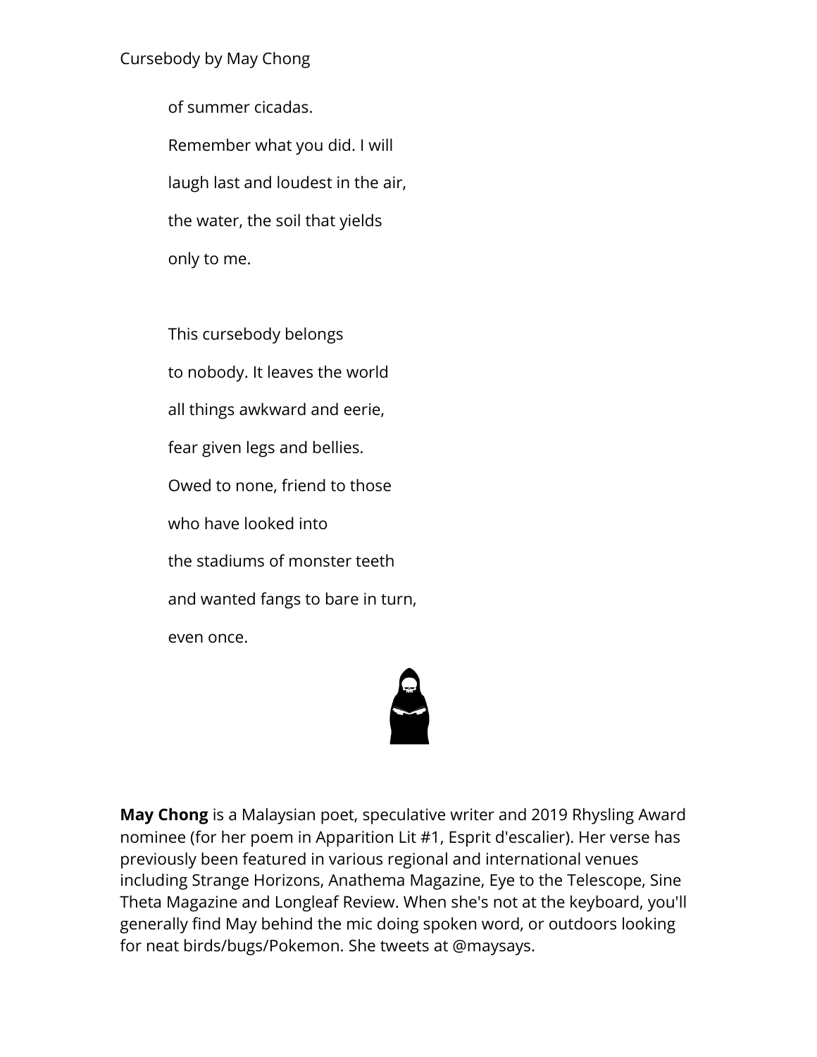of summer cicadas.

Remember what you did. I will

laugh last and loudest in the air,

the water, the soil that yields

only to me.

This cursebody belongs

to nobody. It leaves the world

all things awkward and eerie,

fear given legs and bellies.

Owed to none, friend to those

who have looked into

the stadiums of monster teeth

and wanted fangs to bare in turn,

even once.

**May Chong** is a Malaysian poet, speculative writer and 2019 Rhysling Award nominee (for her poem in Apparition Lit #1, Esprit d'escalier). Her verse has previously been featured in various regional and international venues including Strange Horizons, Anathema Magazine, Eye to the Telescope, Sine Theta Magazine and Longleaf Review. When she's not at the keyboard, you'll generally find May behind the mic doing spoken word, or outdoors looking for neat birds/bugs/Pokemon. She tweets at @maysays.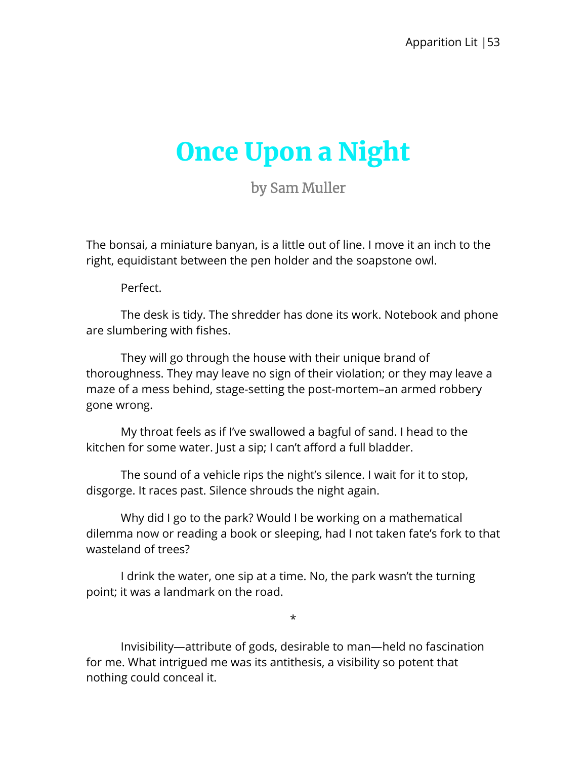# Once Upon a Night

by Sam Muller

The bonsai, a miniature banyan, is a little out of line. I move it an inch to the right, equidistant between the pen holder and the soapstone owl.

Perfect.

The desk is tidy. The shredder has done its work. Notebook and phone are slumbering with fishes.

They will go through the house with their unique brand of thoroughness. They may leave no sign of their violation; or they may leave a maze of a mess behind, stage-setting the post-mortem–an armed robbery gone wrong.

My throat feels as if I've swallowed a bagful of sand. I head to the kitchen for some water. Just a sip; I can't afford a full bladder.

The sound of a vehicle rips the night's silence. I wait for it to stop, disgorge. It races past. Silence shrouds the night again.

Why did I go to the park? Would I be working on a mathematical dilemma now or reading a book or sleeping, had I not taken fate's fork to that wasteland of trees?

I drink the water, one sip at a time. No, the park wasn't the turning point; it was a landmark on the road.

*

Invisibility—attribute of gods, desirable to man—held no fascination for me. What intrigued me was its antithesis, a visibility so potent that nothing could conceal it.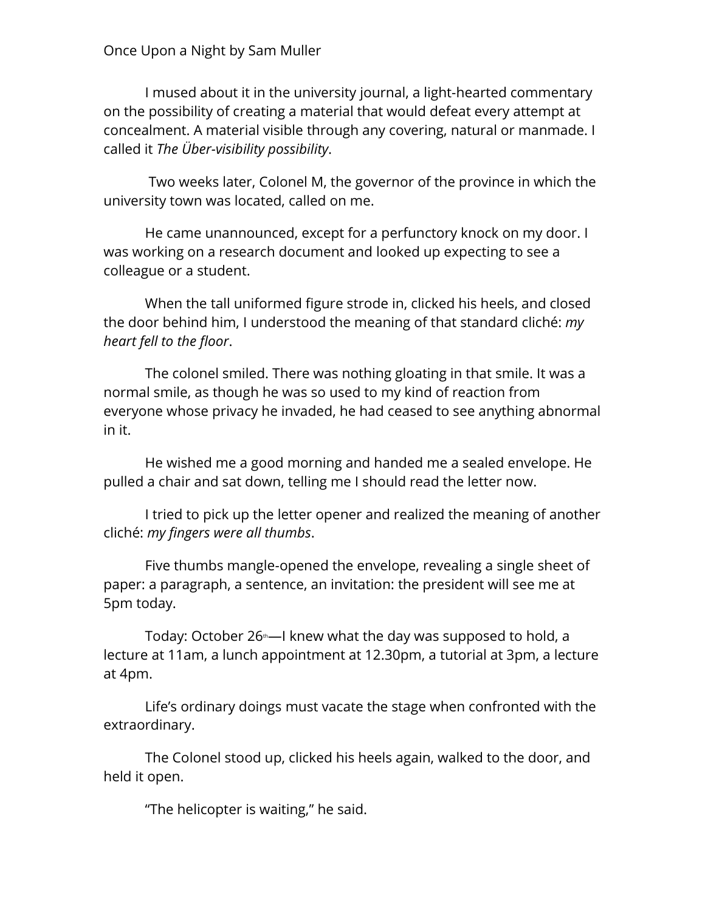I mused about it in the university journal, a light-hearted commentary on the possibility of creating a material that would defeat every attempt at concealment. A material visible through any covering, natural or manmade. I called it *The Über-visibility possibility*.

Two weeks later, Colonel M, the governor of the province in which the university town was located, called on me.

He came unannounced, except for a perfunctory knock on my door. I was working on a research document and looked up expecting to see a colleague or a student.

When the tall uniformed figure strode in, clicked his heels, and closed the door behind him, I understood the meaning of that standard cliché: *my heart fell to the floor*.

The colonel smiled. There was nothing gloating in that smile. It was a normal smile, as though he was so used to my kind of reaction from everyone whose privacy he invaded, he had ceased to see anything abnormal in it.

He wished me a good morning and handed me a sealed envelope. He pulled a chair and sat down, telling me I should read the letter now.

I tried to pick up the letter opener and realized the meaning of another cliché: *my fingers were all thumbs*.

Five thumbs mangle-opened the envelope, revealing a single sheet of paper: a paragraph, a sentence, an invitation: the president will see me at 5pm today.

Today: October 26th—I knew what the day was supposed to hold, a lecture at 11am, a lunch appointment at 12.30pm, a tutorial at 3pm, a lecture at 4pm.

Life's ordinary doings must vacate the stage when confronted with the extraordinary.

The Colonel stood up, clicked his heels again, walked to the door, and held it open.

"The helicopter is waiting," he said.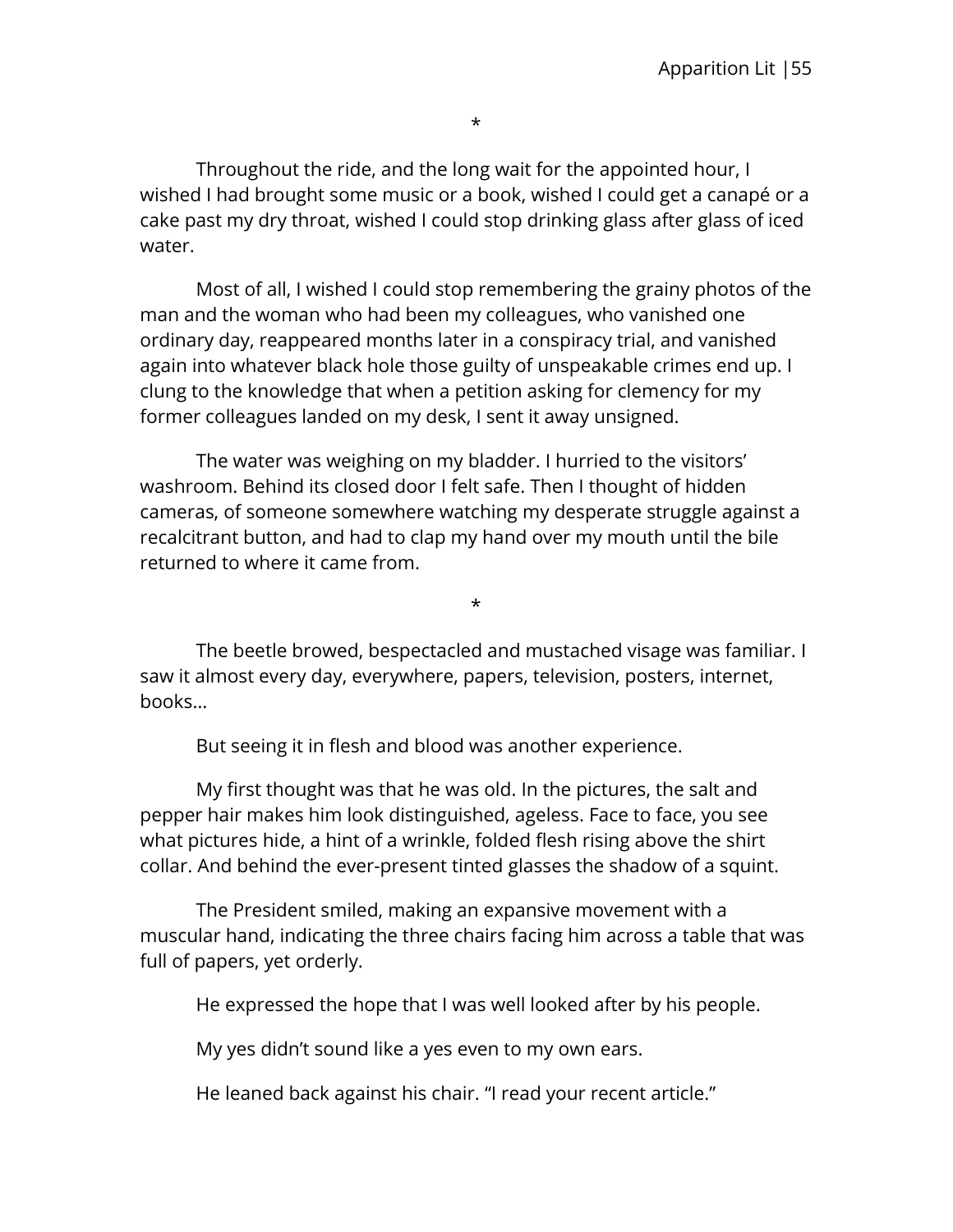*

Throughout the ride, and the long wait for the appointed hour, I wished I had brought some music or a book, wished I could get a canapé or a cake past my dry throat, wished I could stop drinking glass after glass of iced water.

Most of all, I wished I could stop remembering the grainy photos of the man and the woman who had been my colleagues, who vanished one ordinary day, reappeared months later in a conspiracy trial, and vanished again into whatever black hole those guilty of unspeakable crimes end up. I clung to the knowledge that when a petition asking for clemency for my former colleagues landed on my desk, I sent it away unsigned.

The water was weighing on my bladder. I hurried to the visitors' washroom. Behind its closed door I felt safe. Then I thought of hidden cameras, of someone somewhere watching my desperate struggle against a recalcitrant button, and had to clap my hand over my mouth until the bile returned to where it came from.

*

The beetle browed, bespectacled and mustached visage was familiar. I saw it almost every day, everywhere, papers, television, posters, internet, books…

But seeing it in flesh and blood was another experience.

My first thought was that he was old. In the pictures, the salt and pepper hair makes him look distinguished, ageless. Face to face, you see what pictures hide, a hint of a wrinkle, folded flesh rising above the shirt collar. And behind the ever-present tinted glasses the shadow of a squint.

The President smiled, making an expansive movement with a muscular hand, indicating the three chairs facing him across a table that was full of papers, yet orderly.

He expressed the hope that I was well looked after by his people.

My yes didn't sound like a yes even to my own ears.

He leaned back against his chair. "I read your recent article."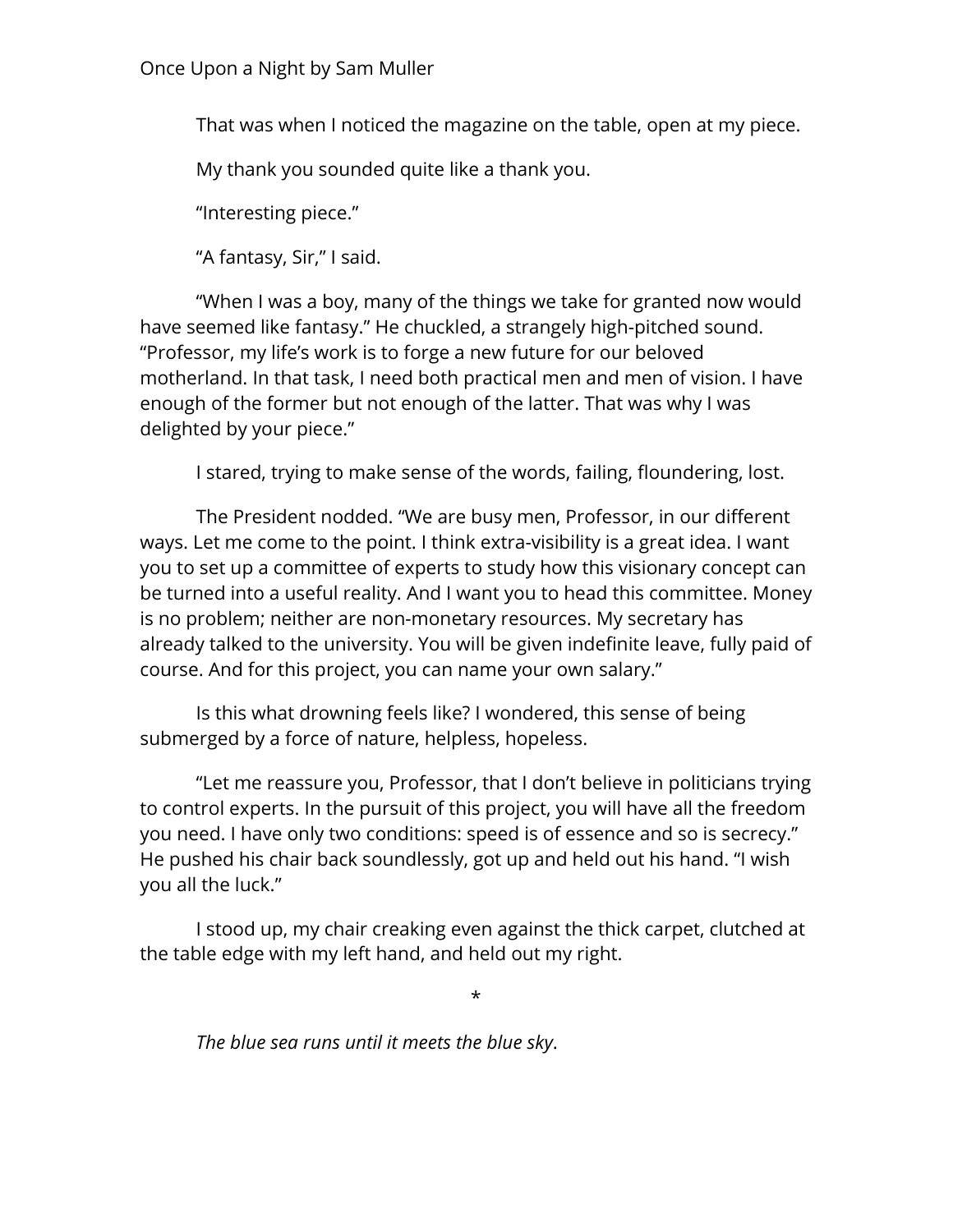That was when I noticed the magazine on the table, open at my piece.

My thank you sounded quite like a thank you.

"Interesting piece."

"A fantasy, Sir," I said.

"When I was a boy, many of the things we take for granted now would have seemed like fantasy." He chuckled, a strangely high-pitched sound. "Professor, my life's work is to forge a new future for our beloved motherland. In that task, I need both practical men and men of vision. I have enough of the former but not enough of the latter. That was why I was delighted by your piece."

I stared, trying to make sense of the words, failing, floundering, lost.

The President nodded. "We are busy men, Professor, in our different ways. Let me come to the point. I think extra-visibility is a great idea. I want you to set up a committee of experts to study how this visionary concept can be turned into a useful reality. And I want you to head this committee. Money is no problem; neither are non-monetary resources. My secretary has already talked to the university. You will be given indefinite leave, fully paid of course. And for this project, you can name your own salary."

Is this what drowning feels like? I wondered, this sense of being submerged by a force of nature, helpless, hopeless.

"Let me reassure you, Professor, that I don't believe in politicians trying to control experts. In the pursuit of this project, you will have all the freedom you need. I have only two conditions: speed is of essence and so is secrecy." He pushed his chair back soundlessly, got up and held out his hand. "I wish you all the luck."

I stood up, my chair creaking even against the thick carpet, clutched at the table edge with my left hand, and held out my right.

*

*The blue sea runs until it meets the blue sky*.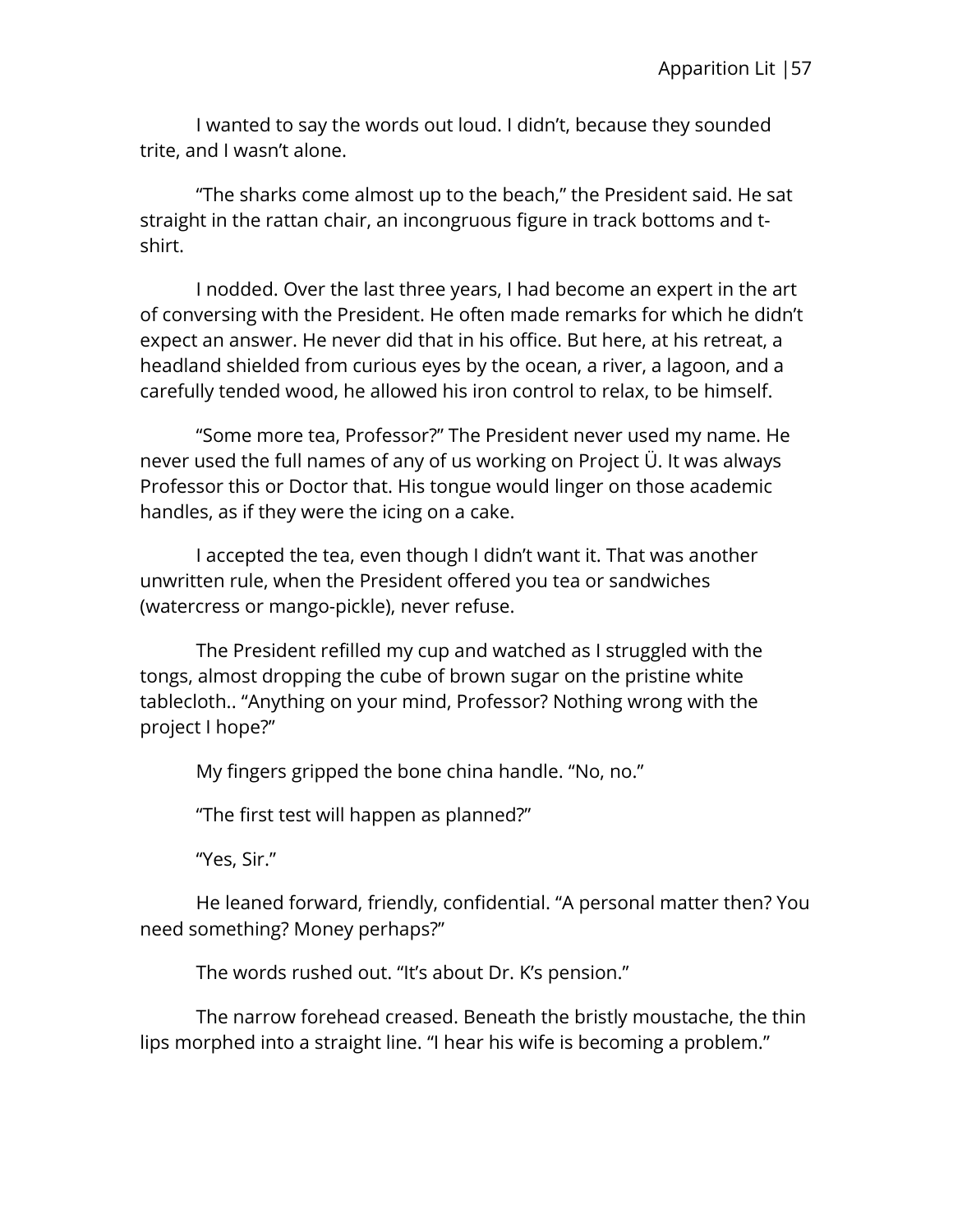I wanted to say the words out loud. I didn't, because they sounded trite, and I wasn't alone.

"The sharks come almost up to the beach," the President said. He sat straight in the rattan chair, an incongruous figure in track bottoms and t-shirt.

I nodded. Over the last three years, I had become an expert in the art of conversing with the President. He often made remarks for which he didn't expect an answer. He never did that in his office. But here, at his retreat, a headland shielded from curious eyes by the ocean, a river, a lagoon, and a carefully tended wood, he allowed his iron control to relax, to be himself.

"Some more tea, Professor?" The President never used my name. He never used the full names of any of us working on Project Ü. It was always Professor this or Doctor that. His tongue would linger on those academic handles, as if they were the icing on a cake.

I accepted the tea, even though I didn't want it. That was another unwritten rule, when the President offered you tea or sandwiches (watercress or mango-pickle), never refuse.

The President refilled my cup and watched as I struggled with the tongs, almost dropping the cube of brown sugar on the pristine white tablecloth.. "Anything on your mind, Professor? Nothing wrong with the project I hope?"

My fingers gripped the bone china handle. "No, no."

"The first test will happen as planned?"

"Yes, Sir."

He leaned forward, friendly, confidential. "A personal matter then? You need something? Money perhaps?"

The words rushed out. "It's about Dr. K's pension."

The narrow forehead creased. Beneath the bristly moustache, the thin lips morphed into a straight line. "I hear his wife is becoming a problem."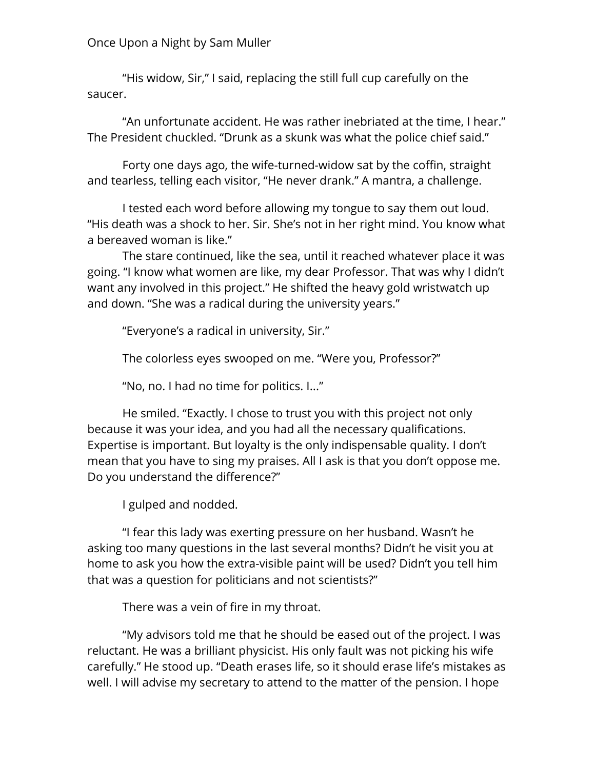"His widow, Sir," I said, replacing the still full cup carefully on the saucer.

"An unfortunate accident. He was rather inebriated at the time, I hear." The President chuckled. "Drunk as a skunk was what the police chief said."

Forty one days ago, the wife-turned-widow sat by the coffin, straight and tearless, telling each visitor, "He never drank." A mantra, a challenge.

I tested each word before allowing my tongue to say them out loud. "His death was a shock to her. Sir. She's not in her right mind. You know what a bereaved woman is like."

The stare continued, like the sea, until it reached whatever place it was going. "I know what women are like, my dear Professor. That was why I didn't want any involved in this project." He shifted the heavy gold wristwatch up and down. "She was a radical during the university years."

"Everyone's a radical in university, Sir."

The colorless eyes swooped on me. "Were you, Professor?"

"No, no. I had no time for politics. I..."

He smiled. "Exactly. I chose to trust you with this project not only because it was your idea, and you had all the necessary qualifications. Expertise is important. But loyalty is the only indispensable quality. I don't mean that you have to sing my praises. All I ask is that you don't oppose me. Do you understand the difference?"

I gulped and nodded.

"I fear this lady was exerting pressure on her husband. Wasn't he asking too many questions in the last several months? Didn't he visit you at home to ask you how the extra-visible paint will be used? Didn't you tell him that was a question for politicians and not scientists?"

There was a vein of fire in my throat.

"My advisors told me that he should be eased out of the project. I was reluctant. He was a brilliant physicist. His only fault was not picking his wife carefully." He stood up. "Death erases life, so it should erase life's mistakes as well. I will advise my secretary to attend to the matter of the pension. I hope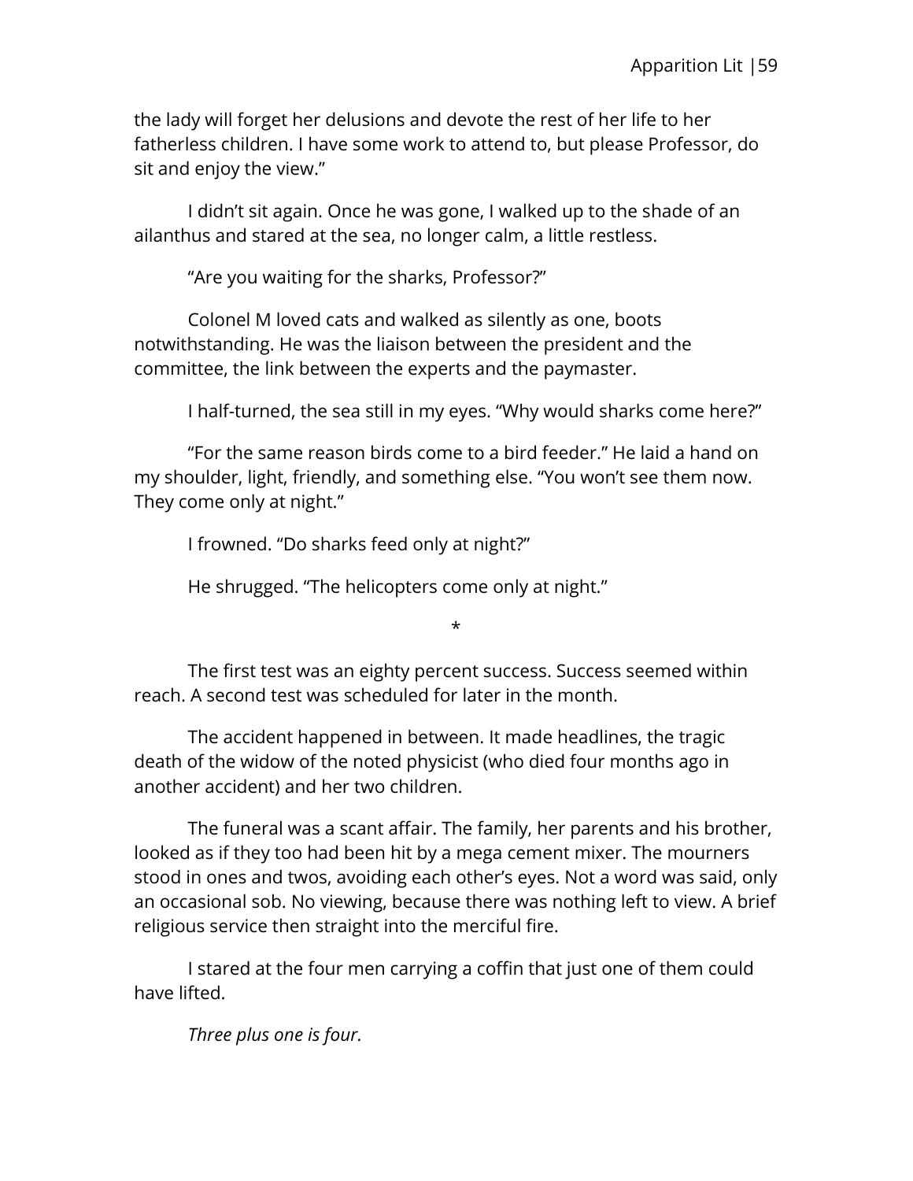the lady will forget her delusions and devote the rest of her life to her fatherless children. I have some work to attend to, but please Professor, do sit and enjoy the view."

I didn't sit again. Once he was gone, I walked up to the shade of an ailanthus and stared at the sea, no longer calm, a little restless.

"Are you waiting for the sharks, Professor?"

Colonel M loved cats and walked as silently as one, boots notwithstanding. He was the liaison between the president and the committee, the link between the experts and the paymaster.

I half-turned, the sea still in my eyes. "Why would sharks come here?"

"For the same reason birds come to a bird feeder." He laid a hand on my shoulder, light, friendly, and something else. "You won't see them now. They come only at night."

I frowned. "Do sharks feed only at night?"

He shrugged. "The helicopters come only at night."

*

The first test was an eighty percent success. Success seemed within reach. A second test was scheduled for later in the month.

The accident happened in between. It made headlines, the tragic death of the widow of the noted physicist (who died four months ago in another accident) and her two children.

The funeral was a scant affair. The family, her parents and his brother, looked as if they too had been hit by a mega cement mixer. The mourners stood in ones and twos, avoiding each other's eyes. Not a word was said, only an occasional sob. No viewing, because there was nothing left to view. A brief religious service then straight into the merciful fire.

I stared at the four men carrying a coffin that just one of them could have lifted.

*Three plus one is four.*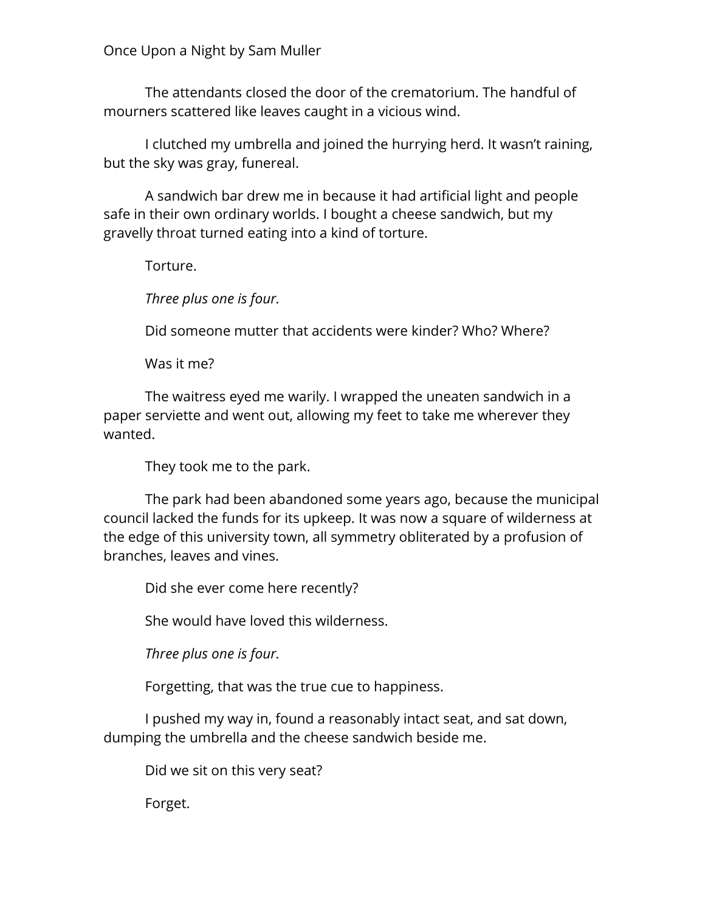The attendants closed the door of the crematorium. The handful of mourners scattered like leaves caught in a vicious wind.

I clutched my umbrella and joined the hurrying herd. It wasn't raining, but the sky was gray, funereal.

A sandwich bar drew me in because it had artificial light and people safe in their own ordinary worlds. I bought a cheese sandwich, but my gravelly throat turned eating into a kind of torture.

Torture.

*Three plus one is four.*

Did someone mutter that accidents were kinder? Who? Where?

Was it me?

The waitress eyed me warily. I wrapped the uneaten sandwich in a paper serviette and went out, allowing my feet to take me wherever they wanted.

They took me to the park.

The park had been abandoned some years ago, because the municipal council lacked the funds for its upkeep. It was now a square of wilderness at the edge of this university town, all symmetry obliterated by a profusion of branches, leaves and vines.

Did she ever come here recently?

She would have loved this wilderness.

*Three plus one is four.*

Forgetting, that was the true cue to happiness.

I pushed my way in, found a reasonably intact seat, and sat down, dumping the umbrella and the cheese sandwich beside me.

Did we sit on this very seat?

Forget.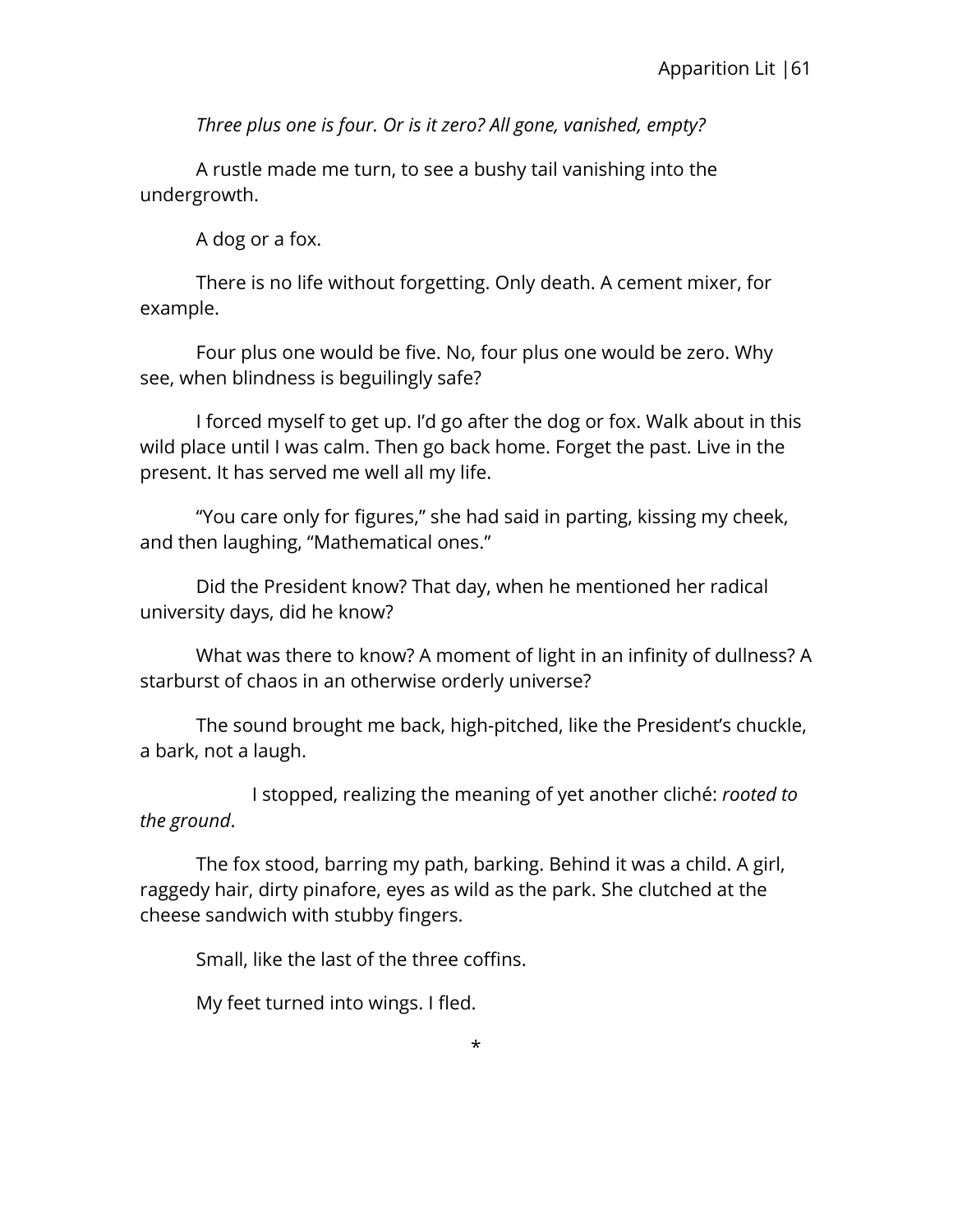*Three plus one is four. Or is it zero? All gone, vanished, empty?*

A rustle made me turn, to see a bushy tail vanishing into the undergrowth.

A dog or a fox.

There is no life without forgetting. Only death. A cement mixer, for example.

Four plus one would be five. No, four plus one would be zero. Why see, when blindness is beguilingly safe?

I forced myself to get up. I'd go after the dog or fox. Walk about in this wild place until I was calm. Then go back home. Forget the past. Live in the present. It has served me well all my life.

"You care only for figures," she had said in parting, kissing my cheek, and then laughing, "Mathematical ones."

Did the President know? That day, when he mentioned her radical university days, did he know?

What was there to know? A moment of light in an infinity of dullness? A starburst of chaos in an otherwise orderly universe?

The sound brought me back, high-pitched, like the President's chuckle, a bark, not a laugh.

I stopped, realizing the meaning of yet another cliché: *rooted to the ground*.

The fox stood, barring my path, barking. Behind it was a child. A girl, raggedy hair, dirty pinafore, eyes as wild as the park. She clutched at the cheese sandwich with stubby fingers.

Small, like the last of the three coffins.

My feet turned into wings. I fled.

*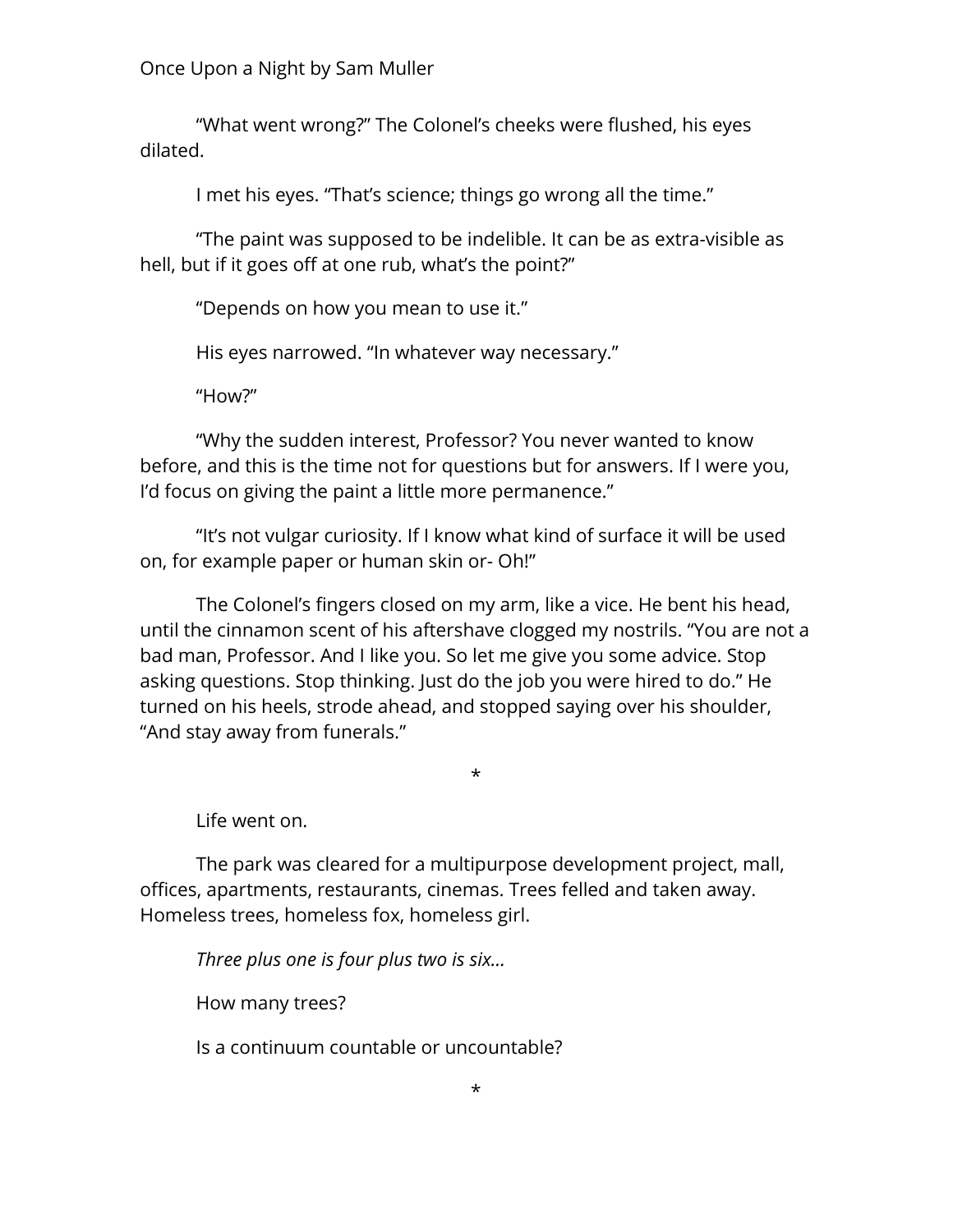"What went wrong?" The Colonel's cheeks were flushed, his eyes dilated.

I met his eyes. "That's science; things go wrong all the time."

"The paint was supposed to be indelible. It can be as extra-visible as hell, but if it goes off at one rub, what's the point?"

"Depends on how you mean to use it."

His eyes narrowed. "In whatever way necessary."

"How?"

"Why the sudden interest, Professor? You never wanted to know before, and this is the time not for questions but for answers. If I were you, I'd focus on giving the paint a little more permanence."

"It's not vulgar curiosity. If I know what kind of surface it will be used on, for example paper or human skin or- Oh!"

The Colonel's fingers closed on my arm, like a vice. He bent his head, until the cinnamon scent of his aftershave clogged my nostrils. "You are not a bad man, Professor. And I like you. So let me give you some advice. Stop asking questions. Stop thinking. Just do the job you were hired to do." He turned on his heels, strode ahead, and stopped saying over his shoulder, "And stay away from funerals."

*

Life went on.

The park was cleared for a multipurpose development project, mall, offices, apartments, restaurants, cinemas. Trees felled and taken away. Homeless trees, homeless fox, homeless girl.

*Three plus one is four plus two is six…*

How many trees?

Is a continuum countable or uncountable?

*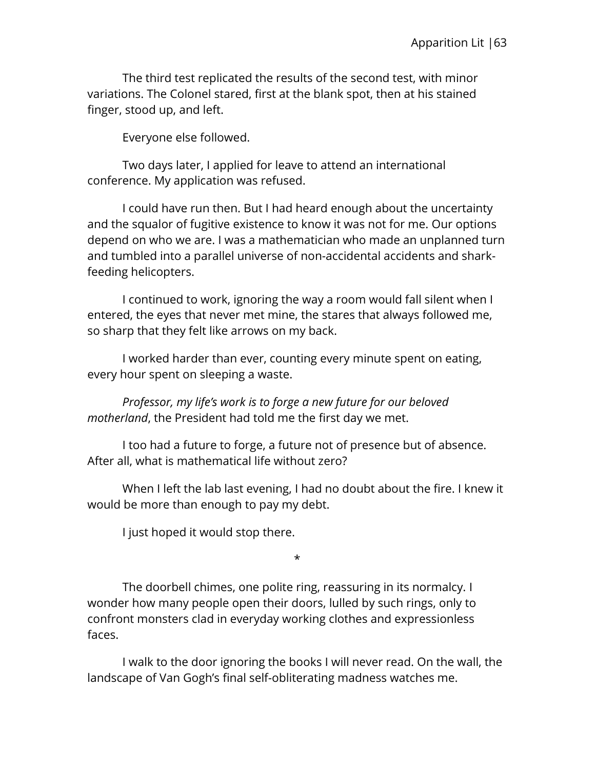The third test replicated the results of the second test, with minor variations. The Colonel stared, first at the blank spot, then at his stained finger, stood up, and left.

Everyone else followed.

Two days later, I applied for leave to attend an international conference. My application was refused.

I could have run then. But I had heard enough about the uncertainty and the squalor of fugitive existence to know it was not for me. Our options depend on who we are. I was a mathematician who made an unplanned turn and tumbled into a parallel universe of non-accidental accidents and shark-feeding helicopters.

I continued to work, ignoring the way a room would fall silent when I entered, the eyes that never met mine, the stares that always followed me, so sharp that they felt like arrows on my back.

I worked harder than ever, counting every minute spent on eating, every hour spent on sleeping a waste.

*Professor, my life's work is to forge a new future for our beloved motherland*, the President had told me the first day we met.

I too had a future to forge, a future not of presence but of absence. After all, what is mathematical life without zero?

When I left the lab last evening, I had no doubt about the fire. I knew it would be more than enough to pay my debt.

I just hoped it would stop there.

*

The doorbell chimes, one polite ring, reassuring in its normalcy. I wonder how many people open their doors, lulled by such rings, only to confront monsters clad in everyday working clothes and expressionless faces.

I walk to the door ignoring the books I will never read. On the wall, the landscape of Van Gogh's final self-obliterating madness watches me.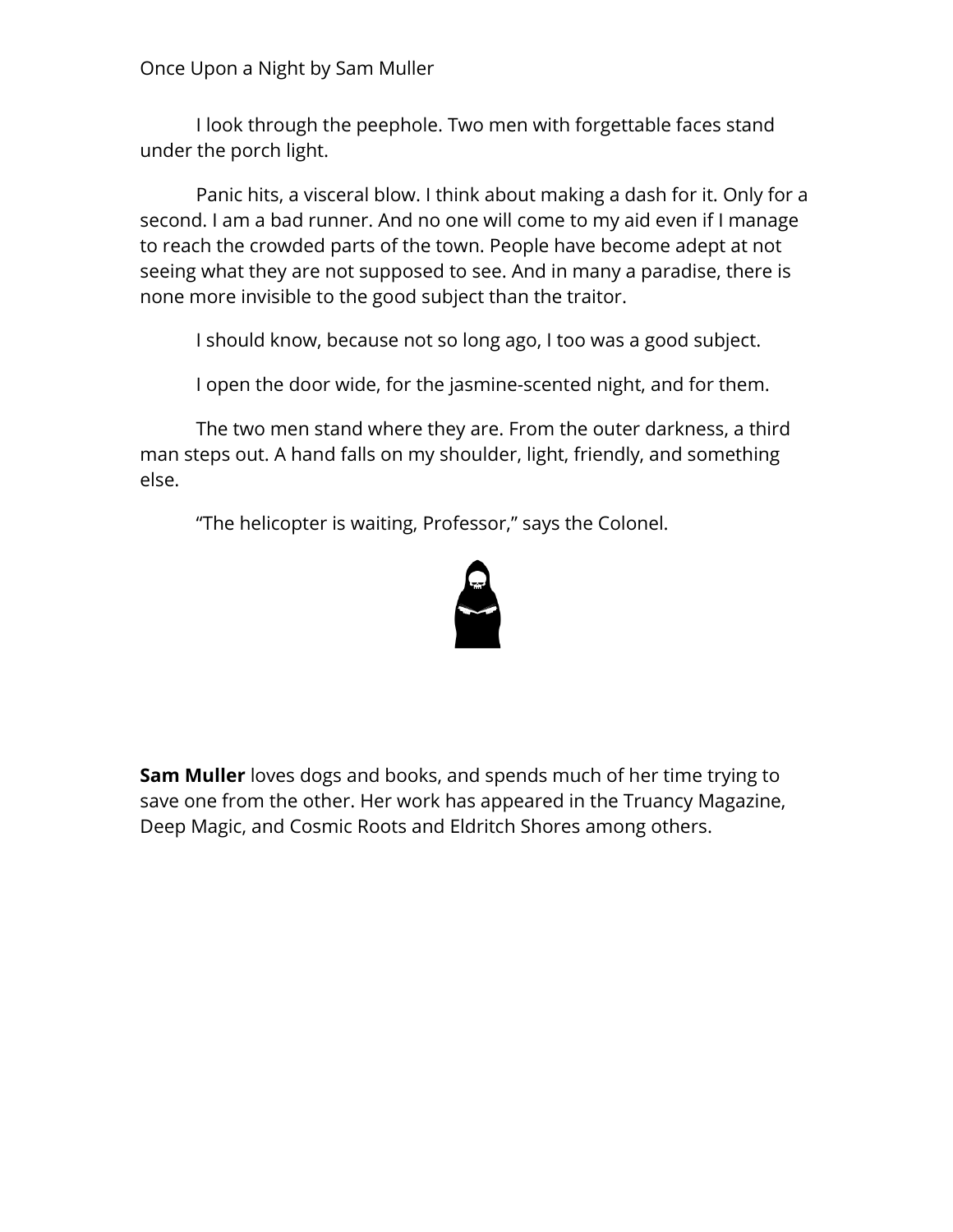I look through the peephole. Two men with forgettable faces stand under the porch light.

Panic hits, a visceral blow. I think about making a dash for it. Only for a second. I am a bad runner. And no one will come to my aid even if I manage to reach the crowded parts of the town. People have become adept at not seeing what they are not supposed to see. And in many a paradise, there is none more invisible to the good subject than the traitor.

I should know, because not so long ago, I too was a good subject.

I open the door wide, for the jasmine-scented night, and for them.

The two men stand where they are. From the outer darkness, a third man steps out. A hand falls on my shoulder, light, friendly, and something else.

"The helicopter is waiting, Professor," says the Colonel.

**Sam Muller** loves dogs and books, and spends much of her time trying to save one from the other. Her work has appeared in the Truancy Magazine, Deep Magic, and Cosmic Roots and Eldritch Shores among others.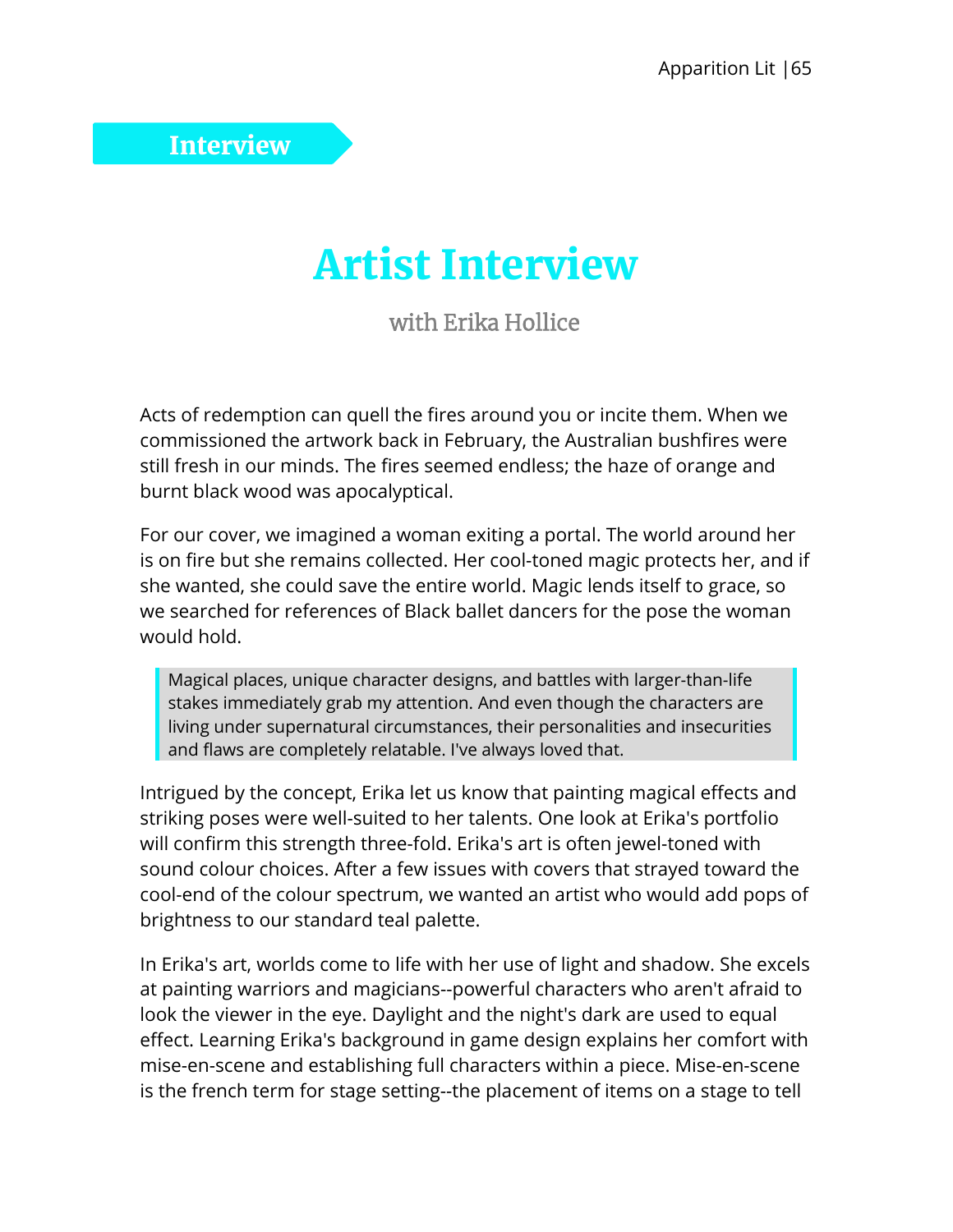Interview

# Artist Interview

## with Erika Hollice

Acts of redemption can quell the fires around you or incite them. When we commissioned the artwork back in February, the Australian bushfires were still fresh in our minds. The fires seemed endless; the haze of orange and burnt black wood was apocalyptical.

For our cover, we imagined a woman exiting a portal. The world around her is on fire but she remains collected. Her cool-toned magic protects her, and if she wanted, she could save the entire world. Magic lends itself to grace, so we searched for references of Black ballet dancers for the pose the woman would hold.

> Magical places, unique character designs, and battles with larger-than-life stakes immediately grab my attention. And even though the characters are living under supernatural circumstances, their personalities and insecurities and flaws are completely relatable. I've always loved that.

Intrigued by the concept, Erika let us know that painting magical effects and striking poses were well-suited to her talents. One look at Erika's portfolio will confirm this strength three-fold. Erika's art is often jewel-toned with sound colour choices. After a few issues with covers that strayed toward the cool-end of the colour spectrum, we wanted an artist who would add pops of brightness to our standard teal palette.

In Erika's art, worlds come to life with her use of light and shadow. She excels at painting warriors and magicians--powerful characters who aren't afraid to look the viewer in the eye. Daylight and the night's dark are used to equal effect. Learning Erika's background in game design explains her comfort with mise-en-scene and establishing full characters within a piece. Mise-en-scene is the french term for stage setting--the placement of items on a stage to tell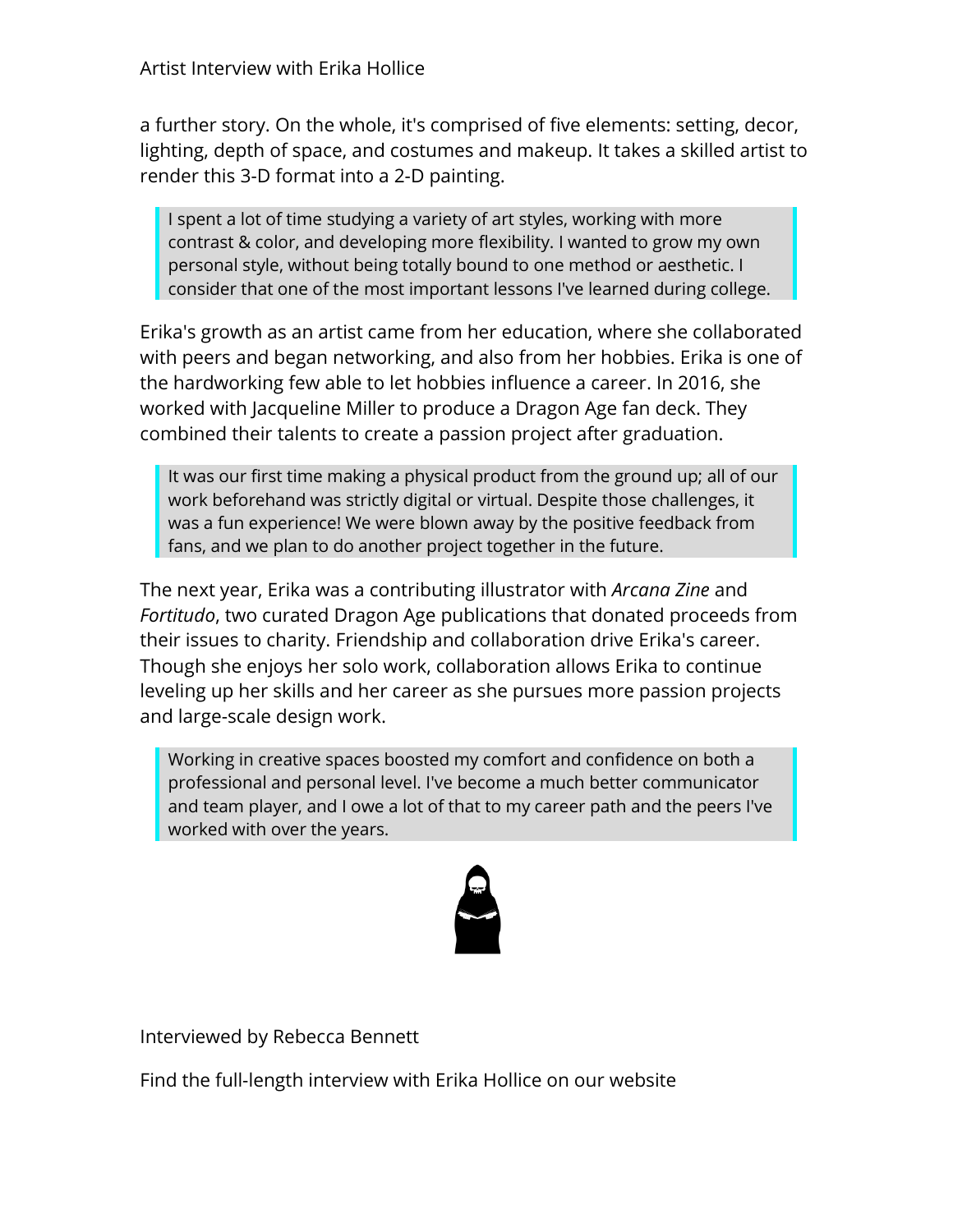a further story. On the whole, it's comprised of five elements: setting, decor, lighting, depth of space, and costumes and makeup. It takes a skilled artist to render this 3-D format into a 2-D painting.

> I spent a lot of time studying a variety of art styles, working with more contrast & color, and developing more flexibility. I wanted to grow my own personal style, without being totally bound to one method or aesthetic. I consider that one of the most important lessons I've learned during college.

Erika's growth as an artist came from her education, where she collaborated with peers and began networking, and also from her hobbies. Erika is one of the hardworking few able to let hobbies influence a career. In 2016, she worked with Jacqueline Miller to produce a Dragon Age fan deck. They combined their talents to create a passion project after graduation.

> It was our first time making a physical product from the ground up; all of our work beforehand was strictly digital or virtual. Despite those challenges, it was a fun experience! We were blown away by the positive feedback from fans, and we plan to do another project together in the future.

The next year, Erika was a contributing illustrator with *Arcana Zine* and *Fortitudo*, two curated Dragon Age publications that donated proceeds from their issues to charity. Friendship and collaboration drive Erika's career. Though she enjoys her solo work, collaboration allows Erika to continue leveling up her skills and her career as she pursues more passion projects and large-scale design work.

> Working in creative spaces boosted my comfort and confidence on both a professional and personal level. I've become a much better communicator and team player, and I owe a lot of that to my career path and the peers I've worked with over the years.

Interviewed by Rebecca Bennett

Find the full-length interview with Erika Hollice on our website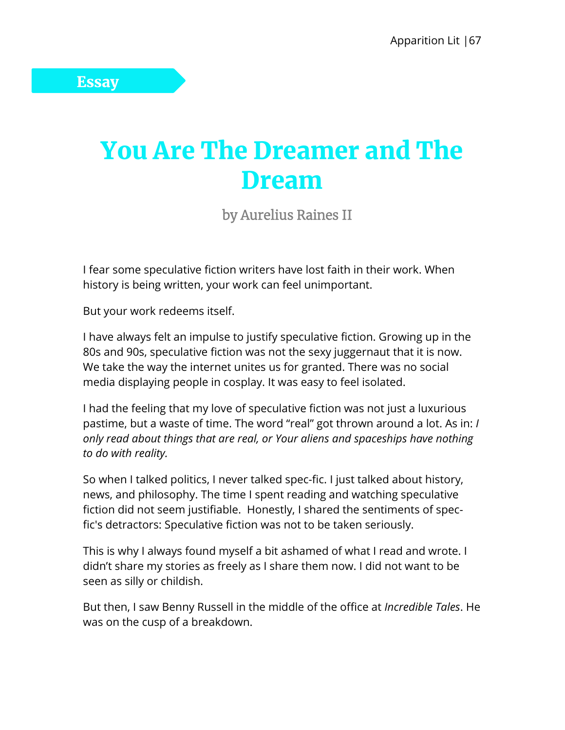Essay

# You Are The Dreamer and The Dream

by Aurelius Raines II

I fear some speculative fiction writers have lost faith in their work. When history is being written, your work can feel unimportant.

But your work redeems itself.

I have always felt an impulse to justify speculative fiction. Growing up in the 80s and 90s, speculative fiction was not the sexy juggernaut that it is now. We take the way the internet unites us for granted. There was no social media displaying people in cosplay. It was easy to feel isolated.

I had the feeling that my love of speculative fiction was not just a luxurious pastime, but a waste of time. The word "real" got thrown around a lot. As in: *I only read about things that are real, or Your aliens and spaceships have nothing to do with reality.*

So when I talked politics, I never talked spec-fic. I just talked about history, news, and philosophy. The time I spent reading and watching speculative fiction did not seem justifiable. Honestly, I shared the sentiments of spec-fic's detractors: Speculative fiction was not to be taken seriously.

This is why I always found myself a bit ashamed of what I read and wrote. I didn't share my stories as freely as I share them now. I did not want to be seen as silly or childish.

But then, I saw Benny Russell in the middle of the office at *Incredible Tales*. He was on the cusp of a breakdown.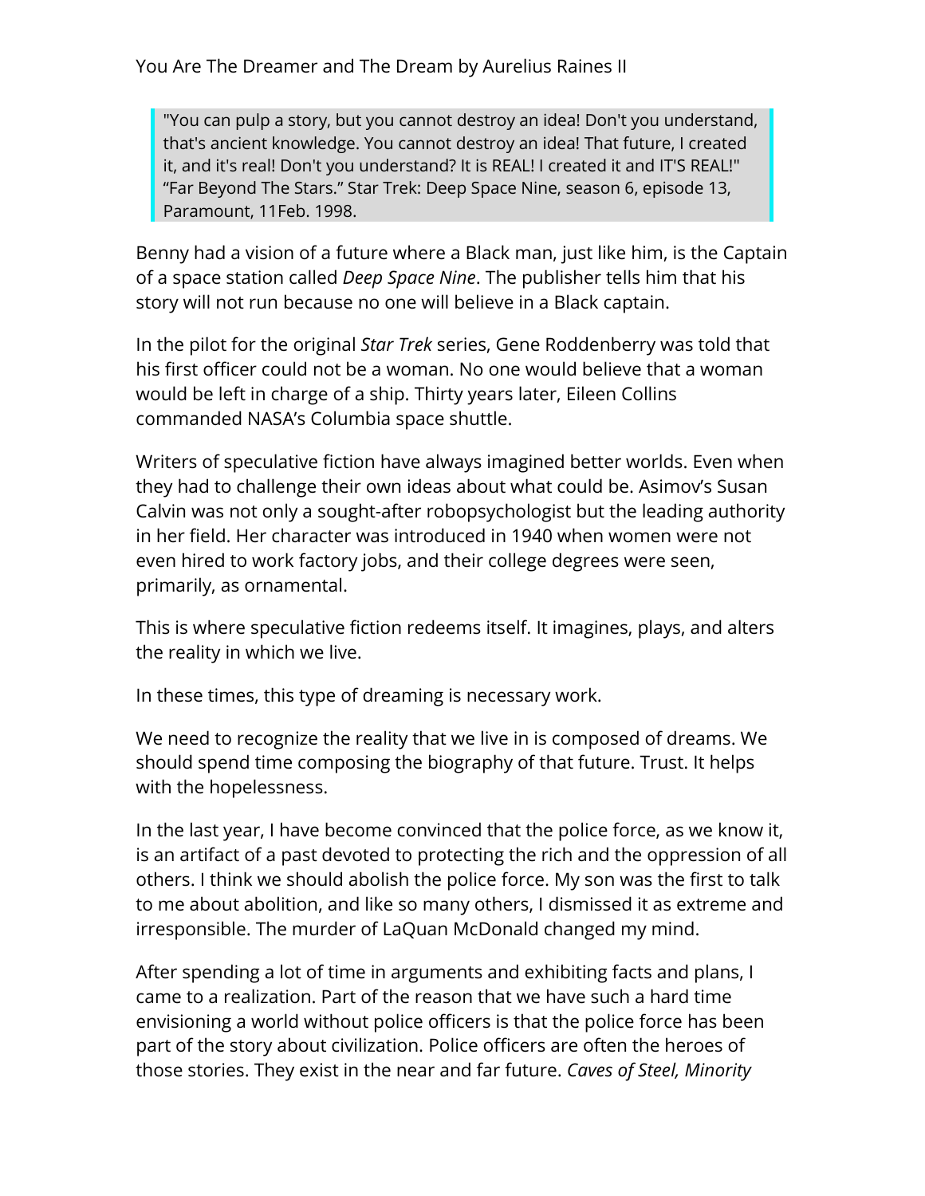You Are The Dreamer and The Dream by Aurelius Raines II

> "You can pulp a story, but you cannot destroy an idea! Don't you understand, that's ancient knowledge. You cannot destroy an idea! That future, I created it, and it's real! Don't you understand? It is REAL! I created it and IT'S REAL!" "Far Beyond The Stars." Star Trek: Deep Space Nine, season 6, episode 13, Paramount, 11Feb. 1998.

Benny had a vision of a future where a Black man, just like him, is the Captain of a space station called *Deep Space Nine*. The publisher tells him that his story will not run because no one will believe in a Black captain.

In the pilot for the original *Star Trek* series, Gene Roddenberry was told that his first officer could not be a woman. No one would believe that a woman would be left in charge of a ship. Thirty years later, Eileen Collins commanded NASA's Columbia space shuttle.

Writers of speculative fiction have always imagined better worlds. Even when they had to challenge their own ideas about what could be. Asimov's Susan Calvin was not only a sought-after robopsychologist but the leading authority in her field. Her character was introduced in 1940 when women were not even hired to work factory jobs, and their college degrees were seen, primarily, as ornamental.

This is where speculative fiction redeems itself. It imagines, plays, and alters the reality in which we live.

In these times, this type of dreaming is necessary work.

We need to recognize the reality that we live in is composed of dreams. We should spend time composing the biography of that future. Trust. It helps with the hopelessness.

In the last year, I have become convinced that the police force, as we know it, is an artifact of a past devoted to protecting the rich and the oppression of all others. I think we should abolish the police force. My son was the first to talk to me about abolition, and like so many others, I dismissed it as extreme and irresponsible. The murder of LaQuan McDonald changed my mind.

After spending a lot of time in arguments and exhibiting facts and plans, I came to a realization. Part of the reason that we have such a hard time envisioning a world without police officers is that the police force has been part of the story about civilization. Police officers are often the heroes of those stories. They exist in the near and far future. *Caves of Steel, Minority*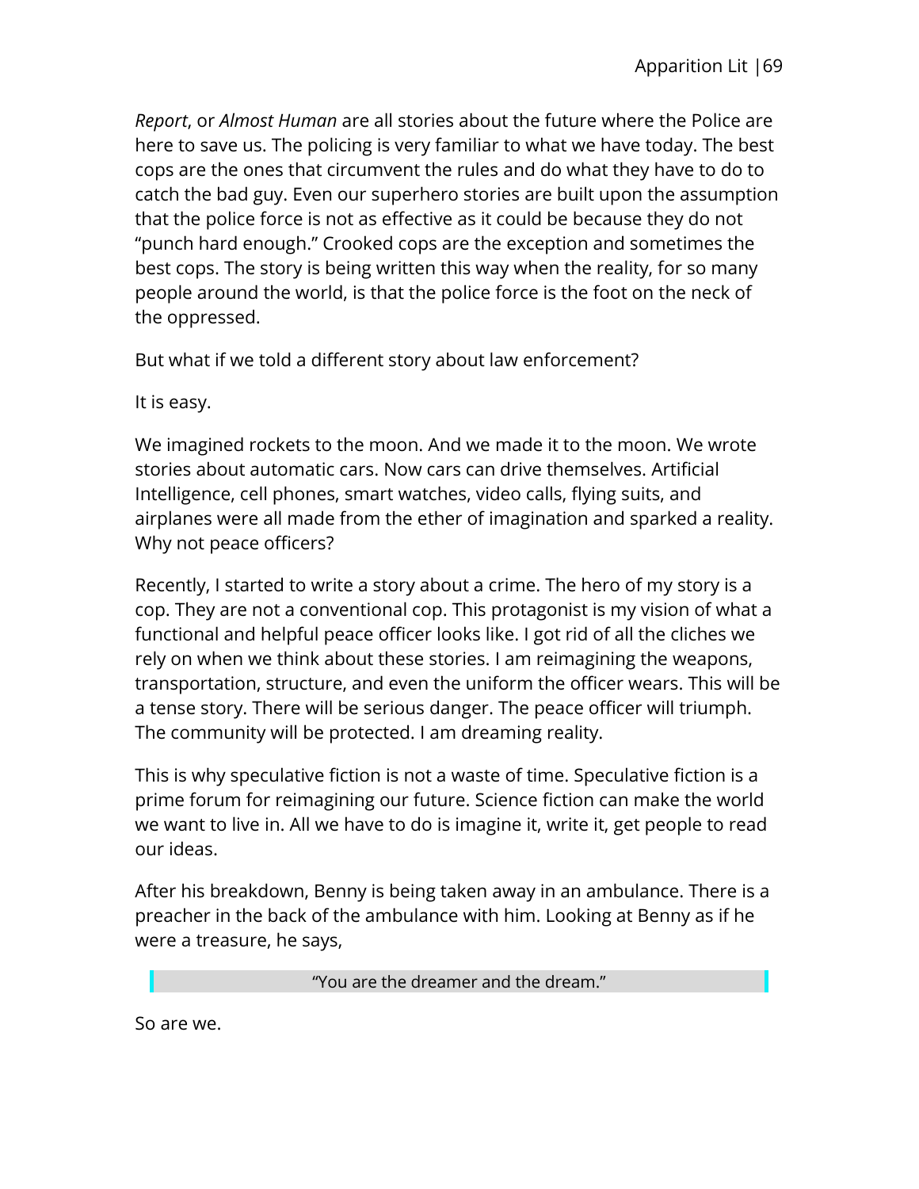*Report*, or *Almost Human* are all stories about the future where the Police are here to save us. The policing is very familiar to what we have today. The best cops are the ones that circumvent the rules and do what they have to do to catch the bad guy. Even our superhero stories are built upon the assumption that the police force is not as effective as it could be because they do not "punch hard enough." Crooked cops are the exception and sometimes the best cops. The story is being written this way when the reality, for so many people around the world, is that the police force is the foot on the neck of the oppressed.

But what if we told a different story about law enforcement?

It is easy.

We imagined rockets to the moon. And we made it to the moon. We wrote stories about automatic cars. Now cars can drive themselves. Artificial Intelligence, cell phones, smart watches, video calls, flying suits, and airplanes were all made from the ether of imagination and sparked a reality. Why not peace officers?

Recently, I started to write a story about a crime. The hero of my story is a cop. They are not a conventional cop. This protagonist is my vision of what a functional and helpful peace officer looks like. I got rid of all the cliches we rely on when we think about these stories. I am reimagining the weapons, transportation, structure, and even the uniform the officer wears. This will be a tense story. There will be serious danger. The peace officer will triumph. The community will be protected. I am dreaming reality.

This is why speculative fiction is not a waste of time. Speculative fiction is a prime forum for reimagining our future. Science fiction can make the world we want to live in. All we have to do is imagine it, write it, get people to read our ideas.

After his breakdown, Benny is being taken away in an ambulance. There is a preacher in the back of the ambulance with him. Looking at Benny as if he were a treasure, he says,

> "You are the dreamer and the dream."

So are we.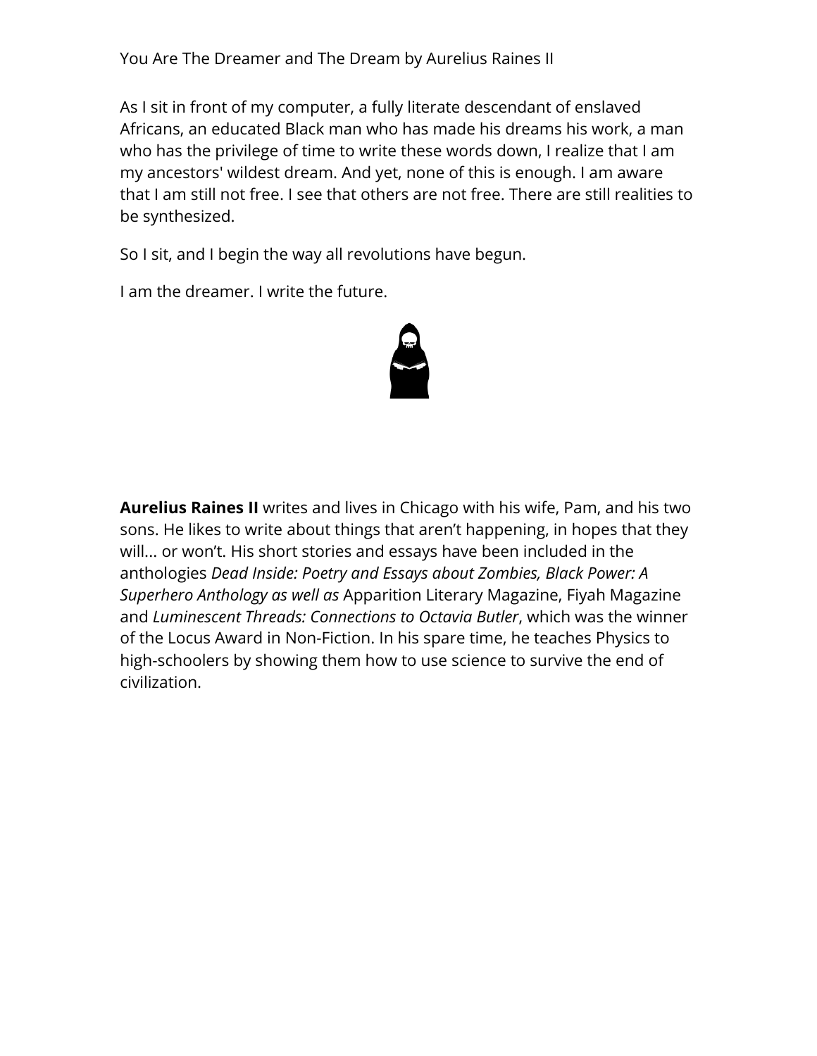You Are The Dreamer and The Dream by Aurelius Raines II

As I sit in front of my computer, a fully literate descendant of enslaved Africans, an educated Black man who has made his dreams his work, a man who has the privilege of time to write these words down, I realize that I am my ancestors' wildest dream. And yet, none of this is enough. I am aware that I am still not free. I see that others are not free. There are still realities to be synthesized.

So I sit, and I begin the way all revolutions have begun.

I am the dreamer. I write the future.

**Aurelius Raines II** writes and lives in Chicago with his wife, Pam, and his two sons. He likes to write about things that aren't happening, in hopes that they will... or won't. His short stories and essays have been included in the anthologies *Dead Inside: Poetry and Essays about Zombies, Black Power: A Superhero Anthology as well as* Apparition Literary Magazine, Fiyah Magazine and *Luminescent Threads: Connections to Octavia Butler*, which was the winner of the Locus Award in Non-Fiction. In his spare time, he teaches Physics to high-schoolers by showing them how to use science to survive the end of civilization.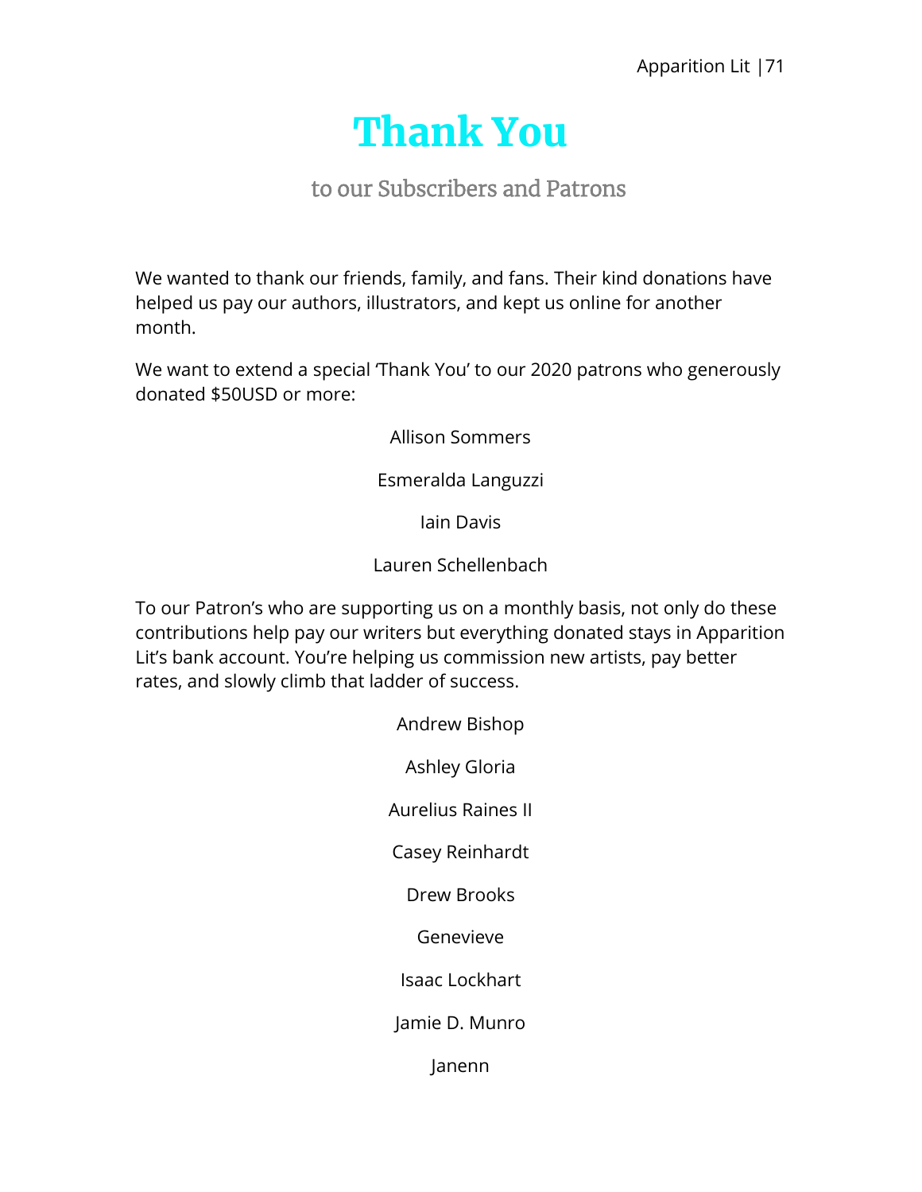# Thank You

## to our Subscribers and Patrons

We wanted to thank our friends, family, and fans. Their kind donations have helped us pay our authors, illustrators, and kept us online for another month.

We want to extend a special 'Thank You' to our 2020 patrons who generously donated $50USD or more:

Allison Sommers

Esmeralda Languzzi

Iain Davis

Lauren Schellenbach

To our Patron's who are supporting us on a monthly basis, not only do these contributions help pay our writers but everything donated stays in Apparition Lit's bank account. You're helping us commission new artists, pay better rates, and slowly climb that ladder of success.

Andrew Bishop

Ashley Gloria

Aurelius Raines II

Casey Reinhardt

Drew Brooks

Genevieve

Isaac Lockhart

Jamie D. Munro

Janenn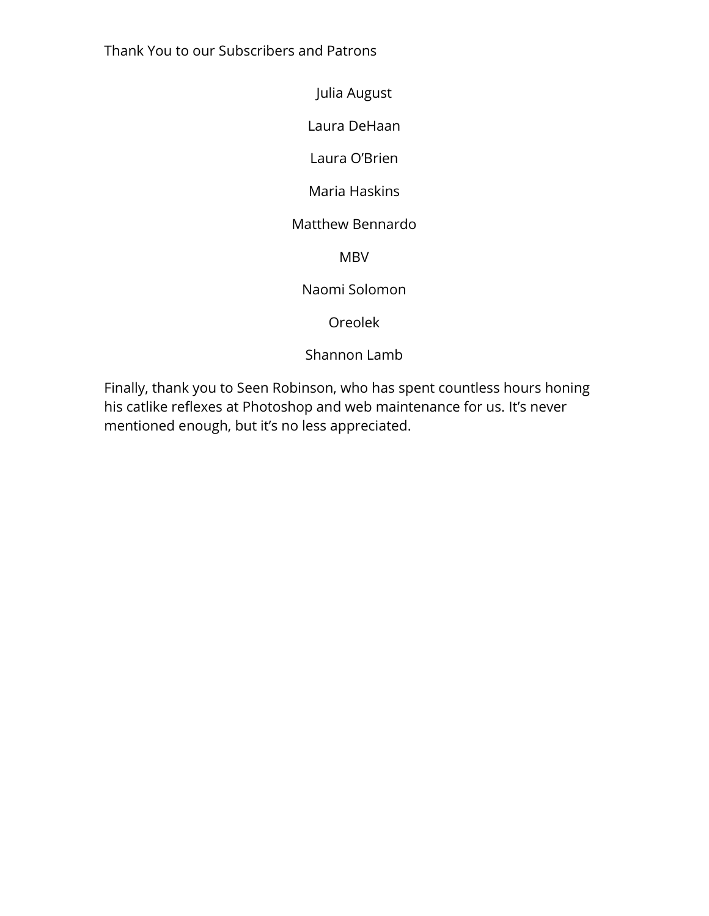Thank You to our Subscribers and Patrons

Julia August

Laura DeHaan

Laura O'Brien

Maria Haskins

Matthew Bennardo

MBV

Naomi Solomon

Oreolek

Shannon Lamb

Finally, thank you to Seen Robinson, who has spent countless hours honing his catlike reflexes at Photoshop and web maintenance for us. It's never mentioned enough, but it's no less appreciated.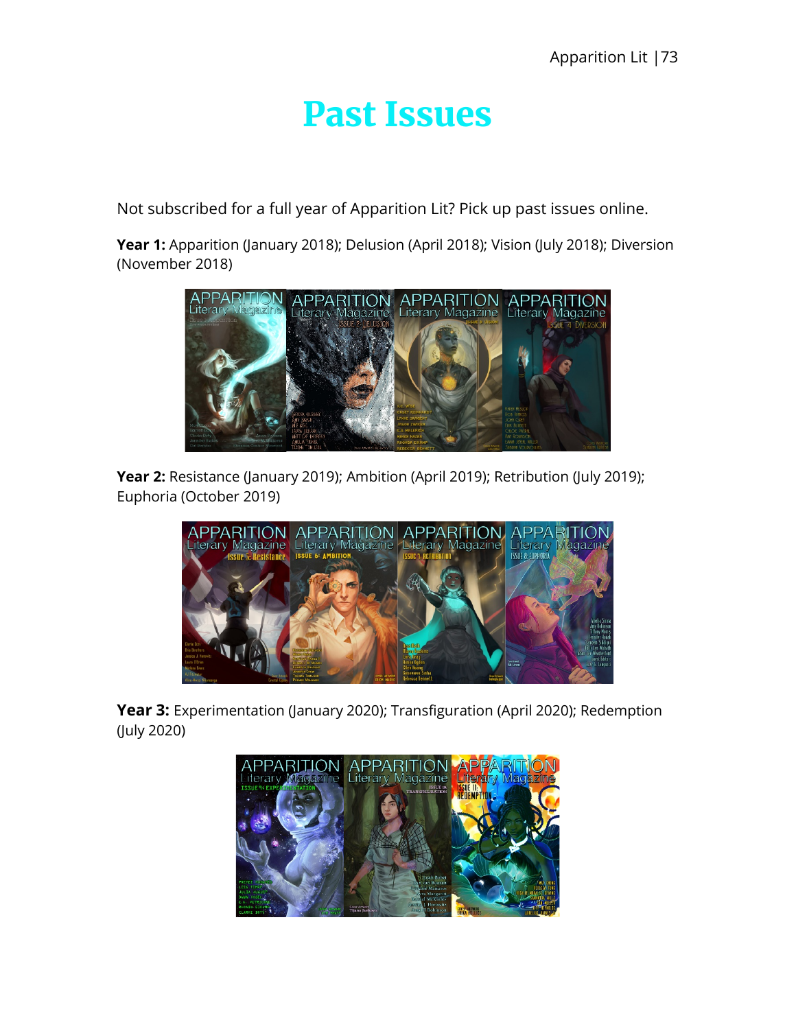# Past Issues

Not subscribed for a full year of Apparition Lit? Pick up past issues online.

**Year 1:** Apparition (January 2018); Delusion (April 2018); Vision (July 2018); Diversion (November 2018)

**Year 2:** Resistance (January 2019); Ambition (April 2019); Retribution (July 2019); Euphoria (October 2019)

**Year 3:** Experimentation (January 2020); Transfiguration (April 2020); Redemption (July 2020)